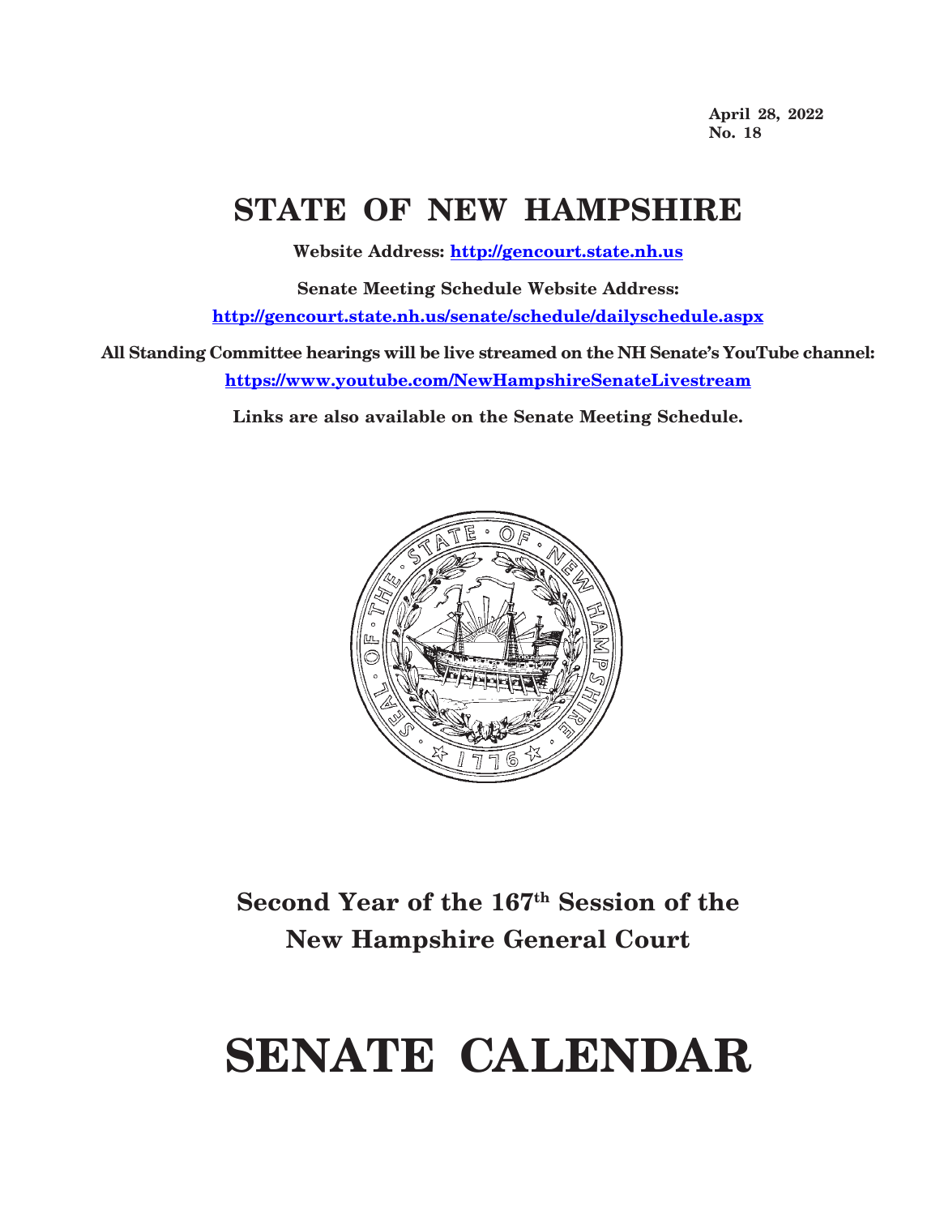**April 28, 2022**
**No. 18**

# STATE OF NEW HAMPSHIRE

**Website Address: http://gencourt.state.nh.us**

**Senate Meeting Schedule Website Address:**

**http://gencourt.state.nh.us/senate/schedule/dailyschedule.aspx**

**All Standing Committee hearings will be live streamed on the NH Senate's YouTube channel:**

**https://www.youtube.com/NewHampshireSenateLivestream**

**Links are also available on the Senate Meeting Schedule.**

## Second Year of the 167th Session of the New Hampshire General Court

# SENATE CALENDAR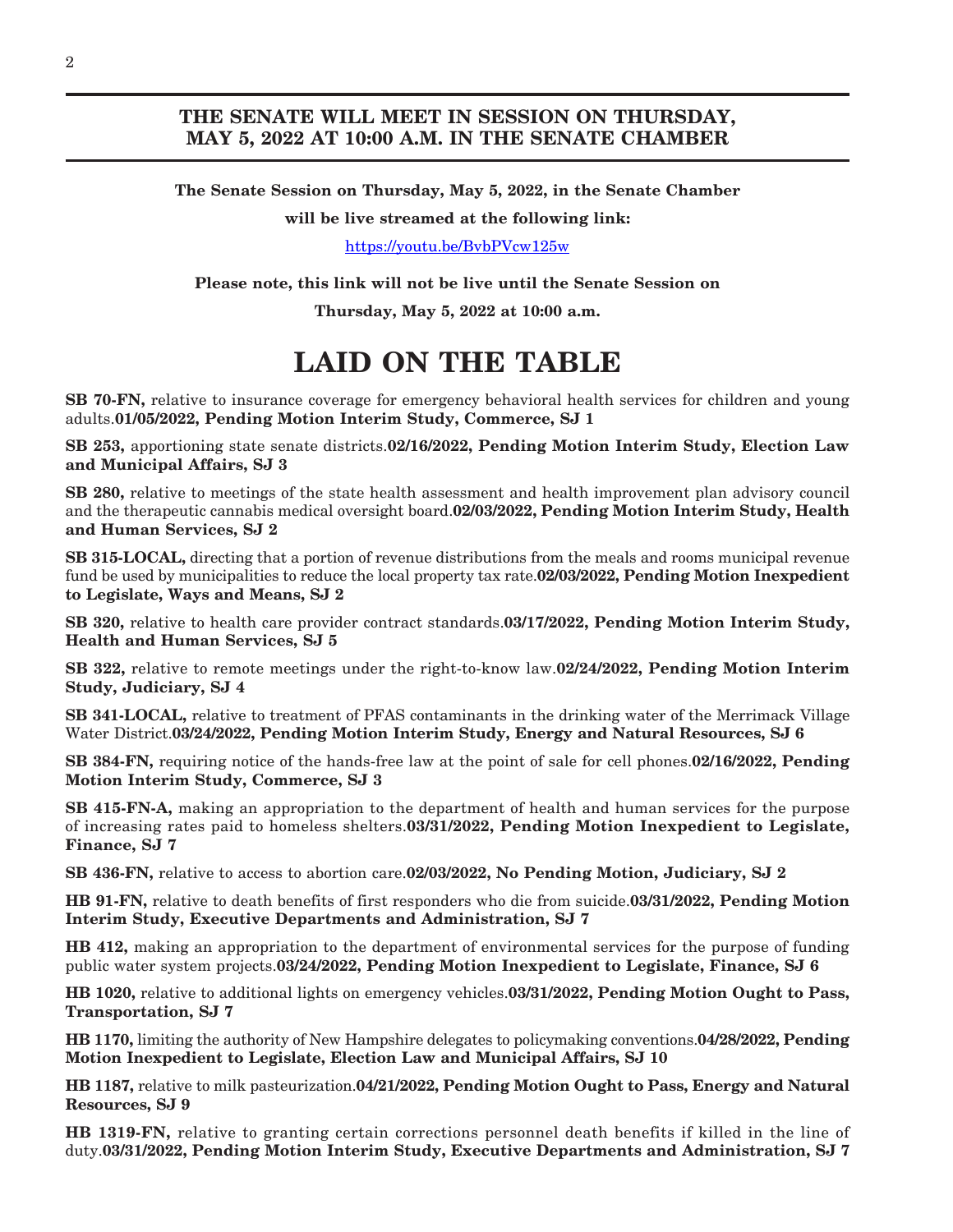**THE SENATE WILL MEET IN SESSION ON THURSDAY, MAY 5, 2022 AT 10:00 A.M. IN THE SENATE CHAMBER**

**The Senate Session on Thursday, May 5, 2022, in the Senate Chamber**

**will be live streamed at the following link:**

https://youtu.be/BvbPVcw125w

**Please note, this link will not be live until the Senate Session on**

**Thursday, May 5, 2022 at 10:00 a.m.**

# LAID ON THE TABLE

**SB 70-FN,** relative to insurance coverage for emergency behavioral health services for children and young adults.**01/05/2022, Pending Motion Interim Study, Commerce, SJ 1**

**SB 253,** apportioning state senate districts.**02/16/2022, Pending Motion Interim Study, Election Law and Municipal Affairs, SJ 3**

**SB 280,** relative to meetings of the state health assessment and health improvement plan advisory council and the therapeutic cannabis medical oversight board.**02/03/2022, Pending Motion Interim Study, Health and Human Services, SJ 2**

**SB 315-LOCAL,** directing that a portion of revenue distributions from the meals and rooms municipal revenue fund be used by municipalities to reduce the local property tax rate.**02/03/2022, Pending Motion Inexpedient to Legislate, Ways and Means, SJ 2**

**SB 320,** relative to health care provider contract standards.**03/17/2022, Pending Motion Interim Study, Health and Human Services, SJ 5**

**SB 322,** relative to remote meetings under the right-to-know law.**02/24/2022, Pending Motion Interim Study, Judiciary, SJ 4**

**SB 341-LOCAL,** relative to treatment of PFAS contaminants in the drinking water of the Merrimack Village Water District.**03/24/2022, Pending Motion Interim Study, Energy and Natural Resources, SJ 6**

**SB 384-FN,** requiring notice of the hands-free law at the point of sale for cell phones.**02/16/2022, Pending Motion Interim Study, Commerce, SJ 3**

**SB 415-FN-A,** making an appropriation to the department of health and human services for the purpose of increasing rates paid to homeless shelters.**03/31/2022, Pending Motion Inexpedient to Legislate, Finance, SJ 7**

**SB 436-FN,** relative to access to abortion care.**02/03/2022, No Pending Motion, Judiciary, SJ 2**

**HB 91-FN,** relative to death benefits of first responders who die from suicide.**03/31/2022, Pending Motion Interim Study, Executive Departments and Administration, SJ 7**

**HB 412,** making an appropriation to the department of environmental services for the purpose of funding public water system projects.**03/24/2022, Pending Motion Inexpedient to Legislate, Finance, SJ 6**

**HB 1020,** relative to additional lights on emergency vehicles.**03/31/2022, Pending Motion Ought to Pass, Transportation, SJ 7**

**HB 1170,** limiting the authority of New Hampshire delegates to policymaking conventions.**04/28/2022, Pending Motion Inexpedient to Legislate, Election Law and Municipal Affairs, SJ 10**

**HB 1187,** relative to milk pasteurization.**04/21/2022, Pending Motion Ought to Pass, Energy and Natural Resources, SJ 9**

**HB 1319-FN,** relative to granting certain corrections personnel death benefits if killed in the line of duty.**03/31/2022, Pending Motion Interim Study, Executive Departments and Administration, SJ 7**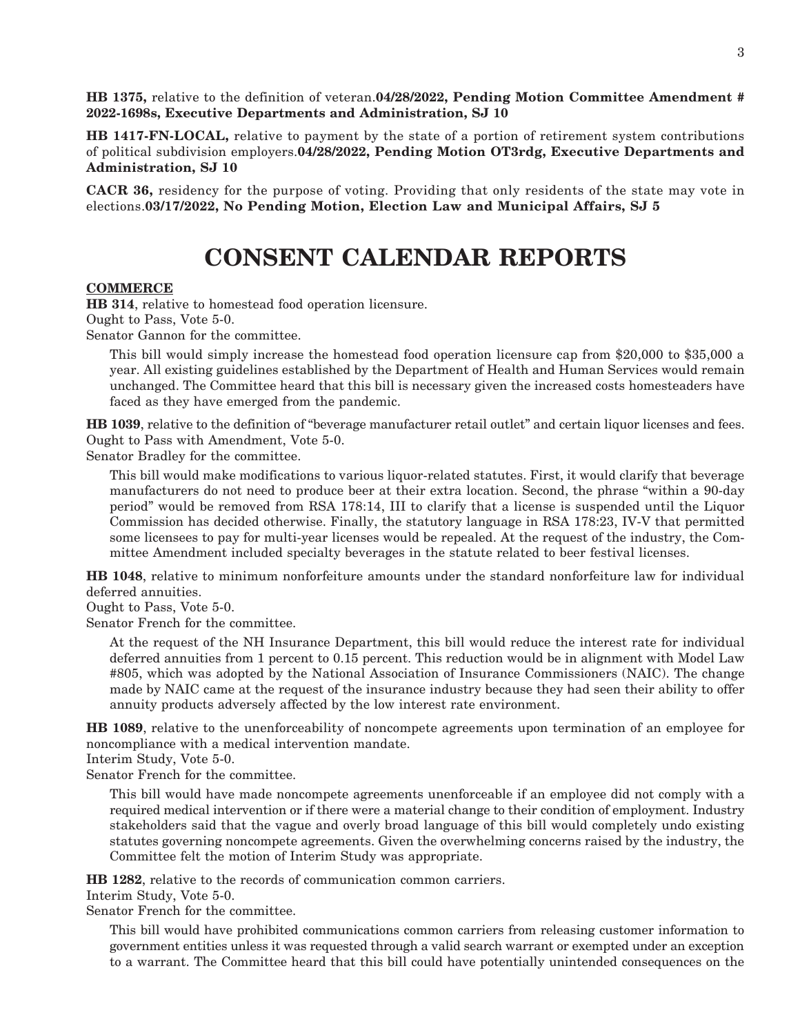**HB 1375,** relative to the definition of veteran.**04/28/2022, Pending Motion Committee Amendment # 2022-1698s, Executive Departments and Administration, SJ 10**

**HB 1417-FN-LOCAL,** relative to payment by the state of a portion of retirement system contributions of political subdivision employers.**04/28/2022, Pending Motion OT3rdg, Executive Departments and Administration, SJ 10**

**CACR 36,** residency for the purpose of voting. Providing that only residents of the state may vote in elections.**03/17/2022, No Pending Motion, Election Law and Municipal Affairs, SJ 5**

# CONSENT CALENDAR REPORTS

**COMMERCE**

**HB 314**, relative to homestead food operation licensure.
Ought to Pass, Vote 5-0.
Senator Gannon for the committee.

This bill would simply increase the homestead food operation licensure cap from $20,000 to $35,000 a year. All existing guidelines established by the Department of Health and Human Services would remain unchanged. The Committee heard that this bill is necessary given the increased costs homesteaders have faced as they have emerged from the pandemic.

**HB 1039**, relative to the definition of "beverage manufacturer retail outlet" and certain liquor licenses and fees.
Ought to Pass with Amendment, Vote 5-0.
Senator Bradley for the committee.

This bill would make modifications to various liquor-related statutes. First, it would clarify that beverage manufacturers do not need to produce beer at their extra location. Second, the phrase "within a 90-day period" would be removed from RSA 178:14, III to clarify that a license is suspended until the Liquor Commission has decided otherwise. Finally, the statutory language in RSA 178:23, IV-V that permitted some licensees to pay for multi-year licenses would be repealed. At the request of the industry, the Committee Amendment included specialty beverages in the statute related to beer festival licenses.

**HB 1048**, relative to minimum nonforfeiture amounts under the standard nonforfeiture law for individual deferred annuities.
Ought to Pass, Vote 5-0.
Senator French for the committee.

At the request of the NH Insurance Department, this bill would reduce the interest rate for individual deferred annuities from 1 percent to 0.15 percent. This reduction would be in alignment with Model Law #805, which was adopted by the National Association of Insurance Commissioners (NAIC). The change made by NAIC came at the request of the insurance industry because they had seen their ability to offer annuity products adversely affected by the low interest rate environment.

**HB 1089**, relative to the unenforceability of noncompete agreements upon termination of an employee for noncompliance with a medical intervention mandate.
Interim Study, Vote 5-0.
Senator French for the committee.

This bill would have made noncompete agreements unenforceable if an employee did not comply with a required medical intervention or if there were a material change to their condition of employment. Industry stakeholders said that the vague and overly broad language of this bill would completely undo existing statutes governing noncompete agreements. Given the overwhelming concerns raised by the industry, the Committee felt the motion of Interim Study was appropriate.

**HB 1282**, relative to the records of communication common carriers.
Interim Study, Vote 5-0.
Senator French for the committee.

This bill would have prohibited communications common carriers from releasing customer information to government entities unless it was requested through a valid search warrant or exempted under an exception to a warrant. The Committee heard that this bill could have potentially unintended consequences on the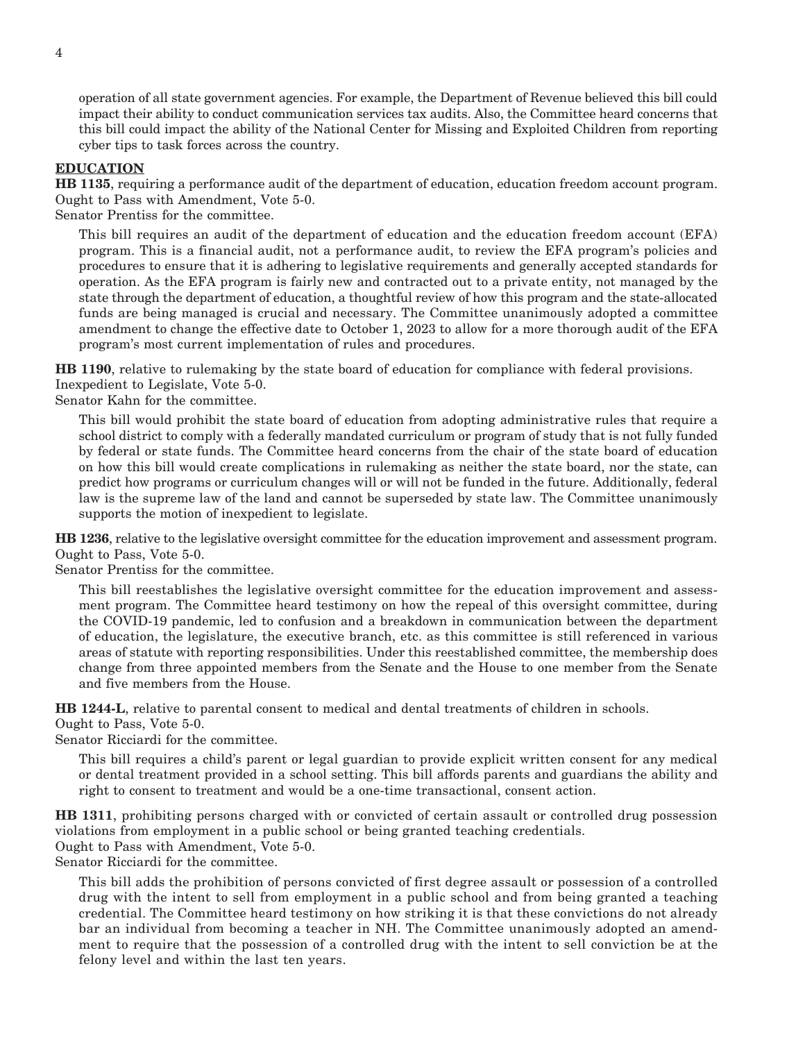operation of all state government agencies. For example, the Department of Revenue believed this bill could impact their ability to conduct communication services tax audits. Also, the Committee heard concerns that this bill could impact the ability of the National Center for Missing and Exploited Children from reporting cyber tips to task forces across the country.

**EDUCATION**

**HB 1135**, requiring a performance audit of the department of education, education freedom account program.
Ought to Pass with Amendment, Vote 5-0.
Senator Prentiss for the committee.

This bill requires an audit of the department of education and the education freedom account (EFA) program. This is a financial audit, not a performance audit, to review the EFA program's policies and procedures to ensure that it is adhering to legislative requirements and generally accepted standards for operation. As the EFA program is fairly new and contracted out to a private entity, not managed by the state through the department of education, a thoughtful review of how this program and the state-allocated funds are being managed is crucial and necessary. The Committee unanimously adopted a committee amendment to change the effective date to October 1, 2023 to allow for a more thorough audit of the EFA program's most current implementation of rules and procedures.

**HB 1190**, relative to rulemaking by the state board of education for compliance with federal provisions.
Inexpedient to Legislate, Vote 5-0.
Senator Kahn for the committee.

This bill would prohibit the state board of education from adopting administrative rules that require a school district to comply with a federally mandated curriculum or program of study that is not fully funded by federal or state funds. The Committee heard concerns from the chair of the state board of education on how this bill would create complications in rulemaking as neither the state board, nor the state, can predict how programs or curriculum changes will or will not be funded in the future. Additionally, federal law is the supreme law of the land and cannot be superseded by state law. The Committee unanimously supports the motion of inexpedient to legislate.

**HB 1236**, relative to the legislative oversight committee for the education improvement and assessment program.
Ought to Pass, Vote 5-0.
Senator Prentiss for the committee.

This bill reestablishes the legislative oversight committee for the education improvement and assessment program. The Committee heard testimony on how the repeal of this oversight committee, during the COVID-19 pandemic, led to confusion and a breakdown in communication between the department of education, the legislature, the executive branch, etc. as this committee is still referenced in various areas of statute with reporting responsibilities. Under this reestablished committee, the membership does change from three appointed members from the Senate and the House to one member from the Senate and five members from the House.

**HB 1244-L**, relative to parental consent to medical and dental treatments of children in schools.
Ought to Pass, Vote 5-0.
Senator Ricciardi for the committee.

This bill requires a child's parent or legal guardian to provide explicit written consent for any medical or dental treatment provided in a school setting. This bill affords parents and guardians the ability and right to consent to treatment and would be a one-time transactional, consent action.

**HB 1311**, prohibiting persons charged with or convicted of certain assault or controlled drug possession violations from employment in a public school or being granted teaching credentials.
Ought to Pass with Amendment, Vote 5-0.
Senator Ricciardi for the committee.

This bill adds the prohibition of persons convicted of first degree assault or possession of a controlled drug with the intent to sell from employment in a public school and from being granted a teaching credential. The Committee heard testimony on how striking it is that these convictions do not already bar an individual from becoming a teacher in NH. The Committee unanimously adopted an amendment to require that the possession of a controlled drug with the intent to sell conviction be at the felony level and within the last ten years.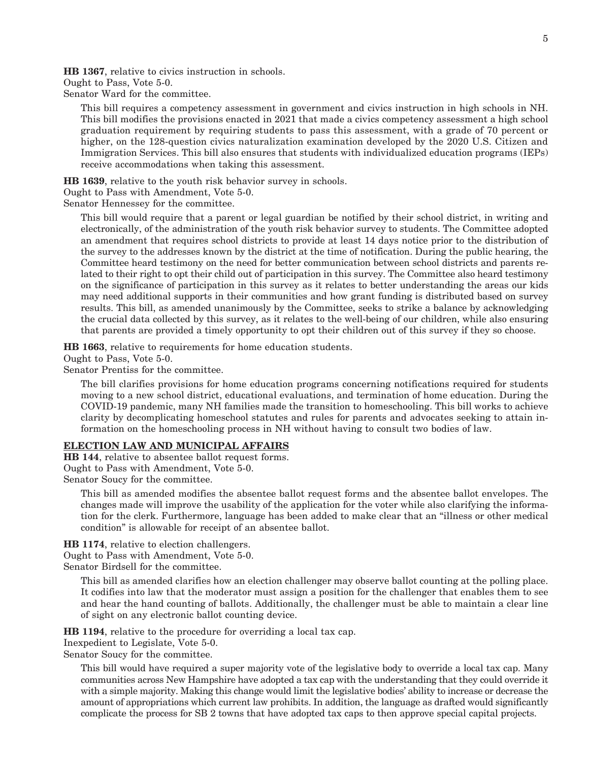**HB 1367**, relative to civics instruction in schools.
Ought to Pass, Vote 5-0.
Senator Ward for the committee.

This bill requires a competency assessment in government and civics instruction in high schools in NH. This bill modifies the provisions enacted in 2021 that made a civics competency assessment a high school graduation requirement by requiring students to pass this assessment, with a grade of 70 percent or higher, on the 128-question civics naturalization examination developed by the 2020 U.S. Citizen and Immigration Services. This bill also ensures that students with individualized education programs (IEPs) receive accommodations when taking this assessment.

**HB 1639**, relative to the youth risk behavior survey in schools.
Ought to Pass with Amendment, Vote 5-0.
Senator Hennessey for the committee.

This bill would require that a parent or legal guardian be notified by their school district, in writing and electronically, of the administration of the youth risk behavior survey to students. The Committee adopted an amendment that requires school districts to provide at least 14 days notice prior to the distribution of the survey to the addresses known by the district at the time of notification. During the public hearing, the Committee heard testimony on the need for better communication between school districts and parents related to their right to opt their child out of participation in this survey. The Committee also heard testimony on the significance of participation in this survey as it relates to better understanding the areas our kids may need additional supports in their communities and how grant funding is distributed based on survey results. This bill, as amended unanimously by the Committee, seeks to strike a balance by acknowledging the crucial data collected by this survey, as it relates to the well-being of our children, while also ensuring that parents are provided a timely opportunity to opt their children out of this survey if they so choose.

**HB 1663**, relative to requirements for home education students.
Ought to Pass, Vote 5-0.
Senator Prentiss for the committee.

The bill clarifies provisions for home education programs concerning notifications required for students moving to a new school district, educational evaluations, and termination of home education. During the COVID-19 pandemic, many NH families made the transition to homeschooling. This bill works to achieve clarity by decomplicating homeschool statutes and rules for parents and advocates seeking to attain information on the homeschooling process in NH without having to consult two bodies of law.

## ELECTION LAW AND MUNICIPAL AFFAIRS

**HB 144**, relative to absentee ballot request forms.
Ought to Pass with Amendment, Vote 5-0.
Senator Soucy for the committee.

This bill as amended modifies the absentee ballot request forms and the absentee ballot envelopes. The changes made will improve the usability of the application for the voter while also clarifying the information for the clerk. Furthermore, language has been added to make clear that an "illness or other medical condition" is allowable for receipt of an absentee ballot.

**HB 1174**, relative to election challengers.
Ought to Pass with Amendment, Vote 5-0.
Senator Birdsell for the committee.

This bill as amended clarifies how an election challenger may observe ballot counting at the polling place. It codifies into law that the moderator must assign a position for the challenger that enables them to see and hear the hand counting of ballots. Additionally, the challenger must be able to maintain a clear line of sight on any electronic ballot counting device.

**HB 1194**, relative to the procedure for overriding a local tax cap.
Inexpedient to Legislate, Vote 5-0.
Senator Soucy for the committee.

This bill would have required a super majority vote of the legislative body to override a local tax cap. Many communities across New Hampshire have adopted a tax cap with the understanding that they could override it with a simple majority. Making this change would limit the legislative bodies' ability to increase or decrease the amount of appropriations which current law prohibits. In addition, the language as drafted would significantly complicate the process for SB 2 towns that have adopted tax caps to then approve special capital projects.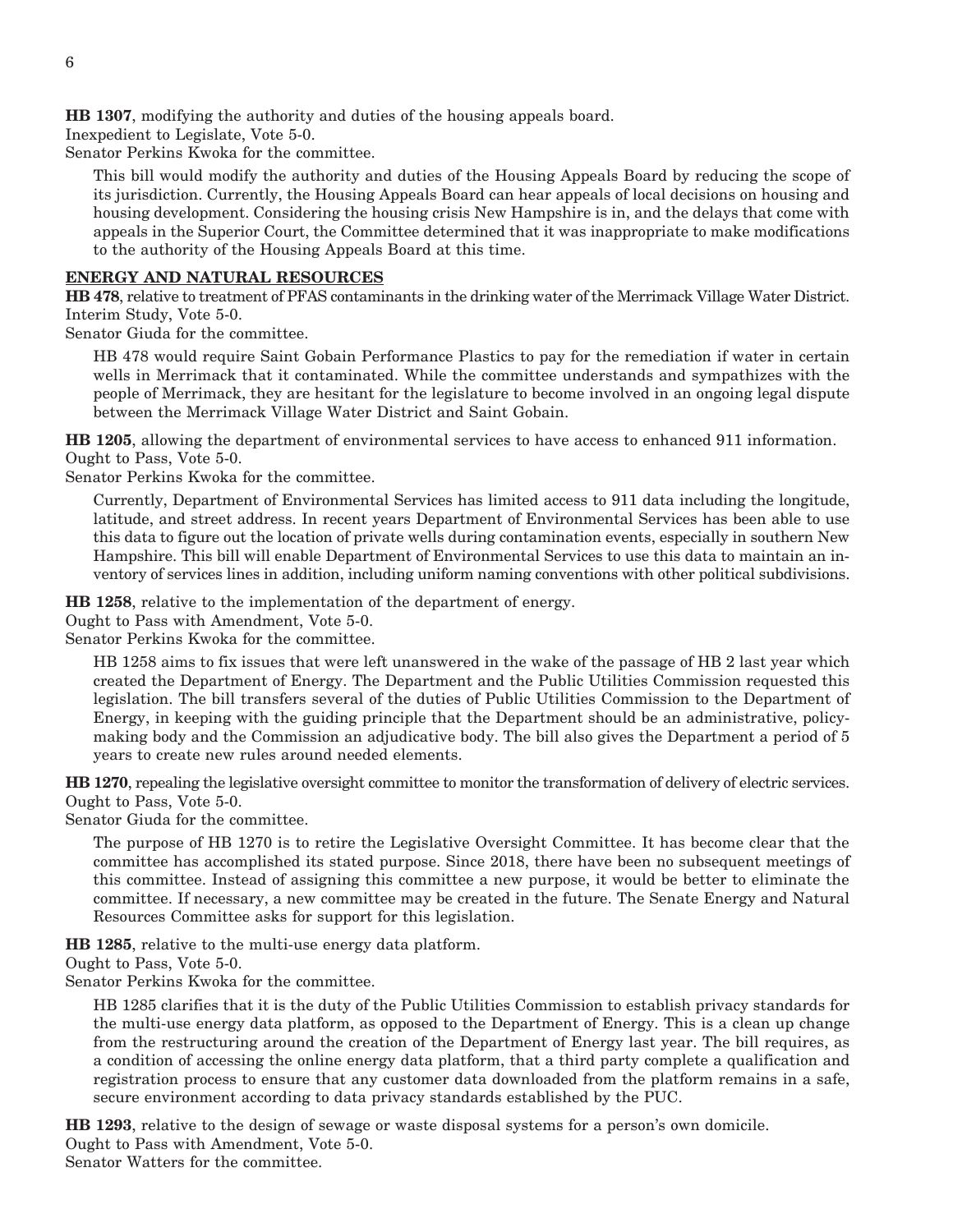**HB 1307**, modifying the authority and duties of the housing appeals board.
Inexpedient to Legislate, Vote 5-0.
Senator Perkins Kwoka for the committee.

This bill would modify the authority and duties of the Housing Appeals Board by reducing the scope of its jurisdiction. Currently, the Housing Appeals Board can hear appeals of local decisions on housing and housing development. Considering the housing crisis New Hampshire is in, and the delays that come with appeals in the Superior Court, the Committee determined that it was inappropriate to make modifications to the authority of the Housing Appeals Board at this time.

**ENERGY AND NATURAL RESOURCES**

**HB 478**, relative to treatment of PFAS contaminants in the drinking water of the Merrimack Village Water District.
Interim Study, Vote 5-0.
Senator Giuda for the committee.

HB 478 would require Saint Gobain Performance Plastics to pay for the remediation if water in certain wells in Merrimack that it contaminated. While the committee understands and sympathizes with the people of Merrimack, they are hesitant for the legislature to become involved in an ongoing legal dispute between the Merrimack Village Water District and Saint Gobain.

**HB 1205**, allowing the department of environmental services to have access to enhanced 911 information.
Ought to Pass, Vote 5-0.
Senator Perkins Kwoka for the committee.

Currently, Department of Environmental Services has limited access to 911 data including the longitude, latitude, and street address. In recent years Department of Environmental Services has been able to use this data to figure out the location of private wells during contamination events, especially in southern New Hampshire. This bill will enable Department of Environmental Services to use this data to maintain an inventory of services lines in addition, including uniform naming conventions with other political subdivisions.

**HB 1258**, relative to the implementation of the department of energy.
Ought to Pass with Amendment, Vote 5-0.
Senator Perkins Kwoka for the committee.

HB 1258 aims to fix issues that were left unanswered in the wake of the passage of HB 2 last year which created the Department of Energy. The Department and the Public Utilities Commission requested this legislation. The bill transfers several of the duties of Public Utilities Commission to the Department of Energy, in keeping with the guiding principle that the Department should be an administrative, policy-making body and the Commission an adjudicative body. The bill also gives the Department a period of 5 years to create new rules around needed elements.

**HB 1270**, repealing the legislative oversight committee to monitor the transformation of delivery of electric services.
Ought to Pass, Vote 5-0.
Senator Giuda for the committee.

The purpose of HB 1270 is to retire the Legislative Oversight Committee. It has become clear that the committee has accomplished its stated purpose. Since 2018, there have been no subsequent meetings of this committee. Instead of assigning this committee a new purpose, it would be better to eliminate the committee. If necessary, a new committee may be created in the future. The Senate Energy and Natural Resources Committee asks for support for this legislation.

**HB 1285**, relative to the multi-use energy data platform.
Ought to Pass, Vote 5-0.
Senator Perkins Kwoka for the committee.

HB 1285 clarifies that it is the duty of the Public Utilities Commission to establish privacy standards for the multi-use energy data platform, as opposed to the Department of Energy. This is a clean up change from the restructuring around the creation of the Department of Energy last year. The bill requires, as a condition of accessing the online energy data platform, that a third party complete a qualification and registration process to ensure that any customer data downloaded from the platform remains in a safe, secure environment according to data privacy standards established by the PUC.

**HB 1293**, relative to the design of sewage or waste disposal systems for a person's own domicile.
Ought to Pass with Amendment, Vote 5-0.
Senator Watters for the committee.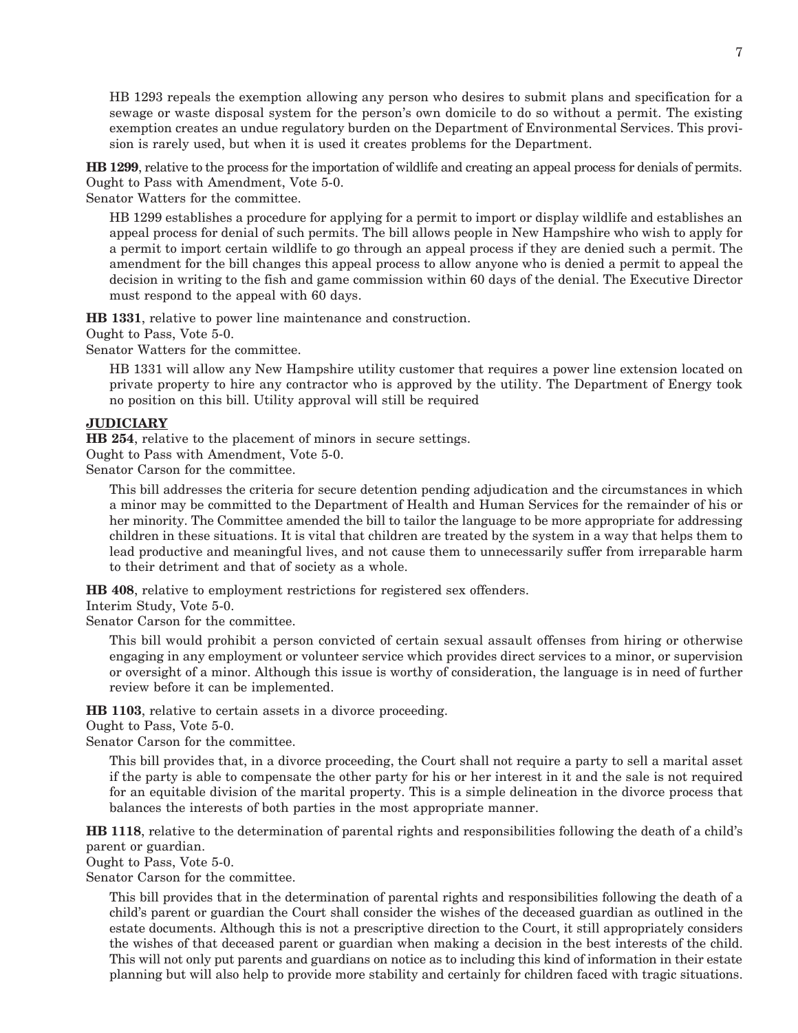HB 1293 repeals the exemption allowing any person who desires to submit plans and specification for a sewage or waste disposal system for the person's own domicile to do so without a permit. The existing exemption creates an undue regulatory burden on the Department of Environmental Services. This provision is rarely used, but when it is used it creates problems for the Department.

**HB 1299**, relative to the process for the importation of wildlife and creating an appeal process for denials of permits.
Ought to Pass with Amendment, Vote 5-0.
Senator Watters for the committee.

HB 1299 establishes a procedure for applying for a permit to import or display wildlife and establishes an appeal process for denial of such permits. The bill allows people in New Hampshire who wish to apply for a permit to import certain wildlife to go through an appeal process if they are denied such a permit. The amendment for the bill changes this appeal process to allow anyone who is denied a permit to appeal the decision in writing to the fish and game commission within 60 days of the denial. The Executive Director must respond to the appeal with 60 days.

**HB 1331**, relative to power line maintenance and construction.
Ought to Pass, Vote 5-0.
Senator Watters for the committee.

HB 1331 will allow any New Hampshire utility customer that requires a power line extension located on private property to hire any contractor who is approved by the utility. The Department of Energy took no position on this bill. Utility approval will still be required

## JUDICIARY

**HB 254**, relative to the placement of minors in secure settings.
Ought to Pass with Amendment, Vote 5-0.
Senator Carson for the committee.

This bill addresses the criteria for secure detention pending adjudication and the circumstances in which a minor may be committed to the Department of Health and Human Services for the remainder of his or her minority. The Committee amended the bill to tailor the language to be more appropriate for addressing children in these situations. It is vital that children are treated by the system in a way that helps them to lead productive and meaningful lives, and not cause them to unnecessarily suffer from irreparable harm to their detriment and that of society as a whole.

**HB 408**, relative to employment restrictions for registered sex offenders.
Interim Study, Vote 5-0.
Senator Carson for the committee.

This bill would prohibit a person convicted of certain sexual assault offenses from hiring or otherwise engaging in any employment or volunteer service which provides direct services to a minor, or supervision or oversight of a minor. Although this issue is worthy of consideration, the language is in need of further review before it can be implemented.

**HB 1103**, relative to certain assets in a divorce proceeding.
Ought to Pass, Vote 5-0.
Senator Carson for the committee.

This bill provides that, in a divorce proceeding, the Court shall not require a party to sell a marital asset if the party is able to compensate the other party for his or her interest in it and the sale is not required for an equitable division of the marital property. This is a simple delineation in the divorce process that balances the interests of both parties in the most appropriate manner.

**HB 1118**, relative to the determination of parental rights and responsibilities following the death of a child's parent or guardian.
Ought to Pass, Vote 5-0.
Senator Carson for the committee.

This bill provides that in the determination of parental rights and responsibilities following the death of a child's parent or guardian the Court shall consider the wishes of the deceased guardian as outlined in the estate documents. Although this is not a prescriptive direction to the Court, it still appropriately considers the wishes of that deceased parent or guardian when making a decision in the best interests of the child. This will not only put parents and guardians on notice as to including this kind of information in their estate planning but will also help to provide more stability and certainly for children faced with tragic situations.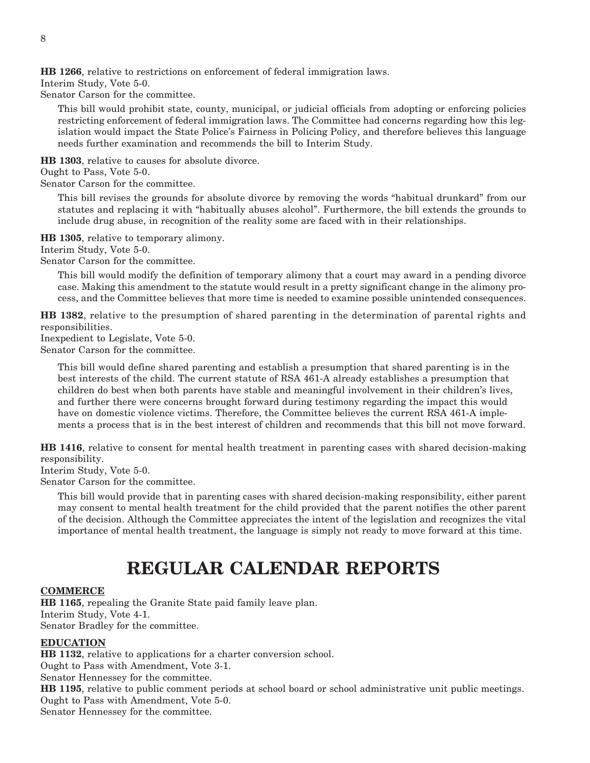**HB 1266**, relative to restrictions on enforcement of federal immigration laws.
Interim Study, Vote 5-0.
Senator Carson for the committee.

This bill would prohibit state, county, municipal, or judicial officials from adopting or enforcing policies restricting enforcement of federal immigration laws. The Committee had concerns regarding how this legislation would impact the State Police's Fairness in Policing Policy, and therefore believes this language needs further examination and recommends the bill to Interim Study.

**HB 1303**, relative to causes for absolute divorce.
Ought to Pass, Vote 5-0.
Senator Carson for the committee.

This bill revises the grounds for absolute divorce by removing the words "habitual drunkard" from our statutes and replacing it with "habitually abuses alcohol". Furthermore, the bill extends the grounds to include drug abuse, in recognition of the reality some are faced with in their relationships.

**HB 1305**, relative to temporary alimony.
Interim Study, Vote 5-0.
Senator Carson for the committee.

This bill would modify the definition of temporary alimony that a court may award in a pending divorce case. Making this amendment to the statute would result in a pretty significant change in the alimony process, and the Committee believes that more time is needed to examine possible unintended consequences.

**HB 1382**, relative to the presumption of shared parenting in the determination of parental rights and responsibilities.
Inexpedient to Legislate, Vote 5-0.
Senator Carson for the committee.

This bill would define shared parenting and establish a presumption that shared parenting is in the best interests of the child. The current statute of RSA 461-A already establishes a presumption that children do best when both parents have stable and meaningful involvement in their children's lives, and further there were concerns brought forward during testimony regarding the impact this would have on domestic violence victims. Therefore, the Committee believes the current RSA 461-A implements a process that is in the best interest of children and recommends that this bill not move forward.

**HB 1416**, relative to consent for mental health treatment in parenting cases with shared decision-making responsibility.
Interim Study, Vote 5-0.
Senator Carson for the committee.

This bill would provide that in parenting cases with shared decision-making responsibility, either parent may consent to mental health treatment for the child provided that the parent notifies the other parent of the decision. Although the Committee appreciates the intent of the legislation and recognizes the vital importance of mental health treatment, the language is simply not ready to move forward at this time.

# REGULAR CALENDAR REPORTS

**COMMERCE**

**HB 1165**, repealing the Granite State paid family leave plan.
Interim Study, Vote 4-1.
Senator Bradley for the committee.

**EDUCATION**

**HB 1132**, relative to applications for a charter conversion school.
Ought to Pass with Amendment, Vote 3-1.
Senator Hennessey for the committee.

**HB 1195**, relative to public comment periods at school board or school administrative unit public meetings.
Ought to Pass with Amendment, Vote 5-0.
Senator Hennessey for the committee.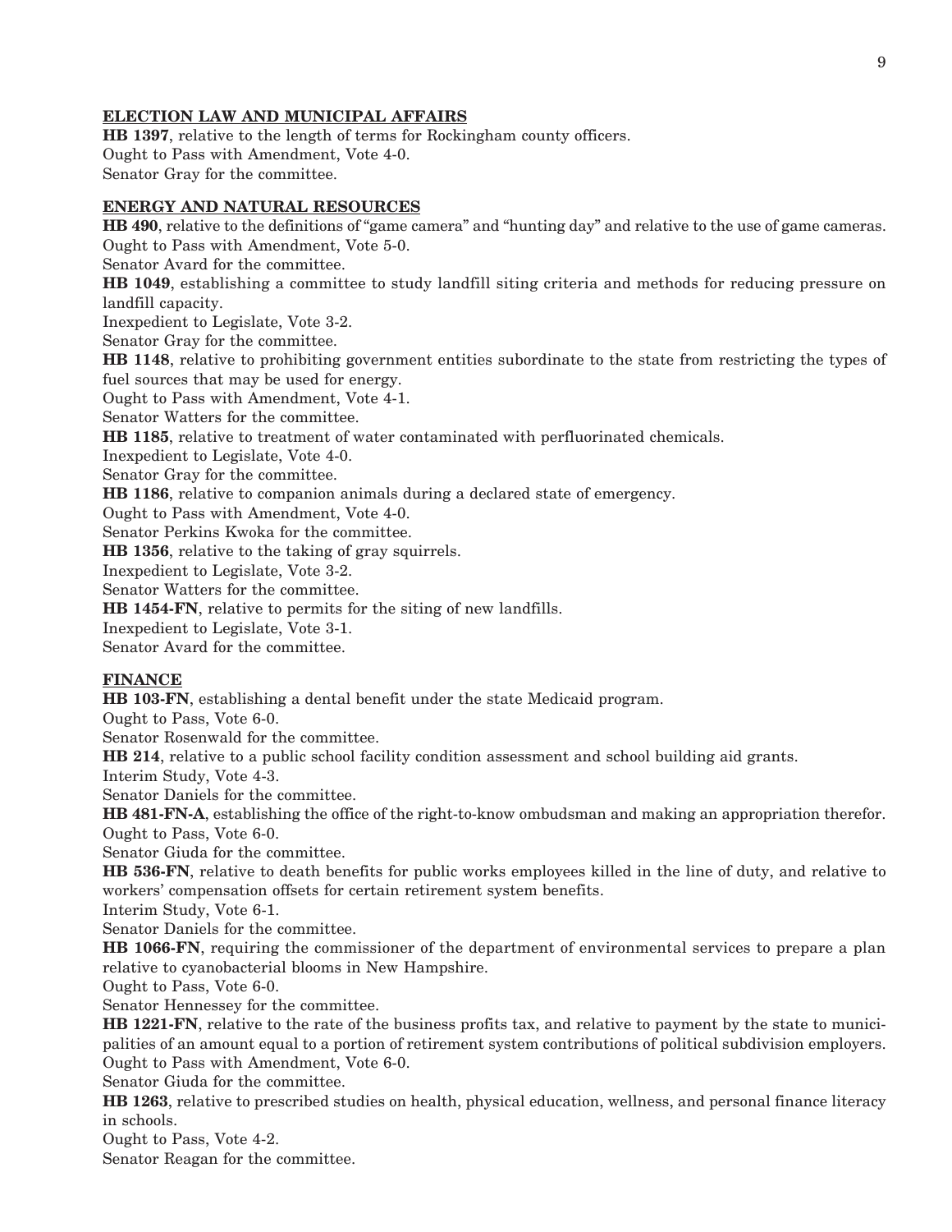**ELECTION LAW AND MUNICIPAL AFFAIRS**

**HB 1397**, relative to the length of terms for Rockingham county officers.
Ought to Pass with Amendment, Vote 4-0.
Senator Gray for the committee.

**ENERGY AND NATURAL RESOURCES**

**HB 490**, relative to the definitions of "game camera" and "hunting day" and relative to the use of game cameras.
Ought to Pass with Amendment, Vote 5-0.
Senator Avard for the committee.

**HB 1049**, establishing a committee to study landfill siting criteria and methods for reducing pressure on landfill capacity.
Inexpedient to Legislate, Vote 3-2.
Senator Gray for the committee.

**HB 1148**, relative to prohibiting government entities subordinate to the state from restricting the types of fuel sources that may be used for energy.
Ought to Pass with Amendment, Vote 4-1.
Senator Watters for the committee.

**HB 1185**, relative to treatment of water contaminated with perfluorinated chemicals.
Inexpedient to Legislate, Vote 4-0.
Senator Gray for the committee.

**HB 1186**, relative to companion animals during a declared state of emergency.
Ought to Pass with Amendment, Vote 4-0.
Senator Perkins Kwoka for the committee.

**HB 1356**, relative to the taking of gray squirrels.
Inexpedient to Legislate, Vote 3-2.
Senator Watters for the committee.

**HB 1454-FN**, relative to permits for the siting of new landfills.
Inexpedient to Legislate, Vote 3-1.
Senator Avard for the committee.

**FINANCE**

**HB 103-FN**, establishing a dental benefit under the state Medicaid program.
Ought to Pass, Vote 6-0.
Senator Rosenwald for the committee.

**HB 214**, relative to a public school facility condition assessment and school building aid grants.
Interim Study, Vote 4-3.
Senator Daniels for the committee.

**HB 481-FN-A**, establishing the office of the right-to-know ombudsman and making an appropriation therefor.
Ought to Pass, Vote 6-0.
Senator Giuda for the committee.

**HB 536-FN**, relative to death benefits for public works employees killed in the line of duty, and relative to workers' compensation offsets for certain retirement system benefits.
Interim Study, Vote 6-1.
Senator Daniels for the committee.

**HB 1066-FN**, requiring the commissioner of the department of environmental services to prepare a plan relative to cyanobacterial blooms in New Hampshire.
Ought to Pass, Vote 6-0.
Senator Hennessey for the committee.

**HB 1221-FN**, relative to the rate of the business profits tax, and relative to payment by the state to municipalities of an amount equal to a portion of retirement system contributions of political subdivision employers.
Ought to Pass with Amendment, Vote 6-0.
Senator Giuda for the committee.

**HB 1263**, relative to prescribed studies on health, physical education, wellness, and personal finance literacy in schools.
Ought to Pass, Vote 4-2.
Senator Reagan for the committee.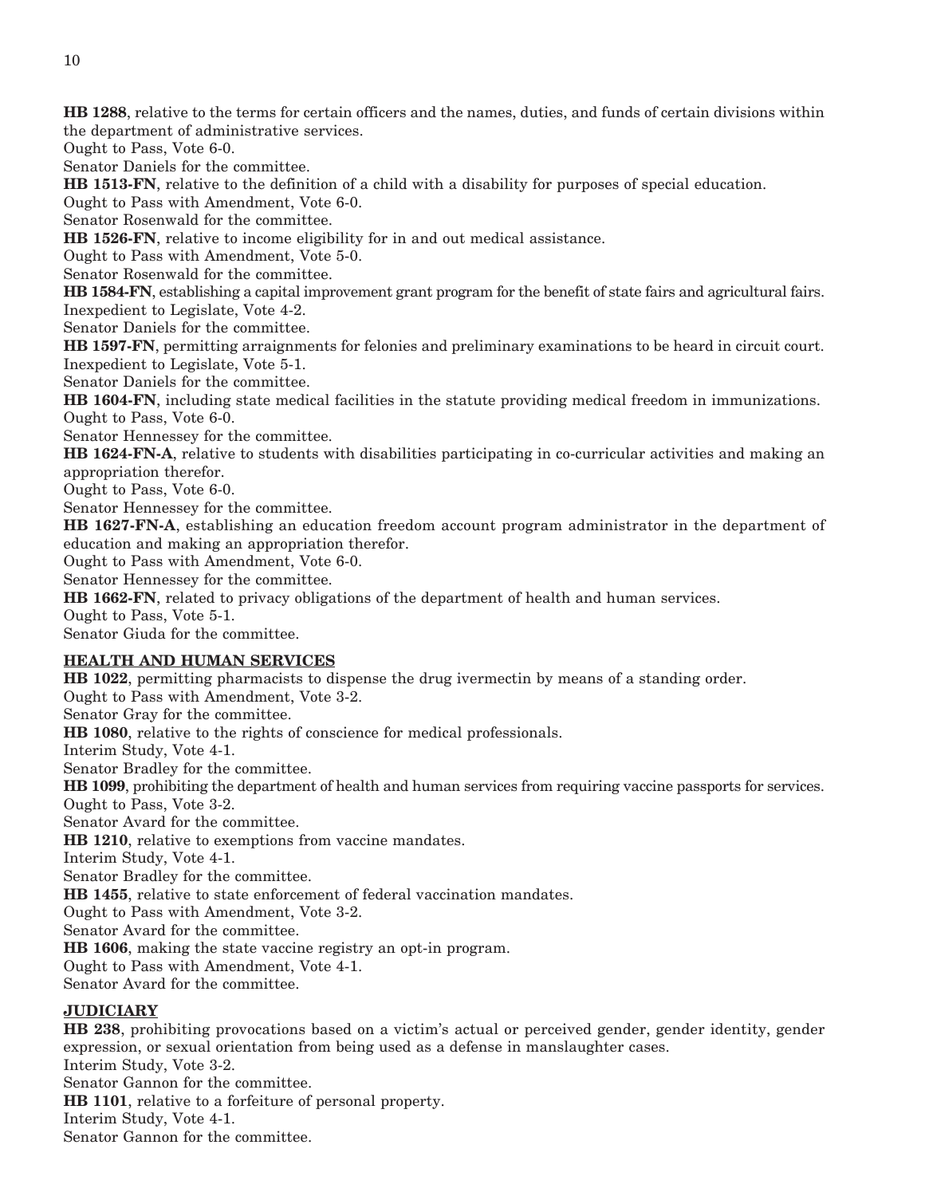**HB 1288**, relative to the terms for certain officers and the names, duties, and funds of certain divisions within the department of administrative services.
Ought to Pass, Vote 6-0.
Senator Daniels for the committee.

**HB 1513-FN**, relative to the definition of a child with a disability for purposes of special education.
Ought to Pass with Amendment, Vote 6-0.
Senator Rosenwald for the committee.

**HB 1526-FN**, relative to income eligibility for in and out medical assistance.
Ought to Pass with Amendment, Vote 5-0.
Senator Rosenwald for the committee.

**HB 1584-FN**, establishing a capital improvement grant program for the benefit of state fairs and agricultural fairs.
Inexpedient to Legislate, Vote 4-2.
Senator Daniels for the committee.

**HB 1597-FN**, permitting arraignments for felonies and preliminary examinations to be heard in circuit court.
Inexpedient to Legislate, Vote 5-1.
Senator Daniels for the committee.

**HB 1604-FN**, including state medical facilities in the statute providing medical freedom in immunizations.
Ought to Pass, Vote 6-0.
Senator Hennessey for the committee.

**HB 1624-FN-A**, relative to students with disabilities participating in co-curricular activities and making an appropriation therefor.
Ought to Pass, Vote 6-0.
Senator Hennessey for the committee.

**HB 1627-FN-A**, establishing an education freedom account program administrator in the department of education and making an appropriation therefor.
Ought to Pass with Amendment, Vote 6-0.
Senator Hennessey for the committee.

**HB 1662-FN**, related to privacy obligations of the department of health and human services.
Ought to Pass, Vote 5-1.
Senator Giuda for the committee.

## HEALTH AND HUMAN SERVICES

**HB 1022**, permitting pharmacists to dispense the drug ivermectin by means of a standing order.
Ought to Pass with Amendment, Vote 3-2.
Senator Gray for the committee.

**HB 1080**, relative to the rights of conscience for medical professionals.
Interim Study, Vote 4-1.
Senator Bradley for the committee.

**HB 1099**, prohibiting the department of health and human services from requiring vaccine passports for services.
Ought to Pass, Vote 3-2.
Senator Avard for the committee.

**HB 1210**, relative to exemptions from vaccine mandates.
Interim Study, Vote 4-1.
Senator Bradley for the committee.

**HB 1455**, relative to state enforcement of federal vaccination mandates.
Ought to Pass with Amendment, Vote 3-2.
Senator Avard for the committee.

**HB 1606**, making the state vaccine registry an opt-in program.
Ought to Pass with Amendment, Vote 4-1.
Senator Avard for the committee.

## JUDICIARY

**HB 238**, prohibiting provocations based on a victim's actual or perceived gender, gender identity, gender expression, or sexual orientation from being used as a defense in manslaughter cases.
Interim Study, Vote 3-2.
Senator Gannon for the committee.

**HB 1101**, relative to a forfeiture of personal property.
Interim Study, Vote 4-1.
Senator Gannon for the committee.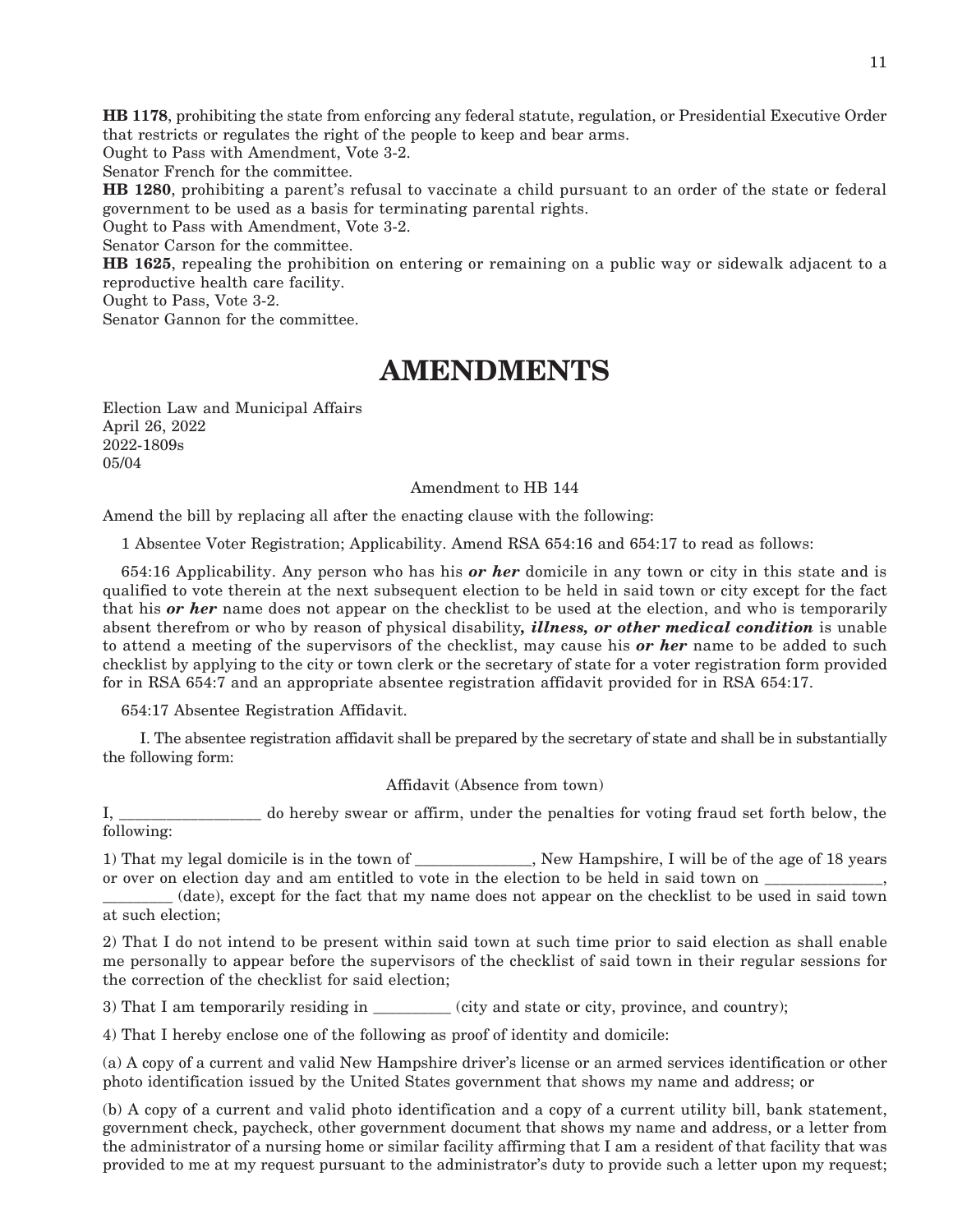**HB 1178**, prohibiting the state from enforcing any federal statute, regulation, or Presidential Executive Order that restricts or regulates the right of the people to keep and bear arms.
Ought to Pass with Amendment, Vote 3-2.
Senator French for the committee.

**HB 1280**, prohibiting a parent's refusal to vaccinate a child pursuant to an order of the state or federal government to be used as a basis for terminating parental rights.
Ought to Pass with Amendment, Vote 3-2.
Senator Carson for the committee.

**HB 1625**, repealing the prohibition on entering or remaining on a public way or sidewalk adjacent to a reproductive health care facility.
Ought to Pass, Vote 3-2.
Senator Gannon for the committee.

# AMENDMENTS

Election Law and Municipal Affairs
April 26, 2022
2022-1809s
05/04

Amendment to HB 144

Amend the bill by replacing all after the enacting clause with the following:

1 Absentee Voter Registration; Applicability. Amend RSA 654:16 and 654:17 to read as follows:

654:16 Applicability. Any person who has his ***or her*** domicile in any town or city in this state and is qualified to vote therein at the next subsequent election to be held in said town or city except for the fact that his ***or her*** name does not appear on the checklist to be used at the election, and who is temporarily absent therefrom or who by reason of physical disability***, illness, or other medical condition*** is unable to attend a meeting of the supervisors of the checklist, may cause his ***or her*** name to be added to such checklist by applying to the city or town clerk or the secretary of state for a voter registration form provided for in RSA 654:7 and an appropriate absentee registration affidavit provided for in RSA 654:17.

654:17 Absentee Registration Affidavit.

I. The absentee registration affidavit shall be prepared by the secretary of state and shall be in substantially the following form:

Affidavit (Absence from town)

I, __________________ do hereby swear or affirm, under the penalties for voting fraud set forth below, the following:

1) That my legal domicile is in the town of _______________, New Hampshire, I will be of the age of 18 years or over on election day and am entitled to vote in the election to be held in said town on _______________, _________ (date), except for the fact that my name does not appear on the checklist to be used in said town at such election;

2) That I do not intend to be present within said town at such time prior to said election as shall enable me personally to appear before the supervisors of the checklist of said town in their regular sessions for the correction of the checklist for said election;

3) That I am temporarily residing in __________ (city and state or city, province, and country);

4) That I hereby enclose one of the following as proof of identity and domicile:

(a) A copy of a current and valid New Hampshire driver's license or an armed services identification or other photo identification issued by the United States government that shows my name and address; or

(b) A copy of a current and valid photo identification and a copy of a current utility bill, bank statement, government check, paycheck, other government document that shows my name and address, or a letter from the administrator of a nursing home or similar facility affirming that I am a resident of that facility that was provided to me at my request pursuant to the administrator's duty to provide such a letter upon my request;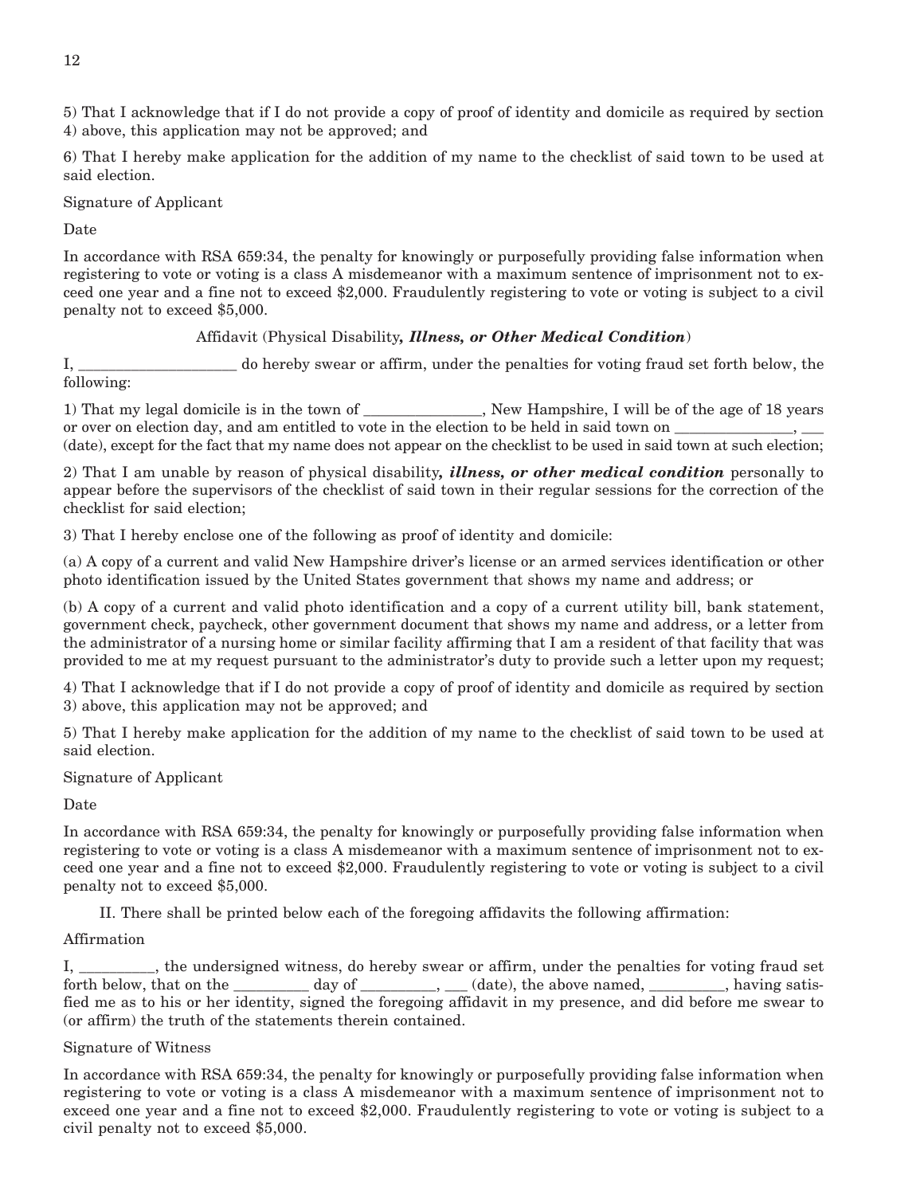5) That I acknowledge that if I do not provide a copy of proof of identity and domicile as required by section 4) above, this application may not be approved; and

6) That I hereby make application for the addition of my name to the checklist of said town to be used at said election.

Signature of Applicant

Date

In accordance with RSA 659:34, the penalty for knowingly or purposefully providing false information when registering to vote or voting is a class A misdemeanor with a maximum sentence of imprisonment not to exceed one year and a fine not to exceed $2,000. Fraudulently registering to vote or voting is subject to a civil penalty not to exceed $5,000.

Affidavit (Physical Disability***, Illness, or Other Medical Condition***)

I, ____________________ do hereby swear or affirm, under the penalties for voting fraud set forth below, the following:

1) That my legal domicile is in the town of _______________, New Hampshire, I will be of the age of 18 years or over on election day, and am entitled to vote in the election to be held in said town on _______________, ___ (date), except for the fact that my name does not appear on the checklist to be used in said town at such election;

2) That I am unable by reason of physical disability***, illness, or other medical condition*** personally to appear before the supervisors of the checklist of said town in their regular sessions for the correction of the checklist for said election;

3) That I hereby enclose one of the following as proof of identity and domicile:

(a) A copy of a current and valid New Hampshire driver's license or an armed services identification or other photo identification issued by the United States government that shows my name and address; or

(b) A copy of a current and valid photo identification and a copy of a current utility bill, bank statement, government check, paycheck, other government document that shows my name and address, or a letter from the administrator of a nursing home or similar facility affirming that I am a resident of that facility that was provided to me at my request pursuant to the administrator's duty to provide such a letter upon my request;

4) That I acknowledge that if I do not provide a copy of proof of identity and domicile as required by section 3) above, this application may not be approved; and

5) That I hereby make application for the addition of my name to the checklist of said town to be used at said election.

Signature of Applicant

Date

In accordance with RSA 659:34, the penalty for knowingly or purposefully providing false information when registering to vote or voting is a class A misdemeanor with a maximum sentence of imprisonment not to exceed one year and a fine not to exceed $2,000. Fraudulently registering to vote or voting is subject to a civil penalty not to exceed $5,000.

II. There shall be printed below each of the foregoing affidavits the following affirmation:

Affirmation

I, _________, the undersigned witness, do hereby swear or affirm, under the penalties for voting fraud set forth below, that on the _________ day of _________, ___ (date), the above named, _________, having satisfied me as to his or her identity, signed the foregoing affidavit in my presence, and did before me swear to (or affirm) the truth of the statements therein contained.

Signature of Witness

In accordance with RSA 659:34, the penalty for knowingly or purposefully providing false information when registering to vote or voting is a class A misdemeanor with a maximum sentence of imprisonment not to exceed one year and a fine not to exceed $2,000. Fraudulently registering to vote or voting is subject to a civil penalty not to exceed $5,000.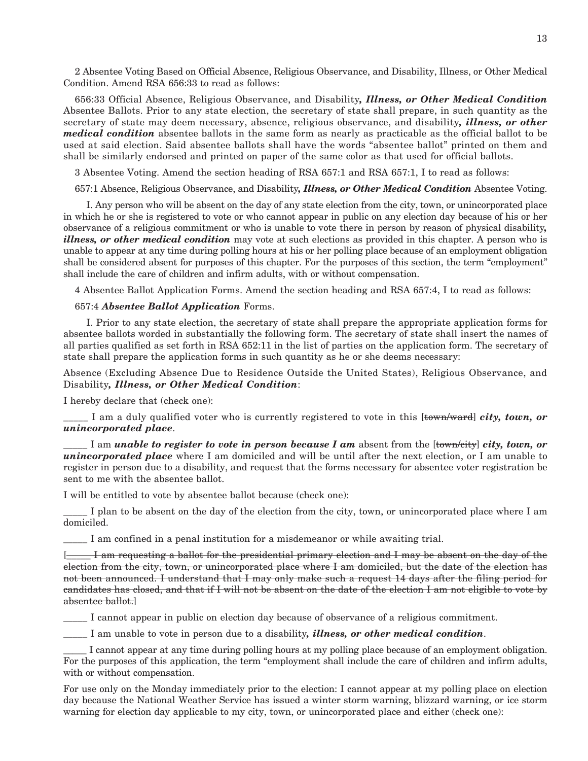2 Absentee Voting Based on Official Absence, Religious Observance, and Disability, Illness, or Other Medical Condition. Amend RSA 656:33 to read as follows:

656:33 Official Absence, Religious Observance, and Disability***, Illness, or Other Medical Condition*** Absentee Ballots. Prior to any state election, the secretary of state shall prepare, in such quantity as the secretary of state may deem necessary, absence, religious observance, and disability***, illness, or other medical condition*** absentee ballots in the same form as nearly as practicable as the official ballot to be used at said election. Said absentee ballots shall have the words "absentee ballot" printed on them and shall be similarly endorsed and printed on paper of the same color as that used for official ballots.

3 Absentee Voting. Amend the section heading of RSA 657:1 and RSA 657:1, I to read as follows:

657:1 Absence, Religious Observance, and Disability***, Illness, or Other Medical Condition*** Absentee Voting.

I. Any person who will be absent on the day of any state election from the city, town, or unincorporated place in which he or she is registered to vote or who cannot appear in public on any election day because of his or her observance of a religious commitment or who is unable to vote there in person by reason of physical disability***, illness, or other medical condition*** may vote at such elections as provided in this chapter. A person who is unable to appear at any time during polling hours at his or her polling place because of an employment obligation shall be considered absent for purposes of this chapter. For the purposes of this section, the term "employment" shall include the care of children and infirm adults, with or without compensation.

4 Absentee Ballot Application Forms. Amend the section heading and RSA 657:4, I to read as follows:

657:4 ***Absentee Ballot Application*** Forms.

I. Prior to any state election, the secretary of state shall prepare the appropriate application forms for absentee ballots worded in substantially the following form. The secretary of state shall insert the names of all parties qualified as set forth in RSA 652:11 in the list of parties on the application form. The secretary of state shall prepare the application forms in such quantity as he or she deems necessary:

Absence (Excluding Absence Due to Residence Outside the United States), Religious Observance, and Disability***, Illness, or Other Medical Condition***:

I hereby declare that (check one):

_____ I am a duly qualified voter who is currently registered to vote in this [~~town/ward~~] ***city, town, or unincorporated place***.

_____ I am ***unable to register to vote in person because I am*** absent from the [~~town/city~~] ***city, town, or unincorporated place*** where I am domiciled and will be until after the next election, or I am unable to register in person due to a disability, and request that the forms necessary for absentee voter registration be sent to me with the absentee ballot.

I will be entitled to vote by absentee ballot because (check one):

_____ I plan to be absent on the day of the election from the city, town, or unincorporated place where I am domiciled.

_____ I am confined in a penal institution for a misdemeanor or while awaiting trial.

[~~_____ I am requesting a ballot for the presidential primary election and I may be absent on the day of the election from the city, town, or unincorporated place where I am domiciled, but the date of the election has not been announced. I understand that I may only make such a request 14 days after the filing period for candidates has closed, and that if I will not be absent on the date of the election I am not eligible to vote by absentee ballot.~~]

_____ I cannot appear in public on election day because of observance of a religious commitment.

_____ I am unable to vote in person due to a disability***, illness, or other medical condition***.

_____ I cannot appear at any time during polling hours at my polling place because of an employment obligation. For the purposes of this application, the term "employment shall include the care of children and infirm adults, with or without compensation.

For use only on the Monday immediately prior to the election: I cannot appear at my polling place on election day because the National Weather Service has issued a winter storm warning, blizzard warning, or ice storm warning for election day applicable to my city, town, or unincorporated place and either (check one):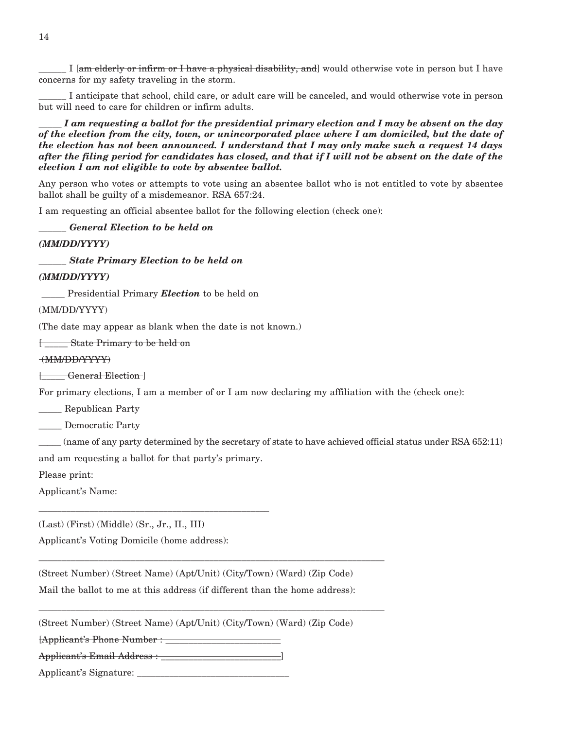______ I [~~am elderly or infirm or I have a physical disability, and~~] would otherwise vote in person but I have concerns for my safety traveling in the storm.

______ I anticipate that school, child care, or adult care will be canceled, and would otherwise vote in person but will need to care for children or infirm adults.

_____ ***I am requesting a ballot for the presidential primary election and I may be absent on the day of the election from the city, town, or unincorporated place where I am domiciled, but the date of the election has not been announced. I understand that I may only make such a request 14 days after the filing period for candidates has closed, and that if I will not be absent on the date of the election I am not eligible to vote by absentee ballot.***

Any person who votes or attempts to vote using an absentee ballot who is not entitled to vote by absentee ballot shall be guilty of a misdemeanor. RSA 657:24.

I am requesting an official absentee ballot for the following election (check one):

______ ***General Election to be held on***

***(MM/DD/YYYY)***

______ ***State Primary Election to be held on***

***(MM/DD/YYYY)***

_____ Presidential Primary ***Election*** to be held on

(MM/DD/YYYY)

(The date may appear as blank when the date is not known.)

~~[ _____ State Primary to be held on~~

~~(MM/DD/YYYY)~~

~~[_____ General Election ]~~

For primary elections, I am a member of or I am now declaring my affiliation with the (check one):

_____ Republican Party

_____ Democratic Party

_____ (name of any party determined by the secretary of state to have achieved official status under RSA 652:11)

and am requesting a ballot for that party's primary.

Please print:

Applicant's Name:

____________________________________________________

(Last) (First) (Middle) (Sr., Jr., II., III)

Applicant's Voting Domicile (home address):

______________________________________________________________________________

(Street Number) (Street Name) (Apt/Unit) (City/Town) (Ward) (Zip Code)

Mail the ballot to me at this address (if different than the home address):

______________________________________________________________________________

(Street Number) (Street Name) (Apt/Unit) (City/Town) (Ward) (Zip Code)

~~[Applicant's Phone Number : ________________________~~

~~Applicant's Email Address : ________________________]~~

Applicant's Signature: ________________________________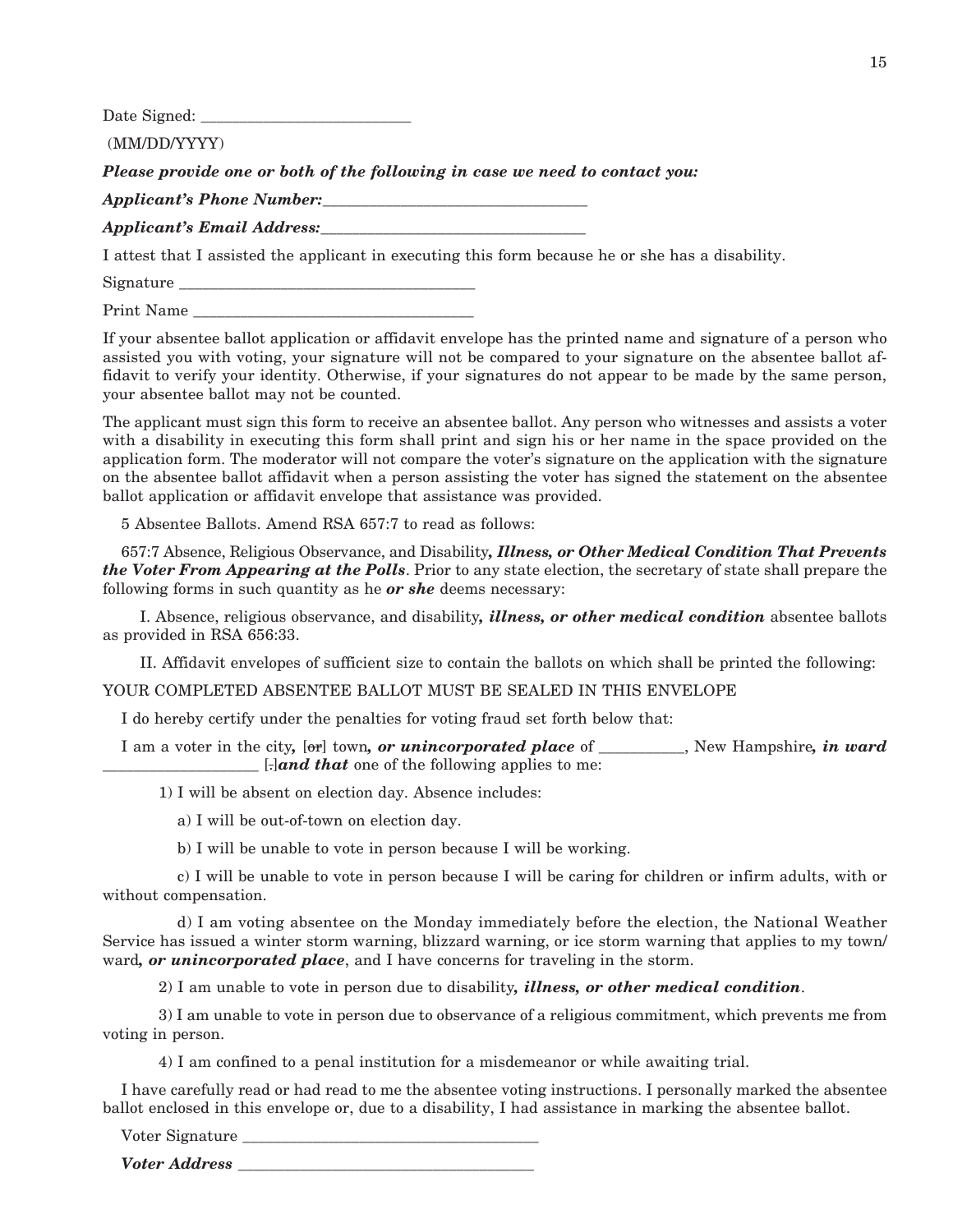Date Signed: ___________________________

(MM/DD/YYYY)

***Please provide one or both of the following in case we need to contact you:***

***Applicant's Phone Number:___________________________________***

***Applicant's Email Address:___________________________________***

I attest that I assisted the applicant in executing this form because he or she has a disability.

Signature ______________________________________

Print Name ____________________________________

If your absentee ballot application or affidavit envelope has the printed name and signature of a person who assisted you with voting, your signature will not be compared to your signature on the absentee ballot affidavit to verify your identity. Otherwise, if your signatures do not appear to be made by the same person, your absentee ballot may not be counted.

The applicant must sign this form to receive an absentee ballot. Any person who witnesses and assists a voter with a disability in executing this form shall print and sign his or her name in the space provided on the application form. The moderator will not compare the voter's signature on the application with the signature on the absentee ballot affidavit when a person assisting the voter has signed the statement on the absentee ballot application or affidavit envelope that assistance was provided.

5 Absentee Ballots. Amend RSA 657:7 to read as follows:

657:7 Absence, Religious Observance, and Disability***, Illness, or Other Medical Condition That Prevents the Voter From Appearing at the Polls***. Prior to any state election, the secretary of state shall prepare the following forms in such quantity as he ***or she*** deems necessary:

I. Absence, religious observance, and disability***, illness, or other medical condition*** absentee ballots as provided in RSA 656:33.

II. Affidavit envelopes of sufficient size to contain the ballots on which shall be printed the following:

YOUR COMPLETED ABSENTEE BALLOT MUST BE SEALED IN THIS ENVELOPE

I do hereby certify under the penalties for voting fraud set forth below that:

I am a voter in the city***,*** [~~or~~] town***, or unincorporated place*** of ___________, New Hampshire***, in ward*** ____________________ [~~.~~]***and that*** one of the following applies to me:

1) I will be absent on election day. Absence includes:

a) I will be out-of-town on election day.

b) I will be unable to vote in person because I will be working.

c) I will be unable to vote in person because I will be caring for children or infirm adults, with or without compensation.

d) I am voting absentee on the Monday immediately before the election, the National Weather Service has issued a winter storm warning, blizzard warning, or ice storm warning that applies to my town/ward***, or unincorporated place***, and I have concerns for traveling in the storm.

2) I am unable to vote in person due to disability***, illness, or other medical condition***.

3) I am unable to vote in person due to observance of a religious commitment, which prevents me from voting in person.

4) I am confined to a penal institution for a misdemeanor or while awaiting trial.

I have carefully read or had read to me the absentee voting instructions. I personally marked the absentee ballot enclosed in this envelope or, due to a disability, I had assistance in marking the absentee ballot.

Voter Signature ______________________________________

***Voter Address*** ______________________________________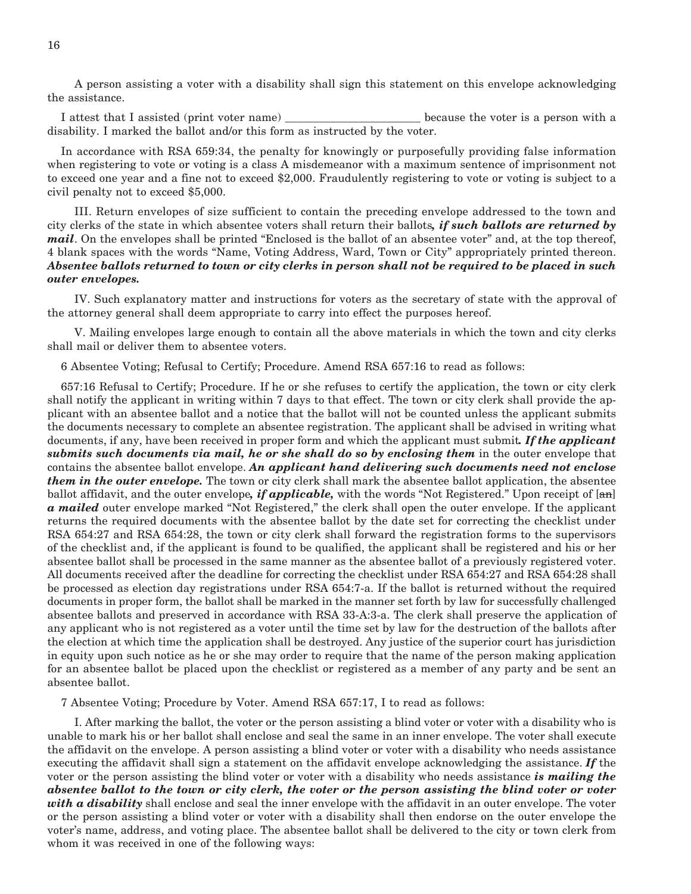A person assisting a voter with a disability shall sign this statement on this envelope acknowledging the assistance.

I attest that I assisted (print voter name) ________________________ because the voter is a person with a disability. I marked the ballot and/or this form as instructed by the voter.

In accordance with RSA 659:34, the penalty for knowingly or purposefully providing false information when registering to vote or voting is a class A misdemeanor with a maximum sentence of imprisonment not to exceed one year and a fine not to exceed $2,000. Fraudulently registering to vote or voting is subject to a civil penalty not to exceed $5,000.

III. Return envelopes of size sufficient to contain the preceding envelope addressed to the town and city clerks of the state in which absentee voters shall return their ballots***, if such ballots are returned by mail***. On the envelopes shall be printed "Enclosed is the ballot of an absentee voter" and, at the top thereof, 4 blank spaces with the words "Name, Voting Address, Ward, Town or City" appropriately printed thereon. ***Absentee ballots returned to town or city clerks in person shall not be required to be placed in such outer envelopes.***

IV. Such explanatory matter and instructions for voters as the secretary of state with the approval of the attorney general shall deem appropriate to carry into effect the purposes hereof.

V. Mailing envelopes large enough to contain all the above materials in which the town and city clerks shall mail or deliver them to absentee voters.

6 Absentee Voting; Refusal to Certify; Procedure. Amend RSA 657:16 to read as follows:

657:16 Refusal to Certify; Procedure. If he or she refuses to certify the application, the town or city clerk shall notify the applicant in writing within 7 days to that effect. The town or city clerk shall provide the applicant with an absentee ballot and a notice that the ballot will not be counted unless the applicant submits the documents necessary to complete an absentee registration. The applicant shall be advised in writing what documents, if any, have been received in proper form and which the applicant must submit***. If the applicant submits such documents via mail, he or she shall do so by enclosing them*** in the outer envelope that contains the absentee ballot envelope. ***An applicant hand delivering such documents need not enclose them in the outer envelope.*** The town or city clerk shall mark the absentee ballot application, the absentee ballot affidavit, and the outer envelope***, if applicable,*** with the words "Not Registered." Upon receipt of [~~an~~] ***a mailed*** outer envelope marked "Not Registered," the clerk shall open the outer envelope. If the applicant returns the required documents with the absentee ballot by the date set for correcting the checklist under RSA 654:27 and RSA 654:28, the town or city clerk shall forward the registration forms to the supervisors of the checklist and, if the applicant is found to be qualified, the applicant shall be registered and his or her absentee ballot shall be processed in the same manner as the absentee ballot of a previously registered voter. All documents received after the deadline for correcting the checklist under RSA 654:27 and RSA 654:28 shall be processed as election day registrations under RSA 654:7-a. If the ballot is returned without the required documents in proper form, the ballot shall be marked in the manner set forth by law for successfully challenged absentee ballots and preserved in accordance with RSA 33-A:3-a. The clerk shall preserve the application of any applicant who is not registered as a voter until the time set by law for the destruction of the ballots after the election at which time the application shall be destroyed. Any justice of the superior court has jurisdiction in equity upon such notice as he or she may order to require that the name of the person making application for an absentee ballot be placed upon the checklist or registered as a member of any party and be sent an absentee ballot.

7 Absentee Voting; Procedure by Voter. Amend RSA 657:17, I to read as follows:

I. After marking the ballot, the voter or the person assisting a blind voter or voter with a disability who is unable to mark his or her ballot shall enclose and seal the same in an inner envelope. The voter shall execute the affidavit on the envelope. A person assisting a blind voter or voter with a disability who needs assistance executing the affidavit shall sign a statement on the affidavit envelope acknowledging the assistance. ***If*** the voter or the person assisting the blind voter or voter with a disability who needs assistance ***is mailing the absentee ballot to the town or city clerk, the voter or the person assisting the blind voter or voter with a disability*** shall enclose and seal the inner envelope with the affidavit in an outer envelope. The voter or the person assisting a blind voter or voter with a disability shall then endorse on the outer envelope the voter's name, address, and voting place. The absentee ballot shall be delivered to the city or town clerk from whom it was received in one of the following ways: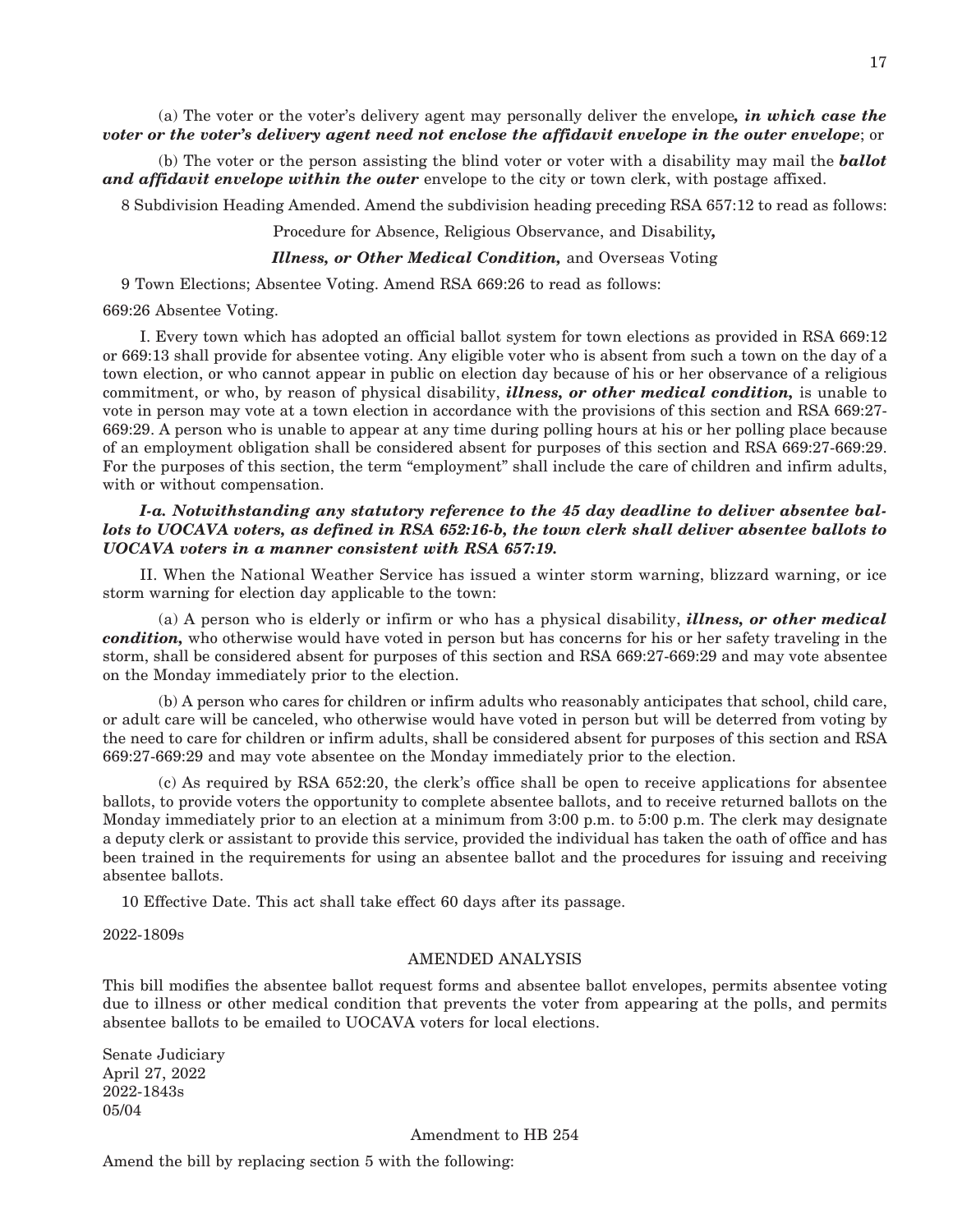(a) The voter or the voter's delivery agent may personally deliver the envelope***, in which case the voter or the voter's delivery agent need not enclose the affidavit envelope in the outer envelope***; or

(b) The voter or the person assisting the blind voter or voter with a disability may mail the ***ballot and affidavit envelope within the outer*** envelope to the city or town clerk, with postage affixed.

8 Subdivision Heading Amended. Amend the subdivision heading preceding RSA 657:12 to read as follows:

Procedure for Absence, Religious Observance, and Disability***,***

***Illness, or Other Medical Condition,*** and Overseas Voting

9 Town Elections; Absentee Voting. Amend RSA 669:26 to read as follows:

669:26 Absentee Voting.

I. Every town which has adopted an official ballot system for town elections as provided in RSA 669:12 or 669:13 shall provide for absentee voting. Any eligible voter who is absent from such a town on the day of a town election, or who cannot appear in public on election day because of his or her observance of a religious commitment, or who, by reason of physical disability, ***illness, or other medical condition,*** is unable to vote in person may vote at a town election in accordance with the provisions of this section and RSA 669:27-669:29. A person who is unable to appear at any time during polling hours at his or her polling place because of an employment obligation shall be considered absent for purposes of this section and RSA 669:27-669:29. For the purposes of this section, the term "employment" shall include the care of children and infirm adults, with or without compensation.

***I-a. Notwithstanding any statutory reference to the 45 day deadline to deliver absentee ballots to UOCAVA voters, as defined in RSA 652:16-b, the town clerk shall deliver absentee ballots to UOCAVA voters in a manner consistent with RSA 657:19.***

II. When the National Weather Service has issued a winter storm warning, blizzard warning, or ice storm warning for election day applicable to the town:

(a) A person who is elderly or infirm or who has a physical disability, ***illness, or other medical condition,*** who otherwise would have voted in person but has concerns for his or her safety traveling in the storm, shall be considered absent for purposes of this section and RSA 669:27-669:29 and may vote absentee on the Monday immediately prior to the election.

(b) A person who cares for children or infirm adults who reasonably anticipates that school, child care, or adult care will be canceled, who otherwise would have voted in person but will be deterred from voting by the need to care for children or infirm adults, shall be considered absent for purposes of this section and RSA 669:27-669:29 and may vote absentee on the Monday immediately prior to the election.

(c) As required by RSA 652:20, the clerk's office shall be open to receive applications for absentee ballots, to provide voters the opportunity to complete absentee ballots, and to receive returned ballots on the Monday immediately prior to an election at a minimum from 3:00 p.m. to 5:00 p.m. The clerk may designate a deputy clerk or assistant to provide this service, provided the individual has taken the oath of office and has been trained in the requirements for using an absentee ballot and the procedures for issuing and receiving absentee ballots.

10 Effective Date. This act shall take effect 60 days after its passage.

2022-1809s

AMENDED ANALYSIS

This bill modifies the absentee ballot request forms and absentee ballot envelopes, permits absentee voting due to illness or other medical condition that prevents the voter from appearing at the polls, and permits absentee ballots to be emailed to UOCAVA voters for local elections.

Senate Judiciary
April 27, 2022
2022-1843s
05/04

Amendment to HB 254

Amend the bill by replacing section 5 with the following: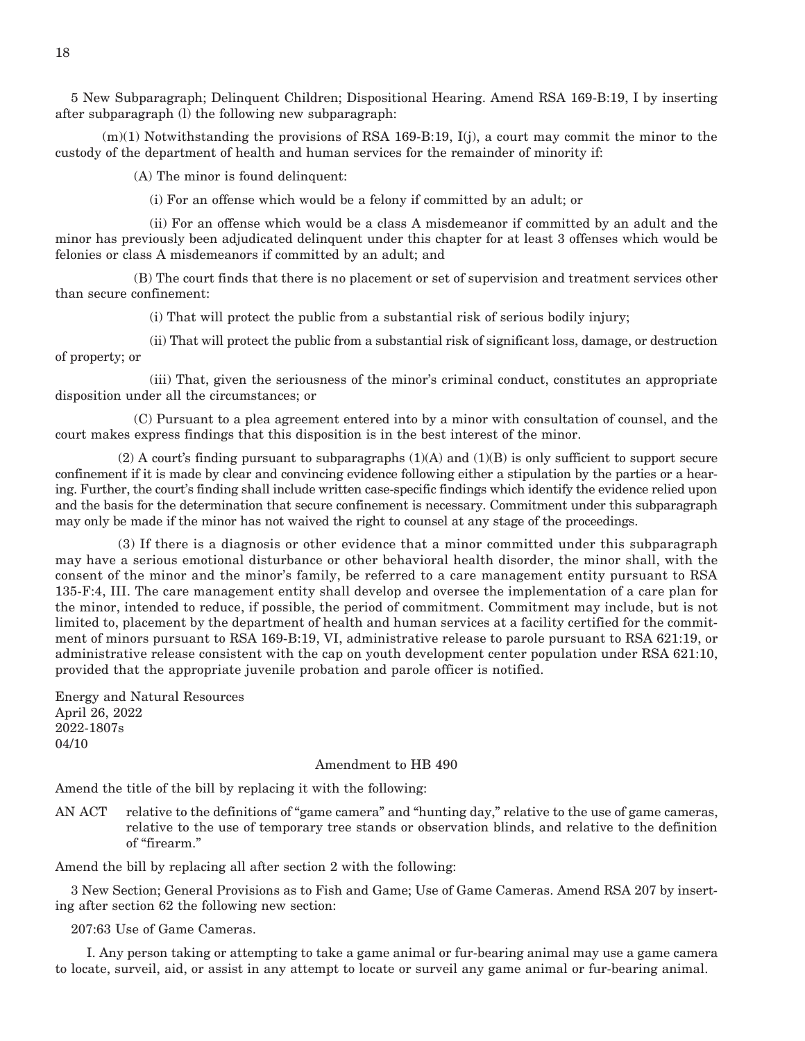5 New Subparagraph; Delinquent Children; Dispositional Hearing. Amend RSA 169-B:19, I by inserting after subparagraph (l) the following new subparagraph:

(m)(1) Notwithstanding the provisions of RSA 169-B:19, I(j), a court may commit the minor to the custody of the department of health and human services for the remainder of minority if:

(A) The minor is found delinquent:

(i) For an offense which would be a felony if committed by an adult; or

(ii) For an offense which would be a class A misdemeanor if committed by an adult and the minor has previously been adjudicated delinquent under this chapter for at least 3 offenses which would be felonies or class A misdemeanors if committed by an adult; and

(B) The court finds that there is no placement or set of supervision and treatment services other than secure confinement:

(i) That will protect the public from a substantial risk of serious bodily injury;

(ii) That will protect the public from a substantial risk of significant loss, damage, or destruction of property; or

(iii) That, given the seriousness of the minor's criminal conduct, constitutes an appropriate disposition under all the circumstances; or

(C) Pursuant to a plea agreement entered into by a minor with consultation of counsel, and the court makes express findings that this disposition is in the best interest of the minor.

(2) A court's finding pursuant to subparagraphs (1)(A) and (1)(B) is only sufficient to support secure confinement if it is made by clear and convincing evidence following either a stipulation by the parties or a hearing. Further, the court's finding shall include written case-specific findings which identify the evidence relied upon and the basis for the determination that secure confinement is necessary. Commitment under this subparagraph may only be made if the minor has not waived the right to counsel at any stage of the proceedings.

(3) If there is a diagnosis or other evidence that a minor committed under this subparagraph may have a serious emotional disturbance or other behavioral health disorder, the minor shall, with the consent of the minor and the minor's family, be referred to a care management entity pursuant to RSA 135-F:4, III. The care management entity shall develop and oversee the implementation of a care plan for the minor, intended to reduce, if possible, the period of commitment. Commitment may include, but is not limited to, placement by the department of health and human services at a facility certified for the commitment of minors pursuant to RSA 169-B:19, VI, administrative release to parole pursuant to RSA 621:19, or administrative release consistent with the cap on youth development center population under RSA 621:10, provided that the appropriate juvenile probation and parole officer is notified.

Energy and Natural Resources
April 26, 2022
2022-1807s
04/10

Amendment to HB 490

Amend the title of the bill by replacing it with the following:

AN ACT relative to the definitions of "game camera" and "hunting day," relative to the use of game cameras, relative to the use of temporary tree stands or observation blinds, and relative to the definition of "firearm."

Amend the bill by replacing all after section 2 with the following:

3 New Section; General Provisions as to Fish and Game; Use of Game Cameras. Amend RSA 207 by inserting after section 62 the following new section:

207:63 Use of Game Cameras.

I. Any person taking or attempting to take a game animal or fur-bearing animal may use a game camera to locate, surveil, aid, or assist in any attempt to locate or surveil any game animal or fur-bearing animal.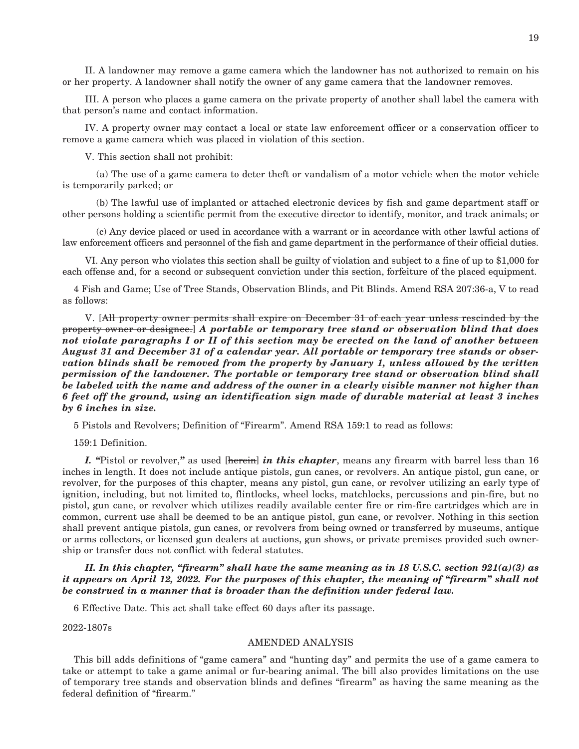II. A landowner may remove a game camera which the landowner has not authorized to remain on his or her property. A landowner shall notify the owner of any game camera that the landowner removes.

III. A person who places a game camera on the private property of another shall label the camera with that person's name and contact information.

IV. A property owner may contact a local or state law enforcement officer or a conservation officer to remove a game camera which was placed in violation of this section.

V. This section shall not prohibit:

(a) The use of a game camera to deter theft or vandalism of a motor vehicle when the motor vehicle is temporarily parked; or

(b) The lawful use of implanted or attached electronic devices by fish and game department staff or other persons holding a scientific permit from the executive director to identify, monitor, and track animals; or

(c) Any device placed or used in accordance with a warrant or in accordance with other lawful actions of law enforcement officers and personnel of the fish and game department in the performance of their official duties.

VI. Any person who violates this section shall be guilty of violation and subject to a fine of up to $1,000 for each offense and, for a second or subsequent conviction under this section, forfeiture of the placed equipment.

4 Fish and Game; Use of Tree Stands, Observation Blinds, and Pit Blinds. Amend RSA 207:36-a, V to read as follows:

V. [~~All property owner permits shall expire on December 31 of each year unless rescinded by the property owner or designee.~~] ***A portable or temporary tree stand or observation blind that does not violate paragraphs I or II of this section may be erected on the land of another between August 31 and December 31 of a calendar year. All portable or temporary tree stands or observation blinds shall be removed from the property by January 1, unless allowed by the written permission of the landowner. The portable or temporary tree stand or observation blind shall be labeled with the name and address of the owner in a clearly visible manner not higher than 6 feet off the ground, using an identification sign made of durable material at least 3 inches by 6 inches in size.***

5 Pistols and Revolvers; Definition of "Firearm". Amend RSA 159:1 to read as follows:

159:1 Definition.

***I. "***Pistol or revolver,***"*** as used [~~herein~~] ***in this chapter***, means any firearm with barrel less than 16 inches in length. It does not include antique pistols, gun canes, or revolvers. An antique pistol, gun cane, or revolver, for the purposes of this chapter, means any pistol, gun cane, or revolver utilizing an early type of ignition, including, but not limited to, flintlocks, wheel locks, matchlocks, percussions and pin-fire, but no pistol, gun cane, or revolver which utilizes readily available center fire or rim-fire cartridges which are in common, current use shall be deemed to be an antique pistol, gun cane, or revolver. Nothing in this section shall prevent antique pistols, gun canes, or revolvers from being owned or transferred by museums, antique or arms collectors, or licensed gun dealers at auctions, gun shows, or private premises provided such ownership or transfer does not conflict with federal statutes.

***II. In this chapter, "firearm" shall have the same meaning as in 18 U.S.C. section 921(a)(3) as it appears on April 12, 2022. For the purposes of this chapter, the meaning of "firearm" shall not be construed in a manner that is broader than the definition under federal law.***

6 Effective Date. This act shall take effect 60 days after its passage.

2022-1807s

AMENDED ANALYSIS

This bill adds definitions of "game camera" and "hunting day" and permits the use of a game camera to take or attempt to take a game animal or fur-bearing animal. The bill also provides limitations on the use of temporary tree stands and observation blinds and defines "firearm" as having the same meaning as the federal definition of "firearm."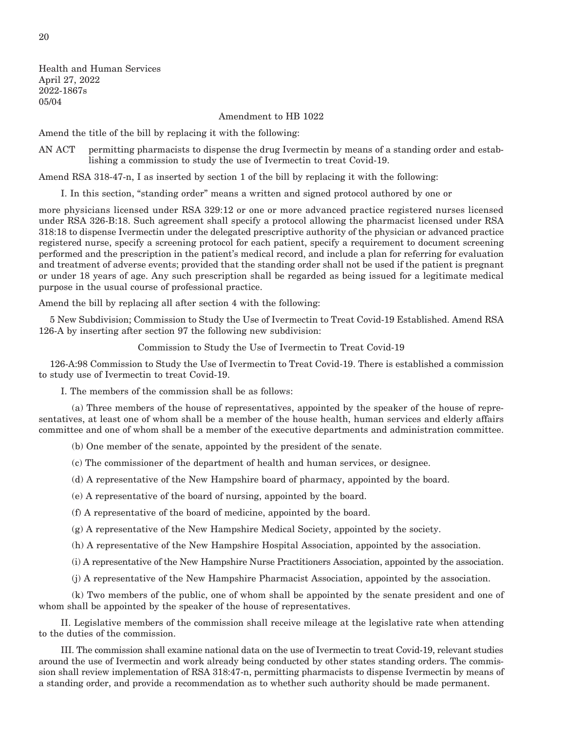Health and Human Services
April 27, 2022
2022-1867s
05/04

Amendment to HB 1022

Amend the title of the bill by replacing it with the following:

AN ACT permitting pharmacists to dispense the drug Ivermectin by means of a standing order and establishing a commission to study the use of Ivermectin to treat Covid-19.

Amend RSA 318-47-n, I as inserted by section 1 of the bill by replacing it with the following:

I. In this section, "standing order" means a written and signed protocol authored by one or more physicians licensed under RSA 329:12 or one or more advanced practice registered nurses licensed under RSA 326-B:18. Such agreement shall specify a protocol allowing the pharmacist licensed under RSA 318:18 to dispense Ivermectin under the delegated prescriptive authority of the physician or advanced practice registered nurse, specify a screening protocol for each patient, specify a requirement to document screening performed and the prescription in the patient's medical record, and include a plan for referring for evaluation and treatment of adverse events; provided that the standing order shall not be used if the patient is pregnant or under 18 years of age. Any such prescription shall be regarded as being issued for a legitimate medical purpose in the usual course of professional practice.

Amend the bill by replacing all after section 4 with the following:

5 New Subdivision; Commission to Study the Use of Ivermectin to Treat Covid-19 Established. Amend RSA 126-A by inserting after section 97 the following new subdivision:

Commission to Study the Use of Ivermectin to Treat Covid-19

126-A:98 Commission to Study the Use of Ivermectin to Treat Covid-19. There is established a commission to study use of Ivermectin to treat Covid-19.

I. The members of the commission shall be as follows:

(a) Three members of the house of representatives, appointed by the speaker of the house of representatives, at least one of whom shall be a member of the house health, human services and elderly affairs committee and one of whom shall be a member of the executive departments and administration committee.

(b) One member of the senate, appointed by the president of the senate.

(c) The commissioner of the department of health and human services, or designee.

(d) A representative of the New Hampshire board of pharmacy, appointed by the board.

(e) A representative of the board of nursing, appointed by the board.

(f) A representative of the board of medicine, appointed by the board.

(g) A representative of the New Hampshire Medical Society, appointed by the society.

(h) A representative of the New Hampshire Hospital Association, appointed by the association.

(i) A representative of the New Hampshire Nurse Practitioners Association, appointed by the association.

(j) A representative of the New Hampshire Pharmacist Association, appointed by the association.

(k) Two members of the public, one of whom shall be appointed by the senate president and one of whom shall be appointed by the speaker of the house of representatives.

II. Legislative members of the commission shall receive mileage at the legislative rate when attending to the duties of the commission.

III. The commission shall examine national data on the use of Ivermectin to treat Covid-19, relevant studies around the use of Ivermectin and work already being conducted by other states standing orders. The commission shall review implementation of RSA 318:47-n, permitting pharmacists to dispense Ivermectin by means of a standing order, and provide a recommendation as to whether such authority should be made permanent.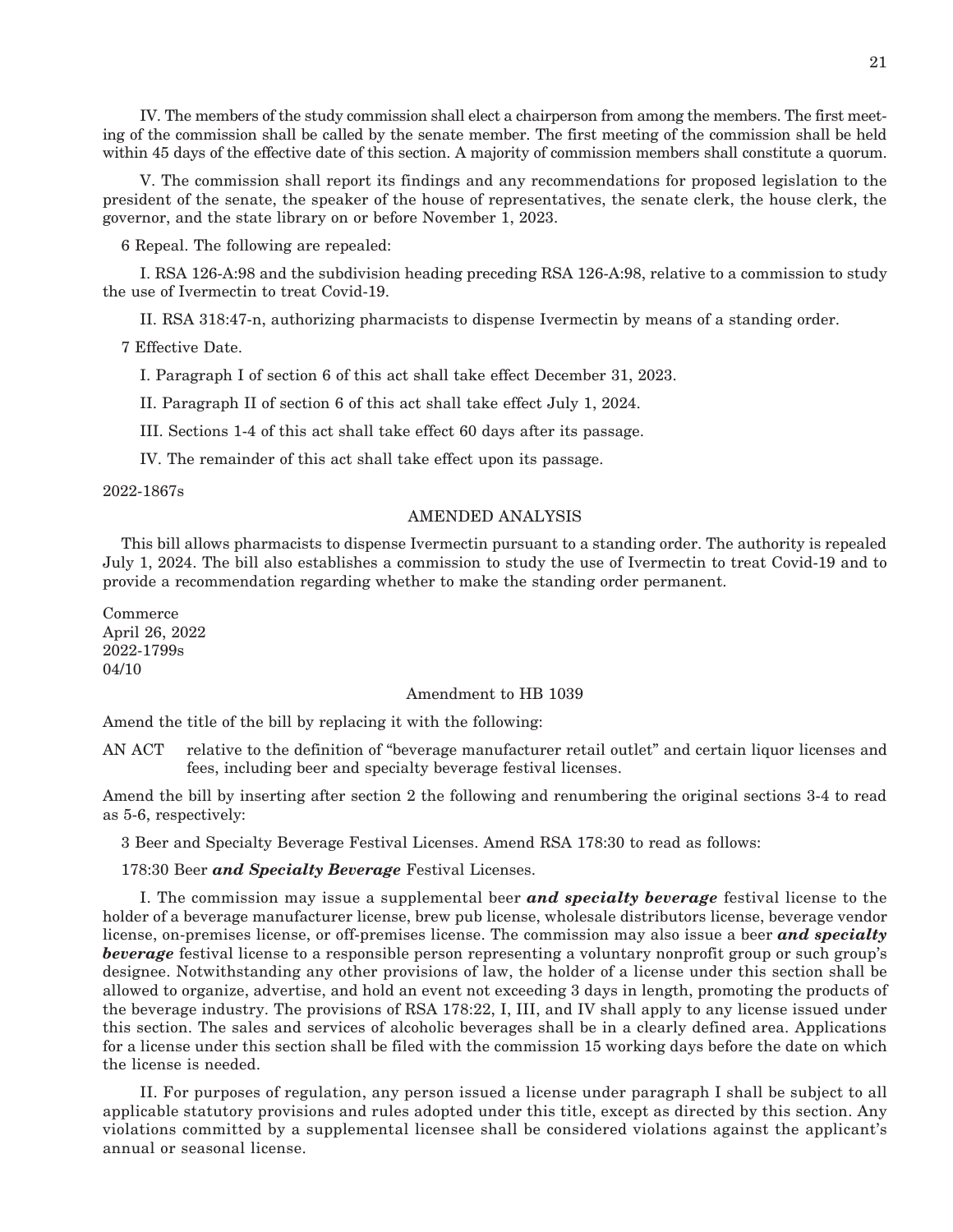IV. The members of the study commission shall elect a chairperson from among the members. The first meeting of the commission shall be called by the senate member. The first meeting of the commission shall be held within 45 days of the effective date of this section. A majority of commission members shall constitute a quorum.

V. The commission shall report its findings and any recommendations for proposed legislation to the president of the senate, the speaker of the house of representatives, the senate clerk, the house clerk, the governor, and the state library on or before November 1, 2023.

6 Repeal. The following are repealed:

I. RSA 126-A:98 and the subdivision heading preceding RSA 126-A:98, relative to a commission to study the use of Ivermectin to treat Covid-19.

II. RSA 318:47-n, authorizing pharmacists to dispense Ivermectin by means of a standing order.

7 Effective Date.

I. Paragraph I of section 6 of this act shall take effect December 31, 2023.

II. Paragraph II of section 6 of this act shall take effect July 1, 2024.

III. Sections 1-4 of this act shall take effect 60 days after its passage.

IV. The remainder of this act shall take effect upon its passage.

2022-1867s

AMENDED ANALYSIS

This bill allows pharmacists to dispense Ivermectin pursuant to a standing order. The authority is repealed July 1, 2024. The bill also establishes a commission to study the use of Ivermectin to treat Covid-19 and to provide a recommendation regarding whether to make the standing order permanent.

Commerce
April 26, 2022
2022-1799s
04/10

Amendment to HB 1039

Amend the title of the bill by replacing it with the following:

AN ACT relative to the definition of "beverage manufacturer retail outlet" and certain liquor licenses and fees, including beer and specialty beverage festival licenses.

Amend the bill by inserting after section 2 the following and renumbering the original sections 3-4 to read as 5-6, respectively:

3 Beer and Specialty Beverage Festival Licenses. Amend RSA 178:30 to read as follows:

178:30 Beer ***and Specialty Beverage*** Festival Licenses.

I. The commission may issue a supplemental beer ***and specialty beverage*** festival license to the holder of a beverage manufacturer license, brew pub license, wholesale distributors license, beverage vendor license, on-premises license, or off-premises license. The commission may also issue a beer ***and specialty beverage*** festival license to a responsible person representing a voluntary nonprofit group or such group's designee. Notwithstanding any other provisions of law, the holder of a license under this section shall be allowed to organize, advertise, and hold an event not exceeding 3 days in length, promoting the products of the beverage industry. The provisions of RSA 178:22, I, III, and IV shall apply to any license issued under this section. The sales and services of alcoholic beverages shall be in a clearly defined area. Applications for a license under this section shall be filed with the commission 15 working days before the date on which the license is needed.

II. For purposes of regulation, any person issued a license under paragraph I shall be subject to all applicable statutory provisions and rules adopted under this title, except as directed by this section. Any violations committed by a supplemental licensee shall be considered violations against the applicant's annual or seasonal license.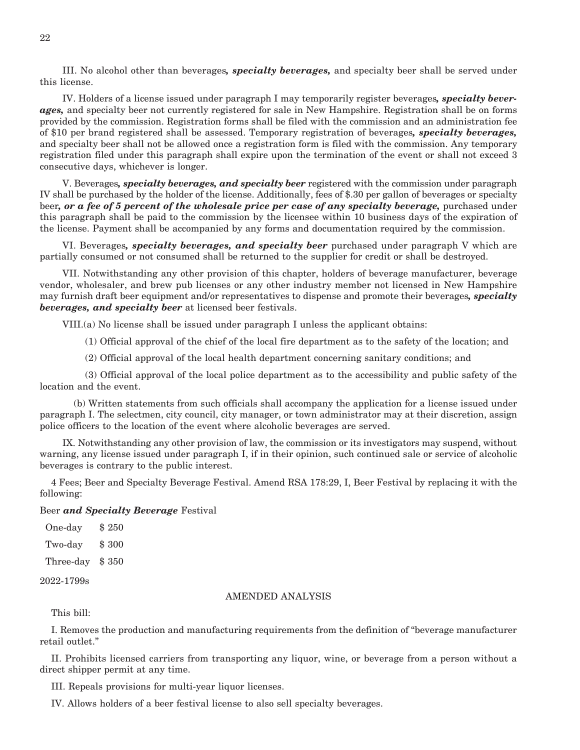III. No alcohol other than beverages***, specialty beverages,*** and specialty beer shall be served under this license.

IV. Holders of a license issued under paragraph I may temporarily register beverages***, specialty beverages,*** and specialty beer not currently registered for sale in New Hampshire. Registration shall be on forms provided by the commission. Registration forms shall be filed with the commission and an administration fee of $10 per brand registered shall be assessed. Temporary registration of beverages***, specialty beverages,*** and specialty beer shall not be allowed once a registration form is filed with the commission. Any temporary registration filed under this paragraph shall expire upon the termination of the event or shall not exceed 3 consecutive days, whichever is longer.

V. Beverages***, specialty beverages, and specialty beer*** registered with the commission under paragraph IV shall be purchased by the holder of the license. Additionally, fees of $.30 per gallon of beverages or specialty beer***, or a fee of 5 percent of the wholesale price per case of any specialty beverage,*** purchased under this paragraph shall be paid to the commission by the licensee within 10 business days of the expiration of the license. Payment shall be accompanied by any forms and documentation required by the commission.

VI. Beverages***, specialty beverages, and specialty beer*** purchased under paragraph V which are partially consumed or not consumed shall be returned to the supplier for credit or shall be destroyed.

VII. Notwithstanding any other provision of this chapter, holders of beverage manufacturer, beverage vendor, wholesaler, and brew pub licenses or any other industry member not licensed in New Hampshire may furnish draft beer equipment and/or representatives to dispense and promote their beverages***, specialty beverages, and specialty beer*** at licensed beer festivals.

VIII.(a) No license shall be issued under paragraph I unless the applicant obtains:

(1) Official approval of the chief of the local fire department as to the safety of the location; and

(2) Official approval of the local health department concerning sanitary conditions; and

(3) Official approval of the local police department as to the accessibility and public safety of the location and the event.

(b) Written statements from such officials shall accompany the application for a license issued under paragraph I. The selectmen, city council, city manager, or town administrator may at their discretion, assign police officers to the location of the event where alcoholic beverages are served.

IX. Notwithstanding any other provision of law, the commission or its investigators may suspend, without warning, any license issued under paragraph I, if in their opinion, such continued sale or service of alcoholic beverages is contrary to the public interest.

4 Fees; Beer and Specialty Beverage Festival. Amend RSA 178:29, I, Beer Festival by replacing it with the following:

Beer ***and Specialty Beverage*** Festival

| | |
|---|---|
| One-day | $ 250 |
| Two-day | $ 300 |
| Three-day | $ 350 |

2022-1799s

AMENDED ANALYSIS

This bill:

I. Removes the production and manufacturing requirements from the definition of "beverage manufacturer retail outlet."

II. Prohibits licensed carriers from transporting any liquor, wine, or beverage from a person without a direct shipper permit at any time.

III. Repeals provisions for multi-year liquor licenses.

IV. Allows holders of a beer festival license to also sell specialty beverages.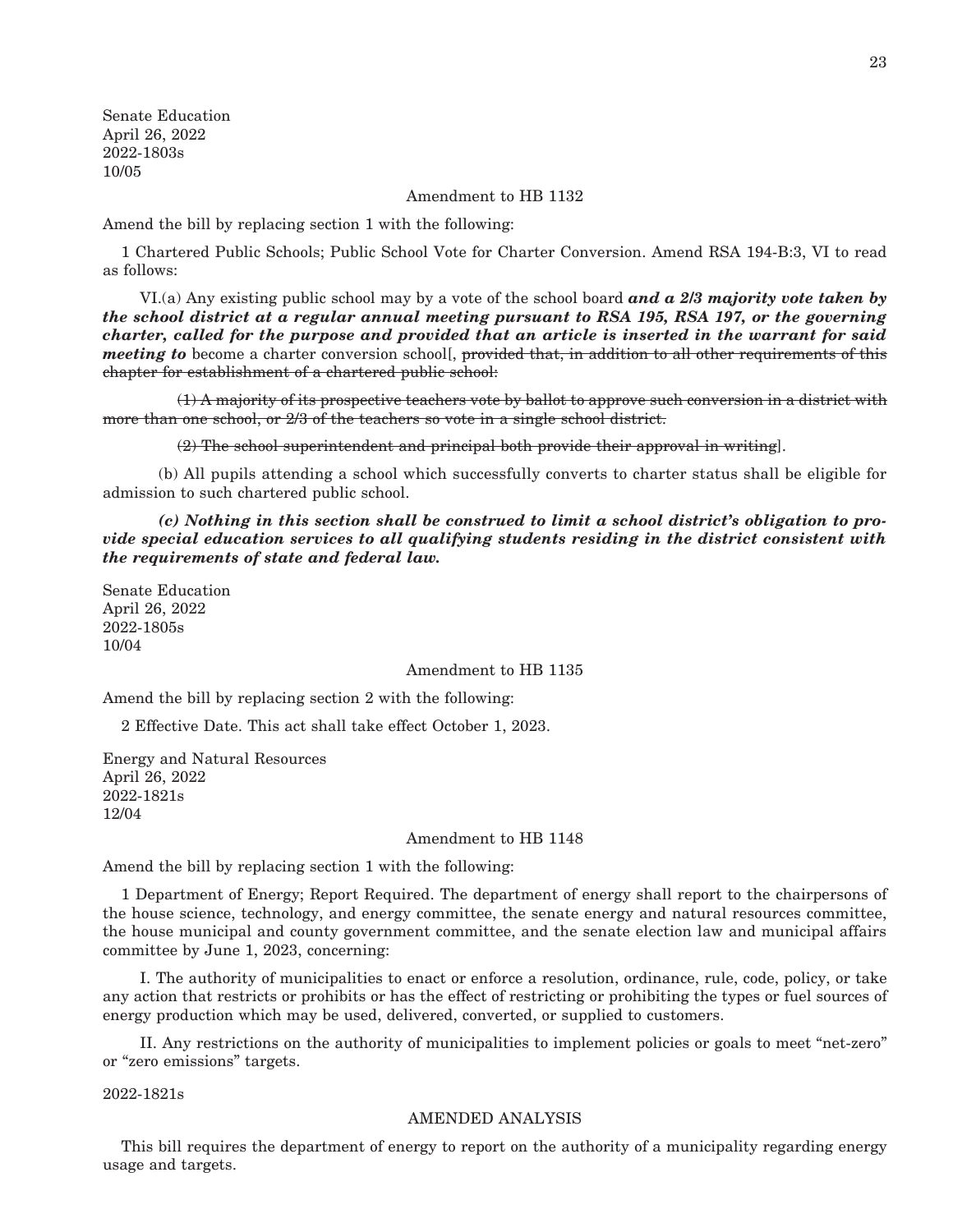Senate Education
April 26, 2022
2022-1803s
10/05

Amendment to HB 1132

Amend the bill by replacing section 1 with the following:

1 Chartered Public Schools; Public School Vote for Charter Conversion. Amend RSA 194-B:3, VI to read as follows:

VI.(a) Any existing public school may by a vote of the school board ***and a 2/3 majority vote taken by the school district at a regular annual meeting pursuant to RSA 195, RSA 197, or the governing charter, called for the purpose and provided that an article is inserted in the warrant for said meeting to*** become a charter conversion school[, ~~provided that, in addition to all other requirements of this chapter for establishment of a chartered public school:~~

~~(1) A majority of its prospective teachers vote by ballot to approve such conversion in a district with more than one school, or 2/3 of the teachers so vote in a single school district.~~

~~(2) The school superintendent and principal both provide their approval in writing~~].

(b) All pupils attending a school which successfully converts to charter status shall be eligible for admission to such chartered public school.

***(c) Nothing in this section shall be construed to limit a school district's obligation to provide special education services to all qualifying students residing in the district consistent with the requirements of state and federal law.***

Senate Education
April 26, 2022
2022-1805s
10/04

Amendment to HB 1135

Amend the bill by replacing section 2 with the following:

2 Effective Date. This act shall take effect October 1, 2023.

Energy and Natural Resources
April 26, 2022
2022-1821s
12/04

Amendment to HB 1148

Amend the bill by replacing section 1 with the following:

1 Department of Energy; Report Required. The department of energy shall report to the chairpersons of the house science, technology, and energy committee, the senate energy and natural resources committee, the house municipal and county government committee, and the senate election law and municipal affairs committee by June 1, 2023, concerning:

I. The authority of municipalities to enact or enforce a resolution, ordinance, rule, code, policy, or take any action that restricts or prohibits or has the effect of restricting or prohibiting the types or fuel sources of energy production which may be used, delivered, converted, or supplied to customers.

II. Any restrictions on the authority of municipalities to implement policies or goals to meet "net-zero" or "zero emissions" targets.

2022-1821s

AMENDED ANALYSIS

This bill requires the department of energy to report on the authority of a municipality regarding energy usage and targets.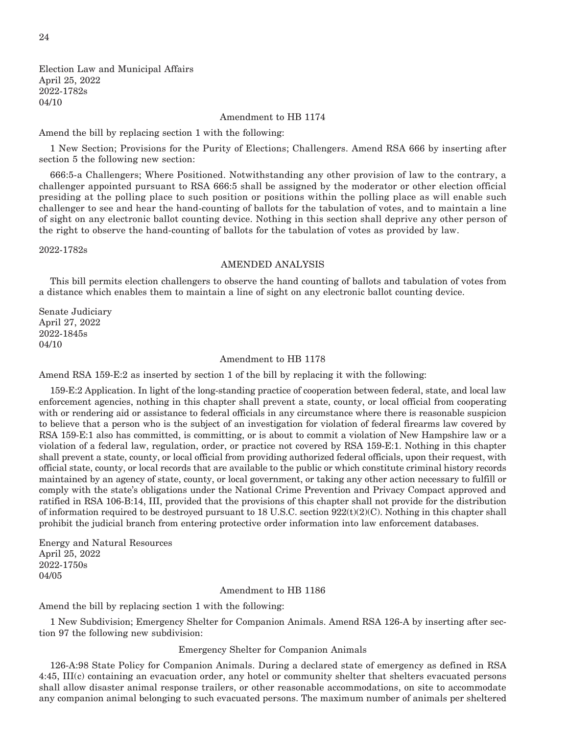Election Law and Municipal Affairs
April 25, 2022
2022-1782s
04/10

Amendment to HB 1174

Amend the bill by replacing section 1 with the following:

1 New Section; Provisions for the Purity of Elections; Challengers. Amend RSA 666 by inserting after section 5 the following new section:

666:5-a Challengers; Where Positioned. Notwithstanding any other provision of law to the contrary, a challenger appointed pursuant to RSA 666:5 shall be assigned by the moderator or other election official presiding at the polling place to such position or positions within the polling place as will enable such challenger to see and hear the hand-counting of ballots for the tabulation of votes, and to maintain a line of sight on any electronic ballot counting device. Nothing in this section shall deprive any other person of the right to observe the hand-counting of ballots for the tabulation of votes as provided by law.

2022-1782s

AMENDED ANALYSIS

This bill permits election challengers to observe the hand counting of ballots and tabulation of votes from a distance which enables them to maintain a line of sight on any electronic ballot counting device.

Senate Judiciary
April 27, 2022
2022-1845s
04/10

Amendment to HB 1178

Amend RSA 159-E:2 as inserted by section 1 of the bill by replacing it with the following:

159-E:2 Application. In light of the long-standing practice of cooperation between federal, state, and local law enforcement agencies, nothing in this chapter shall prevent a state, county, or local official from cooperating with or rendering aid or assistance to federal officials in any circumstance where there is reasonable suspicion to believe that a person who is the subject of an investigation for violation of federal firearms law covered by RSA 159-E:1 also has committed, is committing, or is about to commit a violation of New Hampshire law or a violation of a federal law, regulation, order, or practice not covered by RSA 159-E:1. Nothing in this chapter shall prevent a state, county, or local official from providing authorized federal officials, upon their request, with official state, county, or local records that are available to the public or which constitute criminal history records maintained by an agency of state, county, or local government, or taking any other action necessary to fulfill or comply with the state's obligations under the National Crime Prevention and Privacy Compact approved and ratified in RSA 106-B:14, III, provided that the provisions of this chapter shall not provide for the distribution of information required to be destroyed pursuant to 18 U.S.C. section 922(t)(2)(C). Nothing in this chapter shall prohibit the judicial branch from entering protective order information into law enforcement databases.

Energy and Natural Resources
April 25, 2022
2022-1750s
04/05

Amendment to HB 1186

Amend the bill by replacing section 1 with the following:

1 New Subdivision; Emergency Shelter for Companion Animals. Amend RSA 126-A by inserting after section 97 the following new subdivision:

Emergency Shelter for Companion Animals

126-A:98 State Policy for Companion Animals. During a declared state of emergency as defined in RSA 4:45, III(c) containing an evacuation order, any hotel or community shelter that shelters evacuated persons shall allow disaster animal response trailers, or other reasonable accommodations, on site to accommodate any companion animal belonging to such evacuated persons. The maximum number of animals per sheltered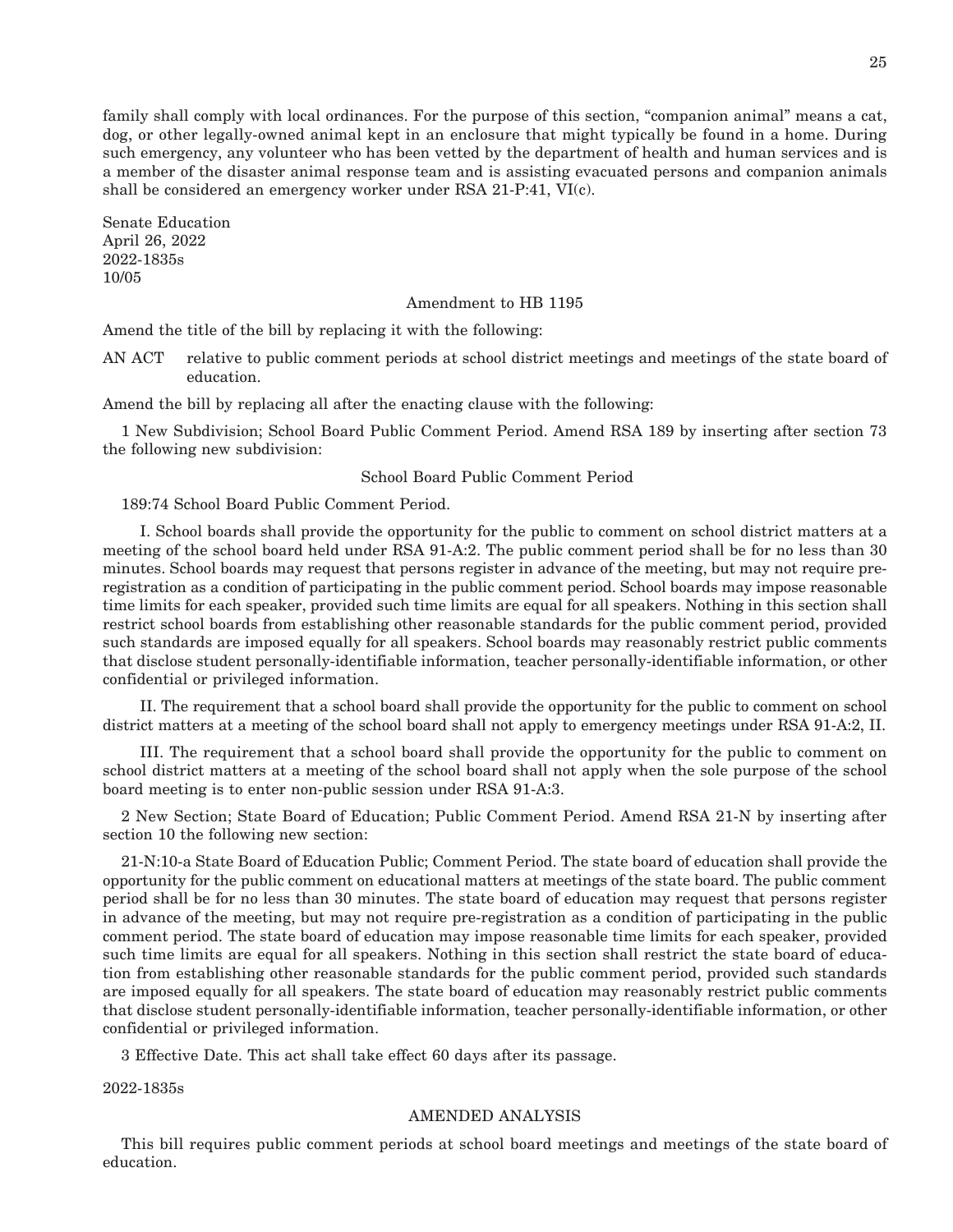family shall comply with local ordinances. For the purpose of this section, "companion animal" means a cat, dog, or other legally-owned animal kept in an enclosure that might typically be found in a home. During such emergency, any volunteer who has been vetted by the department of health and human services and is a member of the disaster animal response team and is assisting evacuated persons and companion animals shall be considered an emergency worker under RSA 21-P:41, VI(c).

Senate Education
April 26, 2022
2022-1835s
10/05

Amendment to HB 1195

Amend the title of the bill by replacing it with the following:

AN ACT relative to public comment periods at school district meetings and meetings of the state board of education.

Amend the bill by replacing all after the enacting clause with the following:

1 New Subdivision; School Board Public Comment Period. Amend RSA 189 by inserting after section 73 the following new subdivision:

School Board Public Comment Period

189:74 School Board Public Comment Period.

I. School boards shall provide the opportunity for the public to comment on school district matters at a meeting of the school board held under RSA 91-A:2. The public comment period shall be for no less than 30 minutes. School boards may request that persons register in advance of the meeting, but may not require pre-registration as a condition of participating in the public comment period. School boards may impose reasonable time limits for each speaker, provided such time limits are equal for all speakers. Nothing in this section shall restrict school boards from establishing other reasonable standards for the public comment period, provided such standards are imposed equally for all speakers. School boards may reasonably restrict public comments that disclose student personally-identifiable information, teacher personally-identifiable information, or other confidential or privileged information.

II. The requirement that a school board shall provide the opportunity for the public to comment on school district matters at a meeting of the school board shall not apply to emergency meetings under RSA 91-A:2, II.

III. The requirement that a school board shall provide the opportunity for the public to comment on school district matters at a meeting of the school board shall not apply when the sole purpose of the school board meeting is to enter non-public session under RSA 91-A:3.

2 New Section; State Board of Education; Public Comment Period. Amend RSA 21-N by inserting after section 10 the following new section:

21-N:10-a State Board of Education Public; Comment Period. The state board of education shall provide the opportunity for the public comment on educational matters at meetings of the state board. The public comment period shall be for no less than 30 minutes. The state board of education may request that persons register in advance of the meeting, but may not require pre-registration as a condition of participating in the public comment period. The state board of education may impose reasonable time limits for each speaker, provided such time limits are equal for all speakers. Nothing in this section shall restrict the state board of education from establishing other reasonable standards for the public comment period, provided such standards are imposed equally for all speakers. The state board of education may reasonably restrict public comments that disclose student personally-identifiable information, teacher personally-identifiable information, or other confidential or privileged information.

3 Effective Date. This act shall take effect 60 days after its passage.

2022-1835s

AMENDED ANALYSIS

This bill requires public comment periods at school board meetings and meetings of the state board of education.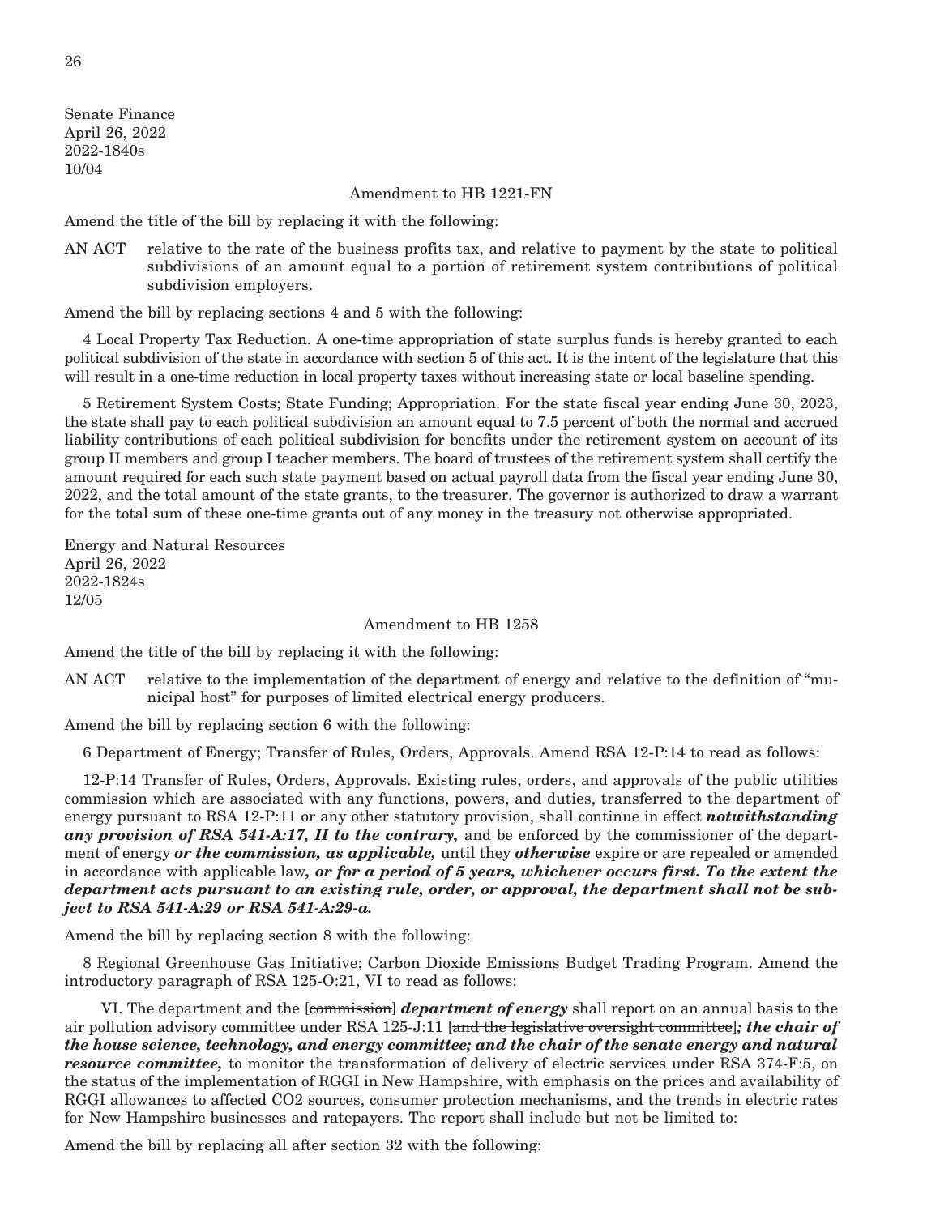Senate Finance
April 26, 2022
2022-1840s
10/04

Amendment to HB 1221-FN

Amend the title of the bill by replacing it with the following:

AN ACT relative to the rate of the business profits tax, and relative to payment by the state to political subdivisions of an amount equal to a portion of retirement system contributions of political subdivision employers.

Amend the bill by replacing sections 4 and 5 with the following:

4 Local Property Tax Reduction. A one-time appropriation of state surplus funds is hereby granted to each political subdivision of the state in accordance with section 5 of this act. It is the intent of the legislature that this will result in a one-time reduction in local property taxes without increasing state or local baseline spending.

5 Retirement System Costs; State Funding; Appropriation. For the state fiscal year ending June 30, 2023, the state shall pay to each political subdivision an amount equal to 7.5 percent of both the normal and accrued liability contributions of each political subdivision for benefits under the retirement system on account of its group II members and group I teacher members. The board of trustees of the retirement system shall certify the amount required for each such state payment based on actual payroll data from the fiscal year ending June 30, 2022, and the total amount of the state grants, to the treasurer. The governor is authorized to draw a warrant for the total sum of these one-time grants out of any money in the treasury not otherwise appropriated.

Energy and Natural Resources
April 26, 2022
2022-1824s
12/05

Amendment to HB 1258

Amend the title of the bill by replacing it with the following:

AN ACT relative to the implementation of the department of energy and relative to the definition of "municipal host" for purposes of limited electrical energy producers.

Amend the bill by replacing section 6 with the following:

6 Department of Energy; Transfer of Rules, Orders, Approvals. Amend RSA 12-P:14 to read as follows:

12-P:14 Transfer of Rules, Orders, Approvals. Existing rules, orders, and approvals of the public utilities commission which are associated with any functions, powers, and duties, transferred to the department of energy pursuant to RSA 12-P:11 or any other statutory provision, shall continue in effect ***notwithstanding any provision of RSA 541-A:17, II to the contrary,*** and be enforced by the commissioner of the department of energy ***or the commission, as applicable,*** until they ***otherwise*** expire or are repealed or amended in accordance with applicable law***, or for a period of 5 years, whichever occurs first. To the extent the department acts pursuant to an existing rule, order, or approval, the department shall not be subject to RSA 541-A:29 or RSA 541-A:29-a.***

Amend the bill by replacing section 8 with the following:

8 Regional Greenhouse Gas Initiative; Carbon Dioxide Emissions Budget Trading Program. Amend the introductory paragraph of RSA 125-O:21, VI to read as follows:

VI. The department and the [~~commission~~] ***department of energy*** shall report on an annual basis to the air pollution advisory committee under RSA 125-J:11 [~~and the legislative oversight committee~~]***; the chair of the house science, technology, and energy committee; and the chair of the senate energy and natural resource committee,*** to monitor the transformation of delivery of electric services under RSA 374-F:5, on the status of the implementation of RGGI in New Hampshire, with emphasis on the prices and availability of RGGI allowances to affected CO2 sources, consumer protection mechanisms, and the trends in electric rates for New Hampshire businesses and ratepayers. The report shall include but not be limited to:

Amend the bill by replacing all after section 32 with the following: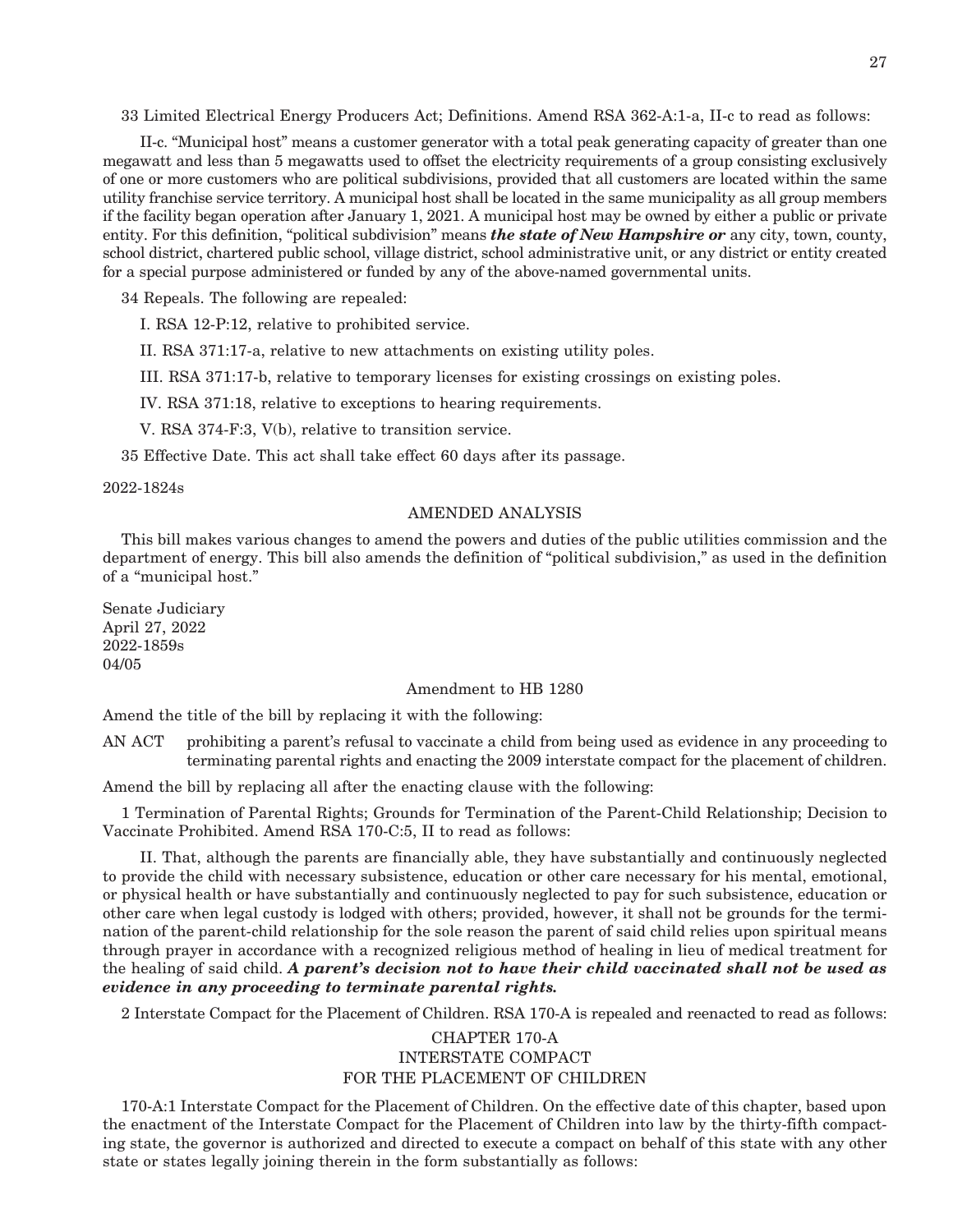33 Limited Electrical Energy Producers Act; Definitions. Amend RSA 362-A:1-a, II-c to read as follows:

II-c. "Municipal host" means a customer generator with a total peak generating capacity of greater than one megawatt and less than 5 megawatts used to offset the electricity requirements of a group consisting exclusively of one or more customers who are political subdivisions, provided that all customers are located within the same utility franchise service territory. A municipal host shall be located in the same municipality as all group members if the facility began operation after January 1, 2021. A municipal host may be owned by either a public or private entity. For this definition, "political subdivision" means ***the state of New Hampshire or*** any city, town, county, school district, chartered public school, village district, school administrative unit, or any district or entity created for a special purpose administered or funded by any of the above-named governmental units.

34 Repeals. The following are repealed:

I. RSA 12-P:12, relative to prohibited service.

II. RSA 371:17-a, relative to new attachments on existing utility poles.

III. RSA 371:17-b, relative to temporary licenses for existing crossings on existing poles.

IV. RSA 371:18, relative to exceptions to hearing requirements.

V. RSA 374-F:3, V(b), relative to transition service.

35 Effective Date. This act shall take effect 60 days after its passage.

2022-1824s

AMENDED ANALYSIS

This bill makes various changes to amend the powers and duties of the public utilities commission and the department of energy. This bill also amends the definition of "political subdivision," as used in the definition of a "municipal host."

Senate Judiciary
April 27, 2022
2022-1859s
04/05

Amendment to HB 1280

Amend the title of the bill by replacing it with the following:

AN ACT prohibiting a parent's refusal to vaccinate a child from being used as evidence in any proceeding to terminating parental rights and enacting the 2009 interstate compact for the placement of children.

Amend the bill by replacing all after the enacting clause with the following:

1 Termination of Parental Rights; Grounds for Termination of the Parent-Child Relationship; Decision to Vaccinate Prohibited. Amend RSA 170-C:5, II to read as follows:

II. That, although the parents are financially able, they have substantially and continuously neglected to provide the child with necessary subsistence, education or other care necessary for his mental, emotional, or physical health or have substantially and continuously neglected to pay for such subsistence, education or other care when legal custody is lodged with others; provided, however, it shall not be grounds for the termination of the parent-child relationship for the sole reason the parent of said child relies upon spiritual means through prayer in accordance with a recognized religious method of healing in lieu of medical treatment for the healing of said child. ***A parent's decision not to have their child vaccinated shall not be used as evidence in any proceeding to terminate parental rights.***

2 Interstate Compact for the Placement of Children. RSA 170-A is repealed and reenacted to read as follows:

CHAPTER 170-A
INTERSTATE COMPACT
FOR THE PLACEMENT OF CHILDREN

170-A:1 Interstate Compact for the Placement of Children. On the effective date of this chapter, based upon the enactment of the Interstate Compact for the Placement of Children into law by the thirty-fifth compacting state, the governor is authorized and directed to execute a compact on behalf of this state with any other state or states legally joining therein in the form substantially as follows: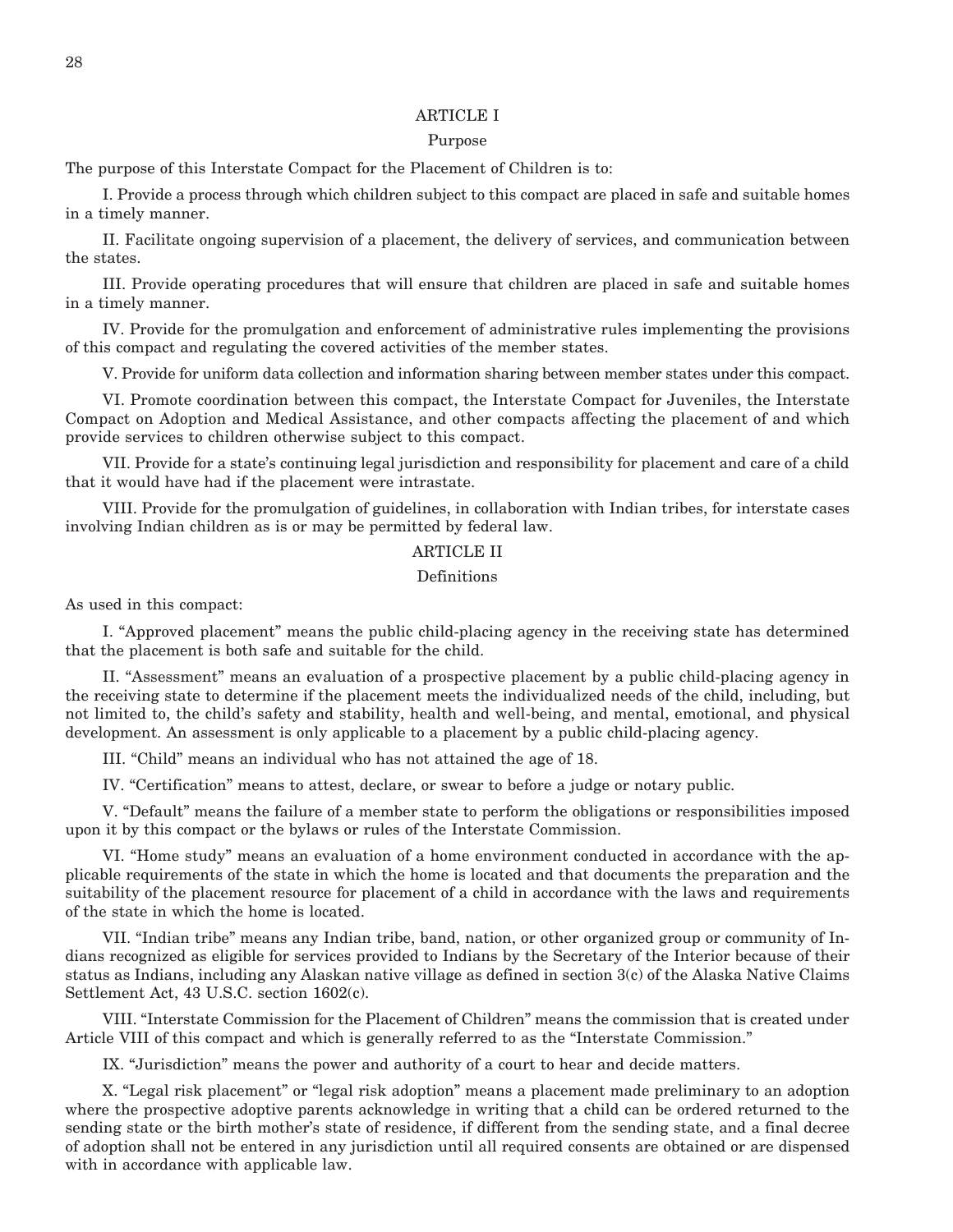## ARTICLE I

### Purpose

The purpose of this Interstate Compact for the Placement of Children is to:

I. Provide a process through which children subject to this compact are placed in safe and suitable homes in a timely manner.

II. Facilitate ongoing supervision of a placement, the delivery of services, and communication between the states.

III. Provide operating procedures that will ensure that children are placed in safe and suitable homes in a timely manner.

IV. Provide for the promulgation and enforcement of administrative rules implementing the provisions of this compact and regulating the covered activities of the member states.

V. Provide for uniform data collection and information sharing between member states under this compact.

VI. Promote coordination between this compact, the Interstate Compact for Juveniles, the Interstate Compact on Adoption and Medical Assistance, and other compacts affecting the placement of and which provide services to children otherwise subject to this compact.

VII. Provide for a state's continuing legal jurisdiction and responsibility for placement and care of a child that it would have had if the placement were intrastate.

VIII. Provide for the promulgation of guidelines, in collaboration with Indian tribes, for interstate cases involving Indian children as is or may be permitted by federal law.

## ARTICLE II

### Definitions

As used in this compact:

I. "Approved placement" means the public child-placing agency in the receiving state has determined that the placement is both safe and suitable for the child.

II. "Assessment" means an evaluation of a prospective placement by a public child-placing agency in the receiving state to determine if the placement meets the individualized needs of the child, including, but not limited to, the child's safety and stability, health and well-being, and mental, emotional, and physical development. An assessment is only applicable to a placement by a public child-placing agency.

III. "Child" means an individual who has not attained the age of 18.

IV. "Certification" means to attest, declare, or swear to before a judge or notary public.

V. "Default" means the failure of a member state to perform the obligations or responsibilities imposed upon it by this compact or the bylaws or rules of the Interstate Commission.

VI. "Home study" means an evaluation of a home environment conducted in accordance with the applicable requirements of the state in which the home is located and that documents the preparation and the suitability of the placement resource for placement of a child in accordance with the laws and requirements of the state in which the home is located.

VII. "Indian tribe" means any Indian tribe, band, nation, or other organized group or community of Indians recognized as eligible for services provided to Indians by the Secretary of the Interior because of their status as Indians, including any Alaskan native village as defined in section 3(c) of the Alaska Native Claims Settlement Act, 43 U.S.C. section 1602(c).

VIII. "Interstate Commission for the Placement of Children" means the commission that is created under Article VIII of this compact and which is generally referred to as the "Interstate Commission."

IX. "Jurisdiction" means the power and authority of a court to hear and decide matters.

X. "Legal risk placement" or "legal risk adoption" means a placement made preliminary to an adoption where the prospective adoptive parents acknowledge in writing that a child can be ordered returned to the sending state or the birth mother's state of residence, if different from the sending state, and a final decree of adoption shall not be entered in any jurisdiction until all required consents are obtained or are dispensed with in accordance with applicable law.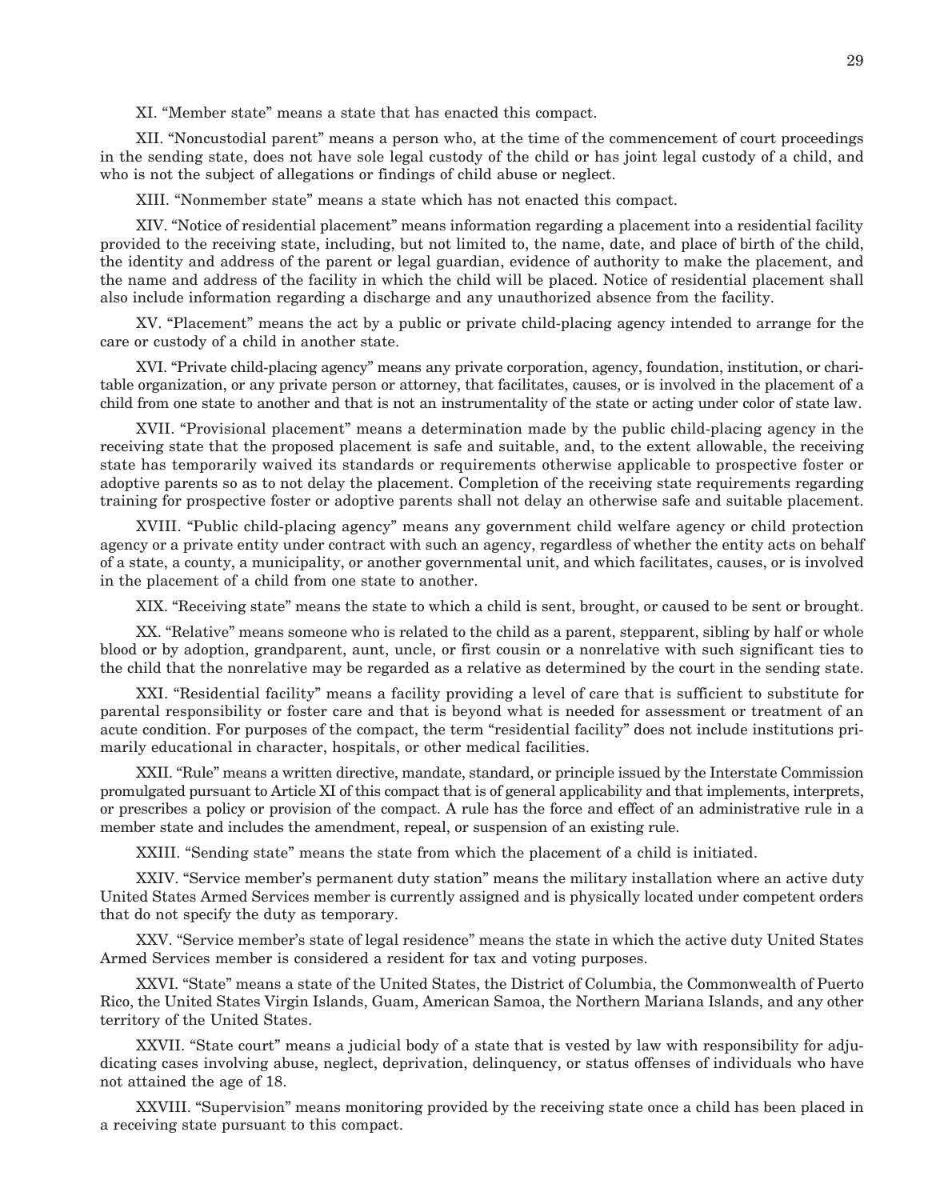XI. “Member state” means a state that has enacted this compact.

XII. “Noncustodial parent” means a person who, at the time of the commencement of court proceedings in the sending state, does not have sole legal custody of the child or has joint legal custody of a child, and who is not the subject of allegations or findings of child abuse or neglect.

XIII. “Nonmember state” means a state which has not enacted this compact.

XIV. “Notice of residential placement” means information regarding a placement into a residential facility provided to the receiving state, including, but not limited to, the name, date, and place of birth of the child, the identity and address of the parent or legal guardian, evidence of authority to make the placement, and the name and address of the facility in which the child will be placed. Notice of residential placement shall also include information regarding a discharge and any unauthorized absence from the facility.

XV. “Placement” means the act by a public or private child-placing agency intended to arrange for the care or custody of a child in another state.

XVI. “Private child-placing agency” means any private corporation, agency, foundation, institution, or charitable organization, or any private person or attorney, that facilitates, causes, or is involved in the placement of a child from one state to another and that is not an instrumentality of the state or acting under color of state law.

XVII. “Provisional placement” means a determination made by the public child-placing agency in the receiving state that the proposed placement is safe and suitable, and, to the extent allowable, the receiving state has temporarily waived its standards or requirements otherwise applicable to prospective foster or adoptive parents so as to not delay the placement. Completion of the receiving state requirements regarding training for prospective foster or adoptive parents shall not delay an otherwise safe and suitable placement.

XVIII. “Public child-placing agency” means any government child welfare agency or child protection agency or a private entity under contract with such an agency, regardless of whether the entity acts on behalf of a state, a county, a municipality, or another governmental unit, and which facilitates, causes, or is involved in the placement of a child from one state to another.

XIX. “Receiving state” means the state to which a child is sent, brought, or caused to be sent or brought.

XX. “Relative” means someone who is related to the child as a parent, stepparent, sibling by half or whole blood or by adoption, grandparent, aunt, uncle, or first cousin or a nonrelative with such significant ties to the child that the nonrelative may be regarded as a relative as determined by the court in the sending state.

XXI. “Residential facility” means a facility providing a level of care that is sufficient to substitute for parental responsibility or foster care and that is beyond what is needed for assessment or treatment of an acute condition. For purposes of the compact, the term “residential facility” does not include institutions primarily educational in character, hospitals, or other medical facilities.

XXII. “Rule” means a written directive, mandate, standard, or principle issued by the Interstate Commission promulgated pursuant to Article XI of this compact that is of general applicability and that implements, interprets, or prescribes a policy or provision of the compact. A rule has the force and effect of an administrative rule in a member state and includes the amendment, repeal, or suspension of an existing rule.

XXIII. “Sending state” means the state from which the placement of a child is initiated.

XXIV. “Service member’s permanent duty station” means the military installation where an active duty United States Armed Services member is currently assigned and is physically located under competent orders that do not specify the duty as temporary.

XXV. “Service member’s state of legal residence” means the state in which the active duty United States Armed Services member is considered a resident for tax and voting purposes.

XXVI. “State” means a state of the United States, the District of Columbia, the Commonwealth of Puerto Rico, the United States Virgin Islands, Guam, American Samoa, the Northern Mariana Islands, and any other territory of the United States.

XXVII. “State court” means a judicial body of a state that is vested by law with responsibility for adjudicating cases involving abuse, neglect, deprivation, delinquency, or status offenses of individuals who have not attained the age of 18.

XXVIII. “Supervision” means monitoring provided by the receiving state once a child has been placed in a receiving state pursuant to this compact.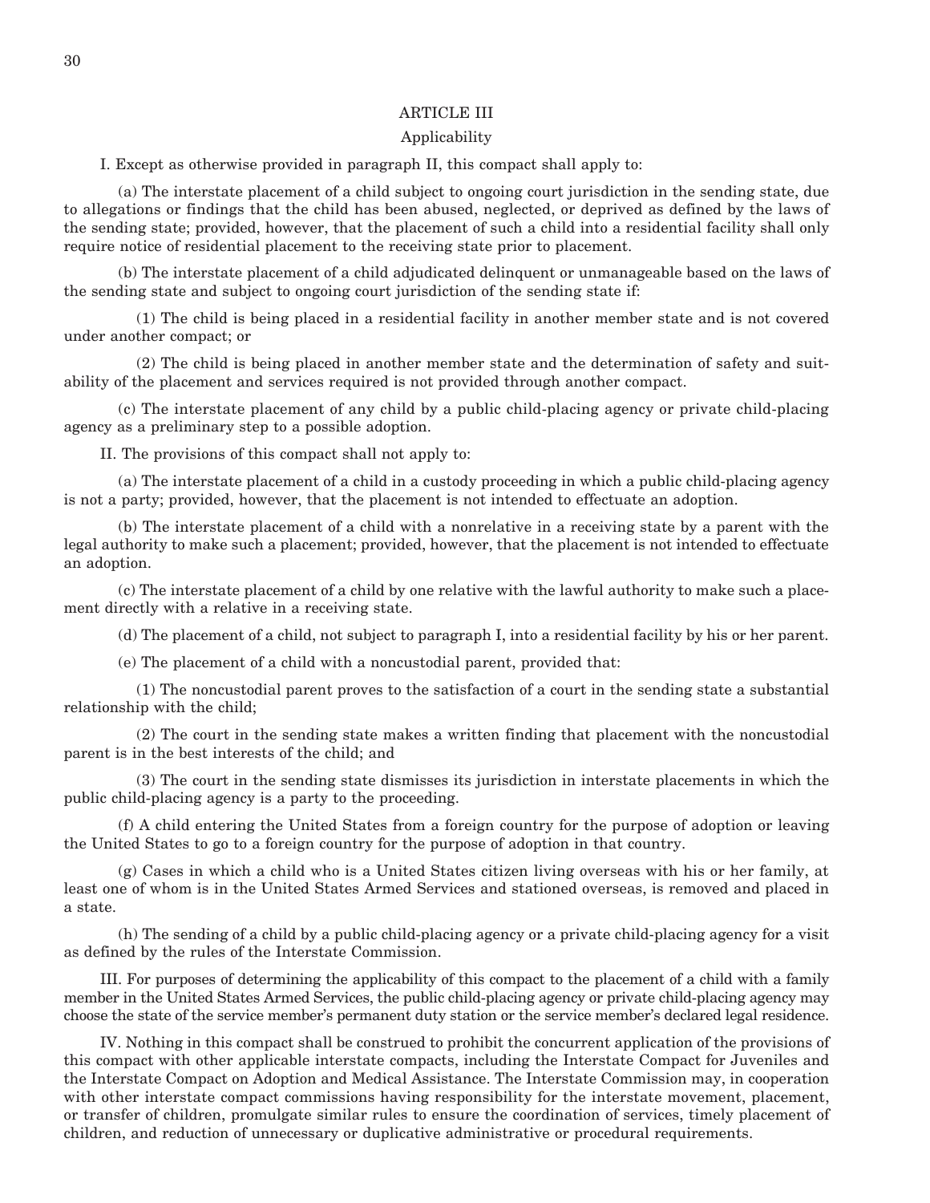## ARTICLE III

### Applicability

I. Except as otherwise provided in paragraph II, this compact shall apply to:

(a) The interstate placement of a child subject to ongoing court jurisdiction in the sending state, due to allegations or findings that the child has been abused, neglected, or deprived as defined by the laws of the sending state; provided, however, that the placement of such a child into a residential facility shall only require notice of residential placement to the receiving state prior to placement.

(b) The interstate placement of a child adjudicated delinquent or unmanageable based on the laws of the sending state and subject to ongoing court jurisdiction of the sending state if:

(1) The child is being placed in a residential facility in another member state and is not covered under another compact; or

(2) The child is being placed in another member state and the determination of safety and suitability of the placement and services required is not provided through another compact.

(c) The interstate placement of any child by a public child-placing agency or private child-placing agency as a preliminary step to a possible adoption.

II. The provisions of this compact shall not apply to:

(a) The interstate placement of a child in a custody proceeding in which a public child-placing agency is not a party; provided, however, that the placement is not intended to effectuate an adoption.

(b) The interstate placement of a child with a nonrelative in a receiving state by a parent with the legal authority to make such a placement; provided, however, that the placement is not intended to effectuate an adoption.

(c) The interstate placement of a child by one relative with the lawful authority to make such a placement directly with a relative in a receiving state.

(d) The placement of a child, not subject to paragraph I, into a residential facility by his or her parent.

(e) The placement of a child with a noncustodial parent, provided that:

(1) The noncustodial parent proves to the satisfaction of a court in the sending state a substantial relationship with the child;

(2) The court in the sending state makes a written finding that placement with the noncustodial parent is in the best interests of the child; and

(3) The court in the sending state dismisses its jurisdiction in interstate placements in which the public child-placing agency is a party to the proceeding.

(f) A child entering the United States from a foreign country for the purpose of adoption or leaving the United States to go to a foreign country for the purpose of adoption in that country.

(g) Cases in which a child who is a United States citizen living overseas with his or her family, at least one of whom is in the United States Armed Services and stationed overseas, is removed and placed in a state.

(h) The sending of a child by a public child-placing agency or a private child-placing agency for a visit as defined by the rules of the Interstate Commission.

III. For purposes of determining the applicability of this compact to the placement of a child with a family member in the United States Armed Services, the public child-placing agency or private child-placing agency may choose the state of the service member's permanent duty station or the service member's declared legal residence.

IV. Nothing in this compact shall be construed to prohibit the concurrent application of the provisions of this compact with other applicable interstate compacts, including the Interstate Compact for Juveniles and the Interstate Compact on Adoption and Medical Assistance. The Interstate Commission may, in cooperation with other interstate compact commissions having responsibility for the interstate movement, placement, or transfer of children, promulgate similar rules to ensure the coordination of services, timely placement of children, and reduction of unnecessary or duplicative administrative or procedural requirements.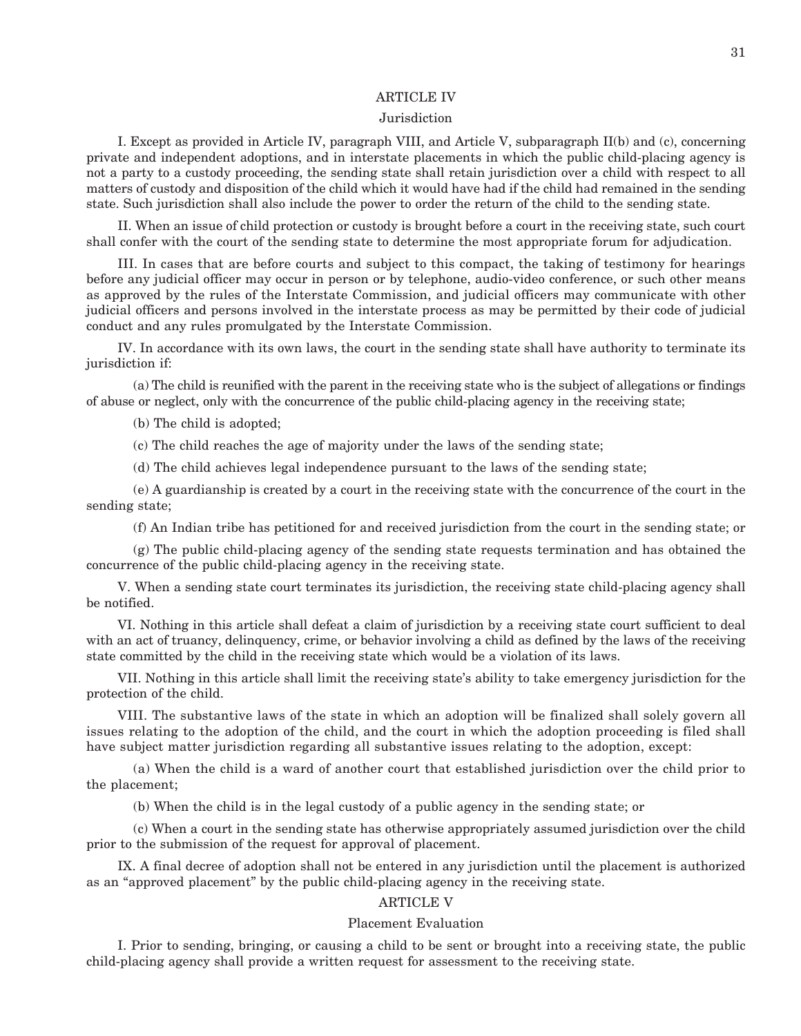## ARTICLE IV

### Jurisdiction

I. Except as provided in Article IV, paragraph VIII, and Article V, subparagraph II(b) and (c), concerning private and independent adoptions, and in interstate placements in which the public child-placing agency is not a party to a custody proceeding, the sending state shall retain jurisdiction over a child with respect to all matters of custody and disposition of the child which it would have had if the child had remained in the sending state. Such jurisdiction shall also include the power to order the return of the child to the sending state.

II. When an issue of child protection or custody is brought before a court in the receiving state, such court shall confer with the court of the sending state to determine the most appropriate forum for adjudication.

III. In cases that are before courts and subject to this compact, the taking of testimony for hearings before any judicial officer may occur in person or by telephone, audio-video conference, or such other means as approved by the rules of the Interstate Commission, and judicial officers may communicate with other judicial officers and persons involved in the interstate process as may be permitted by their code of judicial conduct and any rules promulgated by the Interstate Commission.

IV. In accordance with its own laws, the court in the sending state shall have authority to terminate its jurisdiction if:

(a) The child is reunified with the parent in the receiving state who is the subject of allegations or findings of abuse or neglect, only with the concurrence of the public child-placing agency in the receiving state;

(b) The child is adopted;

(c) The child reaches the age of majority under the laws of the sending state;

(d) The child achieves legal independence pursuant to the laws of the sending state;

(e) A guardianship is created by a court in the receiving state with the concurrence of the court in the sending state;

(f) An Indian tribe has petitioned for and received jurisdiction from the court in the sending state; or

(g) The public child-placing agency of the sending state requests termination and has obtained the concurrence of the public child-placing agency in the receiving state.

V. When a sending state court terminates its jurisdiction, the receiving state child-placing agency shall be notified.

VI. Nothing in this article shall defeat a claim of jurisdiction by a receiving state court sufficient to deal with an act of truancy, delinquency, crime, or behavior involving a child as defined by the laws of the receiving state committed by the child in the receiving state which would be a violation of its laws.

VII. Nothing in this article shall limit the receiving state's ability to take emergency jurisdiction for the protection of the child.

VIII. The substantive laws of the state in which an adoption will be finalized shall solely govern all issues relating to the adoption of the child, and the court in which the adoption proceeding is filed shall have subject matter jurisdiction regarding all substantive issues relating to the adoption, except:

(a) When the child is a ward of another court that established jurisdiction over the child prior to the placement;

(b) When the child is in the legal custody of a public agency in the sending state; or

(c) When a court in the sending state has otherwise appropriately assumed jurisdiction over the child prior to the submission of the request for approval of placement.

IX. A final decree of adoption shall not be entered in any jurisdiction until the placement is authorized as an "approved placement" by the public child-placing agency in the receiving state.

## ARTICLE V

### Placement Evaluation

I. Prior to sending, bringing, or causing a child to be sent or brought into a receiving state, the public child-placing agency shall provide a written request for assessment to the receiving state.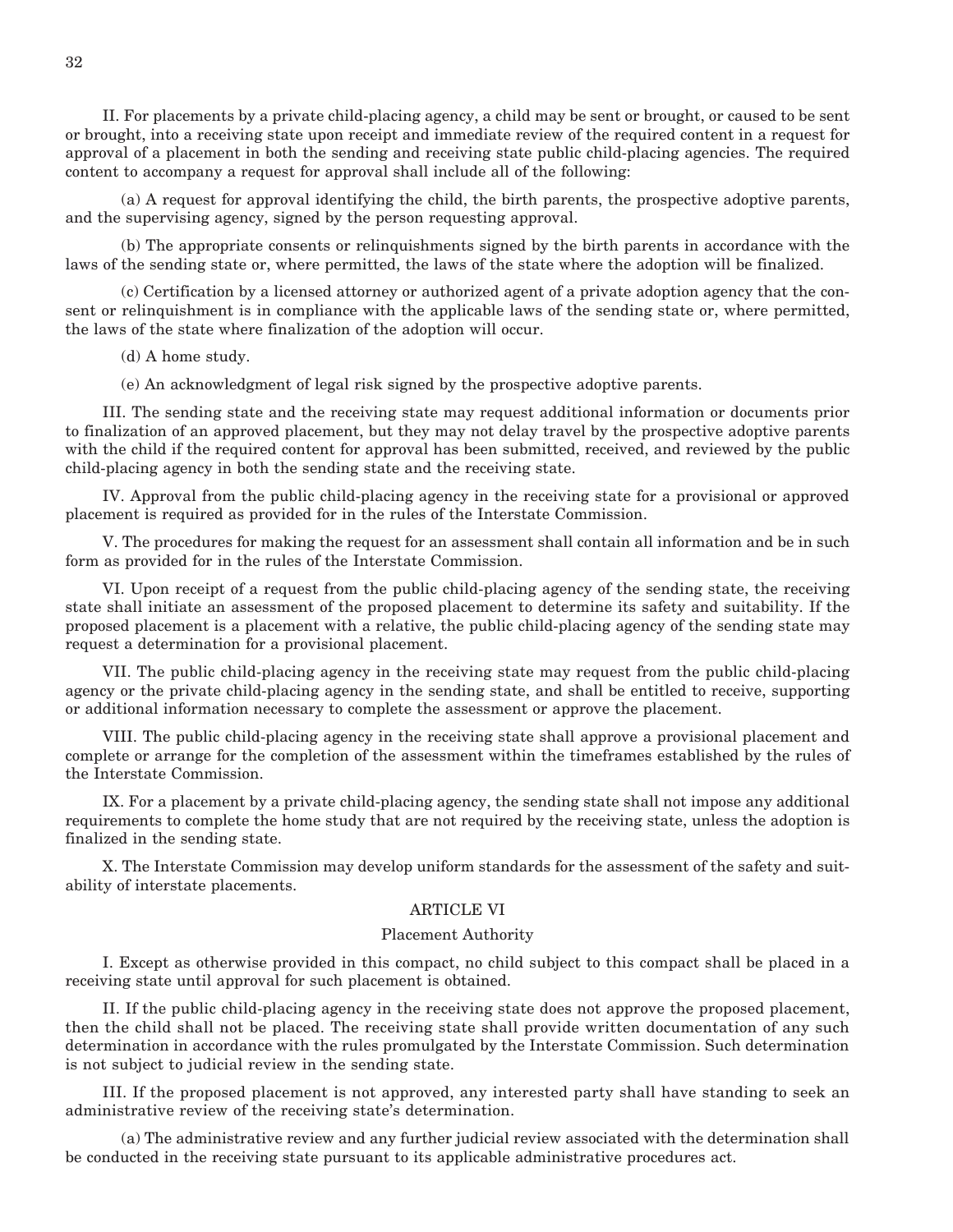II. For placements by a private child-placing agency, a child may be sent or brought, or caused to be sent or brought, into a receiving state upon receipt and immediate review of the required content in a request for approval of a placement in both the sending and receiving state public child-placing agencies. The required content to accompany a request for approval shall include all of the following:

(a) A request for approval identifying the child, the birth parents, the prospective adoptive parents, and the supervising agency, signed by the person requesting approval.

(b) The appropriate consents or relinquishments signed by the birth parents in accordance with the laws of the sending state or, where permitted, the laws of the state where the adoption will be finalized.

(c) Certification by a licensed attorney or authorized agent of a private adoption agency that the consent or relinquishment is in compliance with the applicable laws of the sending state or, where permitted, the laws of the state where finalization of the adoption will occur.

(d) A home study.

(e) An acknowledgment of legal risk signed by the prospective adoptive parents.

III. The sending state and the receiving state may request additional information or documents prior to finalization of an approved placement, but they may not delay travel by the prospective adoptive parents with the child if the required content for approval has been submitted, received, and reviewed by the public child-placing agency in both the sending state and the receiving state.

IV. Approval from the public child-placing agency in the receiving state for a provisional or approved placement is required as provided for in the rules of the Interstate Commission.

V. The procedures for making the request for an assessment shall contain all information and be in such form as provided for in the rules of the Interstate Commission.

VI. Upon receipt of a request from the public child-placing agency of the sending state, the receiving state shall initiate an assessment of the proposed placement to determine its safety and suitability. If the proposed placement is a placement with a relative, the public child-placing agency of the sending state may request a determination for a provisional placement.

VII. The public child-placing agency in the receiving state may request from the public child-placing agency or the private child-placing agency in the sending state, and shall be entitled to receive, supporting or additional information necessary to complete the assessment or approve the placement.

VIII. The public child-placing agency in the receiving state shall approve a provisional placement and complete or arrange for the completion of the assessment within the timeframes established by the rules of the Interstate Commission.

IX. For a placement by a private child-placing agency, the sending state shall not impose any additional requirements to complete the home study that are not required by the receiving state, unless the adoption is finalized in the sending state.

X. The Interstate Commission may develop uniform standards for the assessment of the safety and suitability of interstate placements.

## ARTICLE VI

### Placement Authority

I. Except as otherwise provided in this compact, no child subject to this compact shall be placed in a receiving state until approval for such placement is obtained.

II. If the public child-placing agency in the receiving state does not approve the proposed placement, then the child shall not be placed. The receiving state shall provide written documentation of any such determination in accordance with the rules promulgated by the Interstate Commission. Such determination is not subject to judicial review in the sending state.

III. If the proposed placement is not approved, any interested party shall have standing to seek an administrative review of the receiving state's determination.

(a) The administrative review and any further judicial review associated with the determination shall be conducted in the receiving state pursuant to its applicable administrative procedures act.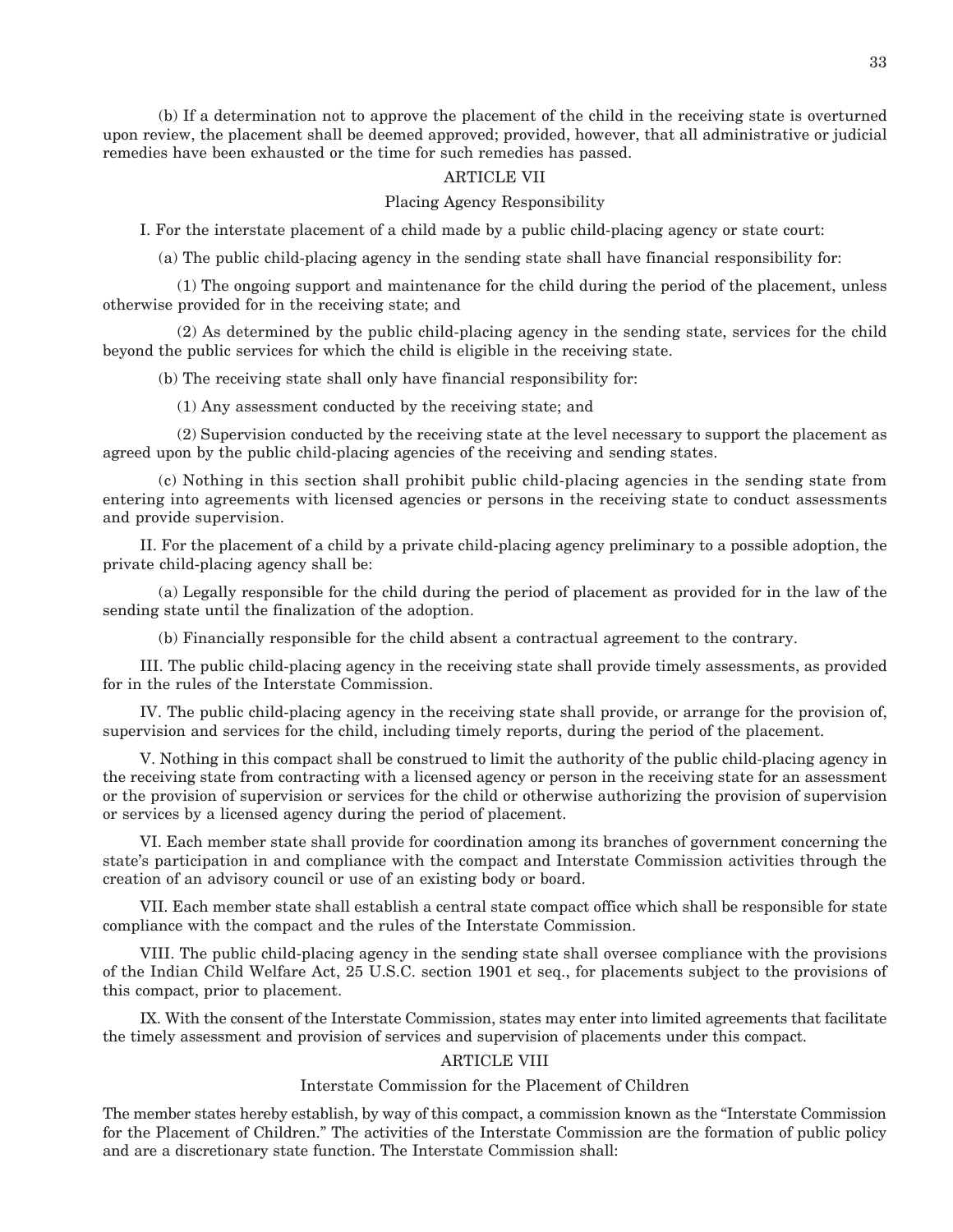(b) If a determination not to approve the placement of the child in the receiving state is overturned upon review, the placement shall be deemed approved; provided, however, that all administrative or judicial remedies have been exhausted or the time for such remedies has passed.

## ARTICLE VII

### Placing Agency Responsibility

I. For the interstate placement of a child made by a public child-placing agency or state court:

(a) The public child-placing agency in the sending state shall have financial responsibility for:

(1) The ongoing support and maintenance for the child during the period of the placement, unless otherwise provided for in the receiving state; and

(2) As determined by the public child-placing agency in the sending state, services for the child beyond the public services for which the child is eligible in the receiving state.

(b) The receiving state shall only have financial responsibility for:

(1) Any assessment conducted by the receiving state; and

(2) Supervision conducted by the receiving state at the level necessary to support the placement as agreed upon by the public child-placing agencies of the receiving and sending states.

(c) Nothing in this section shall prohibit public child-placing agencies in the sending state from entering into agreements with licensed agencies or persons in the receiving state to conduct assessments and provide supervision.

II. For the placement of a child by a private child-placing agency preliminary to a possible adoption, the private child-placing agency shall be:

(a) Legally responsible for the child during the period of placement as provided for in the law of the sending state until the finalization of the adoption.

(b) Financially responsible for the child absent a contractual agreement to the contrary.

III. The public child-placing agency in the receiving state shall provide timely assessments, as provided for in the rules of the Interstate Commission.

IV. The public child-placing agency in the receiving state shall provide, or arrange for the provision of, supervision and services for the child, including timely reports, during the period of the placement.

V. Nothing in this compact shall be construed to limit the authority of the public child-placing agency in the receiving state from contracting with a licensed agency or person in the receiving state for an assessment or the provision of supervision or services for the child or otherwise authorizing the provision of supervision or services by a licensed agency during the period of placement.

VI. Each member state shall provide for coordination among its branches of government concerning the state's participation in and compliance with the compact and Interstate Commission activities through the creation of an advisory council or use of an existing body or board.

VII. Each member state shall establish a central state compact office which shall be responsible for state compliance with the compact and the rules of the Interstate Commission.

VIII. The public child-placing agency in the sending state shall oversee compliance with the provisions of the Indian Child Welfare Act, 25 U.S.C. section 1901 et seq., for placements subject to the provisions of this compact, prior to placement.

IX. With the consent of the Interstate Commission, states may enter into limited agreements that facilitate the timely assessment and provision of services and supervision of placements under this compact.

## ARTICLE VIII

### Interstate Commission for the Placement of Children

The member states hereby establish, by way of this compact, a commission known as the "Interstate Commission for the Placement of Children." The activities of the Interstate Commission are the formation of public policy and are a discretionary state function. The Interstate Commission shall: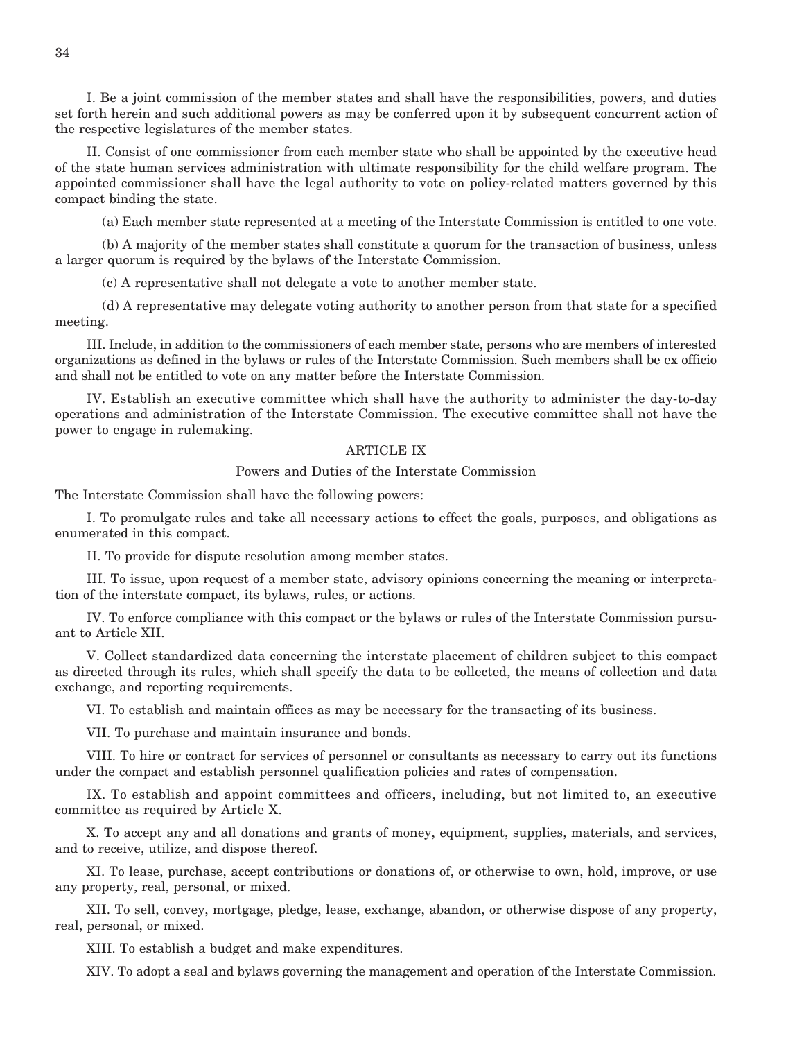I. Be a joint commission of the member states and shall have the responsibilities, powers, and duties set forth herein and such additional powers as may be conferred upon it by subsequent concurrent action of the respective legislatures of the member states.

II. Consist of one commissioner from each member state who shall be appointed by the executive head of the state human services administration with ultimate responsibility for the child welfare program. The appointed commissioner shall have the legal authority to vote on policy-related matters governed by this compact binding the state.

(a) Each member state represented at a meeting of the Interstate Commission is entitled to one vote.

(b) A majority of the member states shall constitute a quorum for the transaction of business, unless a larger quorum is required by the bylaws of the Interstate Commission.

(c) A representative shall not delegate a vote to another member state.

(d) A representative may delegate voting authority to another person from that state for a specified meeting.

III. Include, in addition to the commissioners of each member state, persons who are members of interested organizations as defined in the bylaws or rules of the Interstate Commission. Such members shall be ex officio and shall not be entitled to vote on any matter before the Interstate Commission.

IV. Establish an executive committee which shall have the authority to administer the day-to-day operations and administration of the Interstate Commission. The executive committee shall not have the power to engage in rulemaking.

## ARTICLE IX

### Powers and Duties of the Interstate Commission

The Interstate Commission shall have the following powers:

I. To promulgate rules and take all necessary actions to effect the goals, purposes, and obligations as enumerated in this compact.

II. To provide for dispute resolution among member states.

III. To issue, upon request of a member state, advisory opinions concerning the meaning or interpretation of the interstate compact, its bylaws, rules, or actions.

IV. To enforce compliance with this compact or the bylaws or rules of the Interstate Commission pursuant to Article XII.

V. Collect standardized data concerning the interstate placement of children subject to this compact as directed through its rules, which shall specify the data to be collected, the means of collection and data exchange, and reporting requirements.

VI. To establish and maintain offices as may be necessary for the transacting of its business.

VII. To purchase and maintain insurance and bonds.

VIII. To hire or contract for services of personnel or consultants as necessary to carry out its functions under the compact and establish personnel qualification policies and rates of compensation.

IX. To establish and appoint committees and officers, including, but not limited to, an executive committee as required by Article X.

X. To accept any and all donations and grants of money, equipment, supplies, materials, and services, and to receive, utilize, and dispose thereof.

XI. To lease, purchase, accept contributions or donations of, or otherwise to own, hold, improve, or use any property, real, personal, or mixed.

XII. To sell, convey, mortgage, pledge, lease, exchange, abandon, or otherwise dispose of any property, real, personal, or mixed.

XIII. To establish a budget and make expenditures.

XIV. To adopt a seal and bylaws governing the management and operation of the Interstate Commission.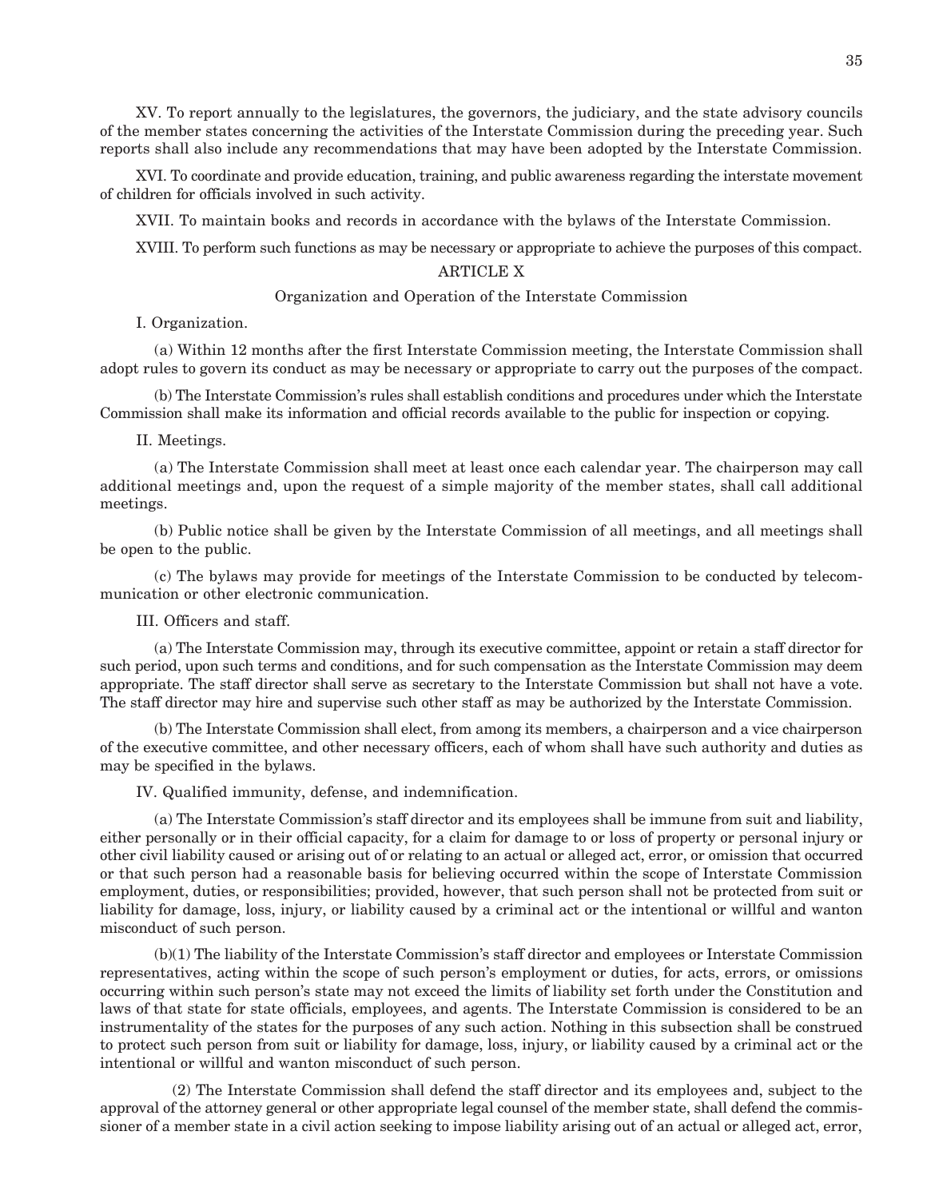XV. To report annually to the legislatures, the governors, the judiciary, and the state advisory councils of the member states concerning the activities of the Interstate Commission during the preceding year. Such reports shall also include any recommendations that may have been adopted by the Interstate Commission.

XVI. To coordinate and provide education, training, and public awareness regarding the interstate movement of children for officials involved in such activity.

XVII. To maintain books and records in accordance with the bylaws of the Interstate Commission.

XVIII. To perform such functions as may be necessary or appropriate to achieve the purposes of this compact.

## ARTICLE X

### Organization and Operation of the Interstate Commission

I. Organization.

(a) Within 12 months after the first Interstate Commission meeting, the Interstate Commission shall adopt rules to govern its conduct as may be necessary or appropriate to carry out the purposes of the compact.

(b) The Interstate Commission's rules shall establish conditions and procedures under which the Interstate Commission shall make its information and official records available to the public for inspection or copying.

II. Meetings.

(a) The Interstate Commission shall meet at least once each calendar year. The chairperson may call additional meetings and, upon the request of a simple majority of the member states, shall call additional meetings.

(b) Public notice shall be given by the Interstate Commission of all meetings, and all meetings shall be open to the public.

(c) The bylaws may provide for meetings of the Interstate Commission to be conducted by telecommunication or other electronic communication.

III. Officers and staff.

(a) The Interstate Commission may, through its executive committee, appoint or retain a staff director for such period, upon such terms and conditions, and for such compensation as the Interstate Commission may deem appropriate. The staff director shall serve as secretary to the Interstate Commission but shall not have a vote. The staff director may hire and supervise such other staff as may be authorized by the Interstate Commission.

(b) The Interstate Commission shall elect, from among its members, a chairperson and a vice chairperson of the executive committee, and other necessary officers, each of whom shall have such authority and duties as may be specified in the bylaws.

IV. Qualified immunity, defense, and indemnification.

(a) The Interstate Commission's staff director and its employees shall be immune from suit and liability, either personally or in their official capacity, for a claim for damage to or loss of property or personal injury or other civil liability caused or arising out of or relating to an actual or alleged act, error, or omission that occurred or that such person had a reasonable basis for believing occurred within the scope of Interstate Commission employment, duties, or responsibilities; provided, however, that such person shall not be protected from suit or liability for damage, loss, injury, or liability caused by a criminal act or the intentional or willful and wanton misconduct of such person.

(b)(1) The liability of the Interstate Commission's staff director and employees or Interstate Commission representatives, acting within the scope of such person's employment or duties, for acts, errors, or omissions occurring within such person's state may not exceed the limits of liability set forth under the Constitution and laws of that state for state officials, employees, and agents. The Interstate Commission is considered to be an instrumentality of the states for the purposes of any such action. Nothing in this subsection shall be construed to protect such person from suit or liability for damage, loss, injury, or liability caused by a criminal act or the intentional or willful and wanton misconduct of such person.

(2) The Interstate Commission shall defend the staff director and its employees and, subject to the approval of the attorney general or other appropriate legal counsel of the member state, shall defend the commissioner of a member state in a civil action seeking to impose liability arising out of an actual or alleged act, error,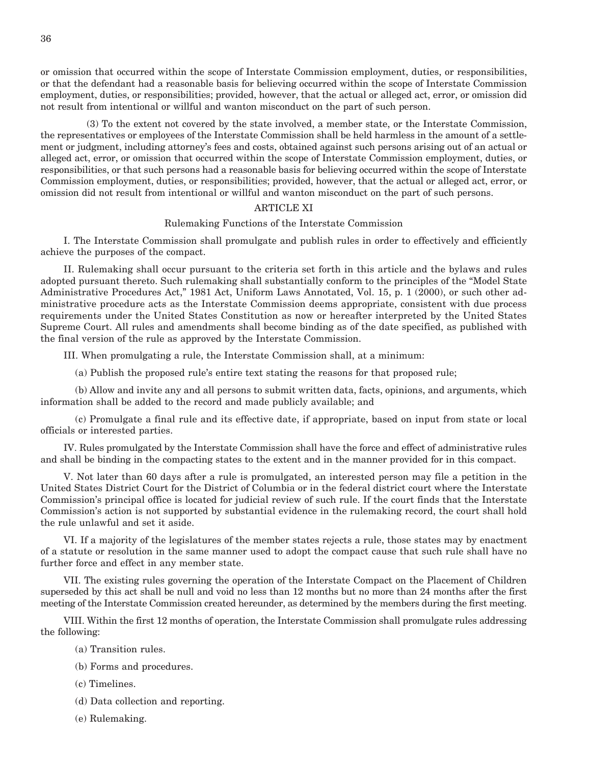or omission that occurred within the scope of Interstate Commission employment, duties, or responsibilities, or that the defendant had a reasonable basis for believing occurred within the scope of Interstate Commission employment, duties, or responsibilities; provided, however, that the actual or alleged act, error, or omission did not result from intentional or willful and wanton misconduct on the part of such person.

(3) To the extent not covered by the state involved, a member state, or the Interstate Commission, the representatives or employees of the Interstate Commission shall be held harmless in the amount of a settlement or judgment, including attorney's fees and costs, obtained against such persons arising out of an actual or alleged act, error, or omission that occurred within the scope of Interstate Commission employment, duties, or responsibilities, or that such persons had a reasonable basis for believing occurred within the scope of Interstate Commission employment, duties, or responsibilities; provided, however, that the actual or alleged act, error, or omission did not result from intentional or willful and wanton misconduct on the part of such persons.

## ARTICLE XI

### Rulemaking Functions of the Interstate Commission

I. The Interstate Commission shall promulgate and publish rules in order to effectively and efficiently achieve the purposes of the compact.

II. Rulemaking shall occur pursuant to the criteria set forth in this article and the bylaws and rules adopted pursuant thereto. Such rulemaking shall substantially conform to the principles of the "Model State Administrative Procedures Act," 1981 Act, Uniform Laws Annotated, Vol. 15, p. 1 (2000), or such other administrative procedure acts as the Interstate Commission deems appropriate, consistent with due process requirements under the United States Constitution as now or hereafter interpreted by the United States Supreme Court. All rules and amendments shall become binding as of the date specified, as published with the final version of the rule as approved by the Interstate Commission.

III. When promulgating a rule, the Interstate Commission shall, at a minimum:

(a) Publish the proposed rule's entire text stating the reasons for that proposed rule;

(b) Allow and invite any and all persons to submit written data, facts, opinions, and arguments, which information shall be added to the record and made publicly available; and

(c) Promulgate a final rule and its effective date, if appropriate, based on input from state or local officials or interested parties.

IV. Rules promulgated by the Interstate Commission shall have the force and effect of administrative rules and shall be binding in the compacting states to the extent and in the manner provided for in this compact.

V. Not later than 60 days after a rule is promulgated, an interested person may file a petition in the United States District Court for the District of Columbia or in the federal district court where the Interstate Commission's principal office is located for judicial review of such rule. If the court finds that the Interstate Commission's action is not supported by substantial evidence in the rulemaking record, the court shall hold the rule unlawful and set it aside.

VI. If a majority of the legislatures of the member states rejects a rule, those states may by enactment of a statute or resolution in the same manner used to adopt the compact cause that such rule shall have no further force and effect in any member state.

VII. The existing rules governing the operation of the Interstate Compact on the Placement of Children superseded by this act shall be null and void no less than 12 months but no more than 24 months after the first meeting of the Interstate Commission created hereunder, as determined by the members during the first meeting.

VIII. Within the first 12 months of operation, the Interstate Commission shall promulgate rules addressing the following:

(a) Transition rules.

(b) Forms and procedures.

(c) Timelines.

(d) Data collection and reporting.

(e) Rulemaking.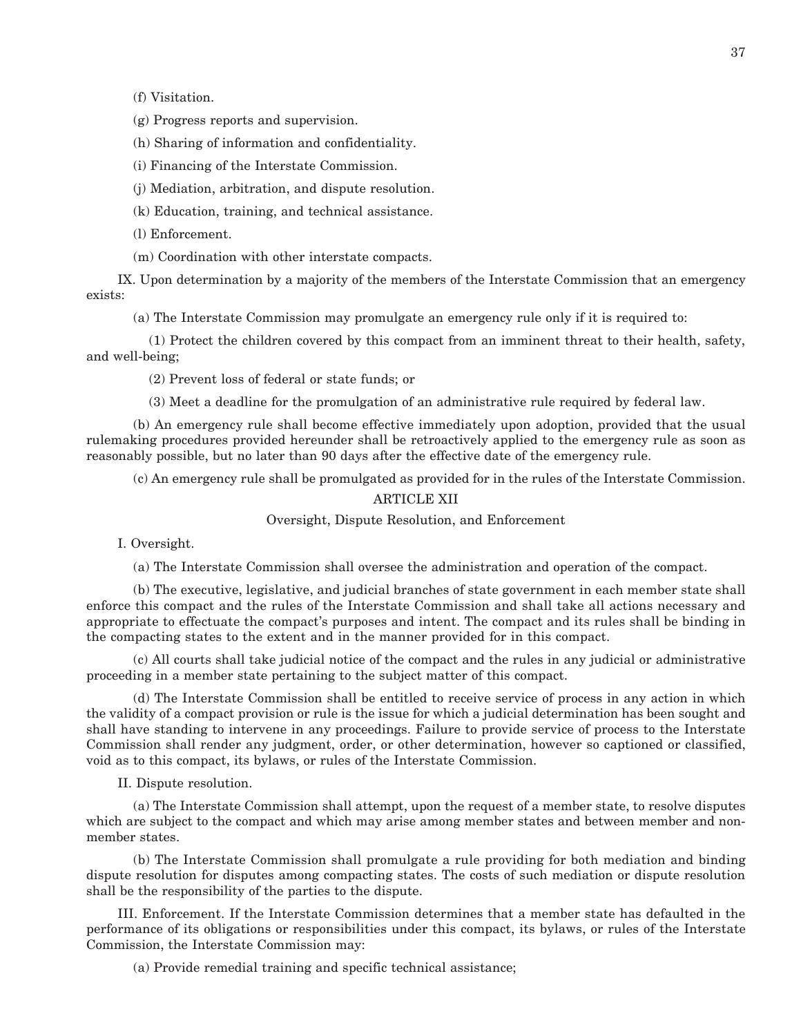(f) Visitation.

(g) Progress reports and supervision.

(h) Sharing of information and confidentiality.

(i) Financing of the Interstate Commission.

(j) Mediation, arbitration, and dispute resolution.

(k) Education, training, and technical assistance.

(l) Enforcement.

(m) Coordination with other interstate compacts.

IX. Upon determination by a majority of the members of the Interstate Commission that an emergency exists:

(a) The Interstate Commission may promulgate an emergency rule only if it is required to:

(1) Protect the children covered by this compact from an imminent threat to their health, safety, and well-being;

(2) Prevent loss of federal or state funds; or

(3) Meet a deadline for the promulgation of an administrative rule required by federal law.

(b) An emergency rule shall become effective immediately upon adoption, provided that the usual rulemaking procedures provided hereunder shall be retroactively applied to the emergency rule as soon as reasonably possible, but no later than 90 days after the effective date of the emergency rule.

(c) An emergency rule shall be promulgated as provided for in the rules of the Interstate Commission.

ARTICLE XII

Oversight, Dispute Resolution, and Enforcement

I. Oversight.

(a) The Interstate Commission shall oversee the administration and operation of the compact.

(b) The executive, legislative, and judicial branches of state government in each member state shall enforce this compact and the rules of the Interstate Commission and shall take all actions necessary and appropriate to effectuate the compact's purposes and intent. The compact and its rules shall be binding in the compacting states to the extent and in the manner provided for in this compact.

(c) All courts shall take judicial notice of the compact and the rules in any judicial or administrative proceeding in a member state pertaining to the subject matter of this compact.

(d) The Interstate Commission shall be entitled to receive service of process in any action in which the validity of a compact provision or rule is the issue for which a judicial determination has been sought and shall have standing to intervene in any proceedings. Failure to provide service of process to the Interstate Commission shall render any judgment, order, or other determination, however so captioned or classified, void as to this compact, its bylaws, or rules of the Interstate Commission.

II. Dispute resolution.

(a) The Interstate Commission shall attempt, upon the request of a member state, to resolve disputes which are subject to the compact and which may arise among member states and between member and non-member states.

(b) The Interstate Commission shall promulgate a rule providing for both mediation and binding dispute resolution for disputes among compacting states. The costs of such mediation or dispute resolution shall be the responsibility of the parties to the dispute.

III. Enforcement. If the Interstate Commission determines that a member state has defaulted in the performance of its obligations or responsibilities under this compact, its bylaws, or rules of the Interstate Commission, the Interstate Commission may:

(a) Provide remedial training and specific technical assistance;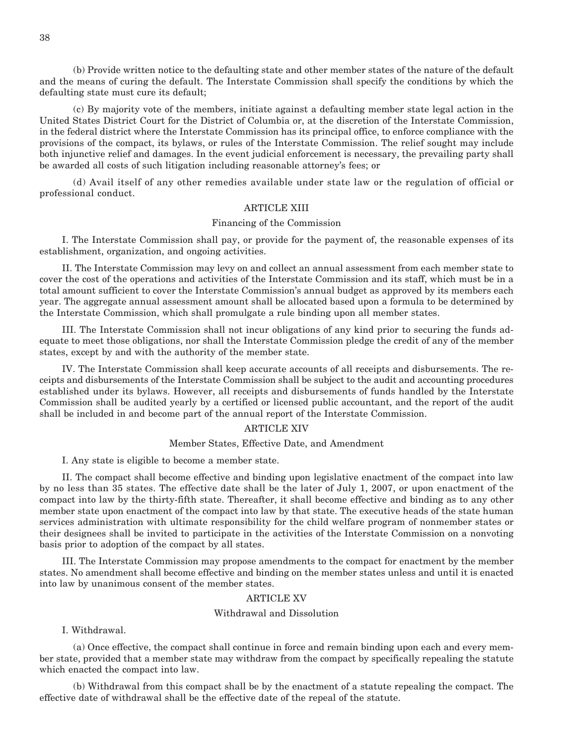(b) Provide written notice to the defaulting state and other member states of the nature of the default and the means of curing the default. The Interstate Commission shall specify the conditions by which the defaulting state must cure its default;

(c) By majority vote of the members, initiate against a defaulting member state legal action in the United States District Court for the District of Columbia or, at the discretion of the Interstate Commission, in the federal district where the Interstate Commission has its principal office, to enforce compliance with the provisions of the compact, its bylaws, or rules of the Interstate Commission. The relief sought may include both injunctive relief and damages. In the event judicial enforcement is necessary, the prevailing party shall be awarded all costs of such litigation including reasonable attorney's fees; or

(d) Avail itself of any other remedies available under state law or the regulation of official or professional conduct.

## ARTICLE XIII

### Financing of the Commission

I. The Interstate Commission shall pay, or provide for the payment of, the reasonable expenses of its establishment, organization, and ongoing activities.

II. The Interstate Commission may levy on and collect an annual assessment from each member state to cover the cost of the operations and activities of the Interstate Commission and its staff, which must be in a total amount sufficient to cover the Interstate Commission's annual budget as approved by its members each year. The aggregate annual assessment amount shall be allocated based upon a formula to be determined by the Interstate Commission, which shall promulgate a rule binding upon all member states.

III. The Interstate Commission shall not incur obligations of any kind prior to securing the funds adequate to meet those obligations, nor shall the Interstate Commission pledge the credit of any of the member states, except by and with the authority of the member state.

IV. The Interstate Commission shall keep accurate accounts of all receipts and disbursements. The receipts and disbursements of the Interstate Commission shall be subject to the audit and accounting procedures established under its bylaws. However, all receipts and disbursements of funds handled by the Interstate Commission shall be audited yearly by a certified or licensed public accountant, and the report of the audit shall be included in and become part of the annual report of the Interstate Commission.

## ARTICLE XIV

### Member States, Effective Date, and Amendment

I. Any state is eligible to become a member state.

II. The compact shall become effective and binding upon legislative enactment of the compact into law by no less than 35 states. The effective date shall be the later of July 1, 2007, or upon enactment of the compact into law by the thirty-fifth state. Thereafter, it shall become effective and binding as to any other member state upon enactment of the compact into law by that state. The executive heads of the state human services administration with ultimate responsibility for the child welfare program of nonmember states or their designees shall be invited to participate in the activities of the Interstate Commission on a nonvoting basis prior to adoption of the compact by all states.

III. The Interstate Commission may propose amendments to the compact for enactment by the member states. No amendment shall become effective and binding on the member states unless and until it is enacted into law by unanimous consent of the member states.

## ARTICLE XV

### Withdrawal and Dissolution

I. Withdrawal.

(a) Once effective, the compact shall continue in force and remain binding upon each and every member state, provided that a member state may withdraw from the compact by specifically repealing the statute which enacted the compact into law.

(b) Withdrawal from this compact shall be by the enactment of a statute repealing the compact. The effective date of withdrawal shall be the effective date of the repeal of the statute.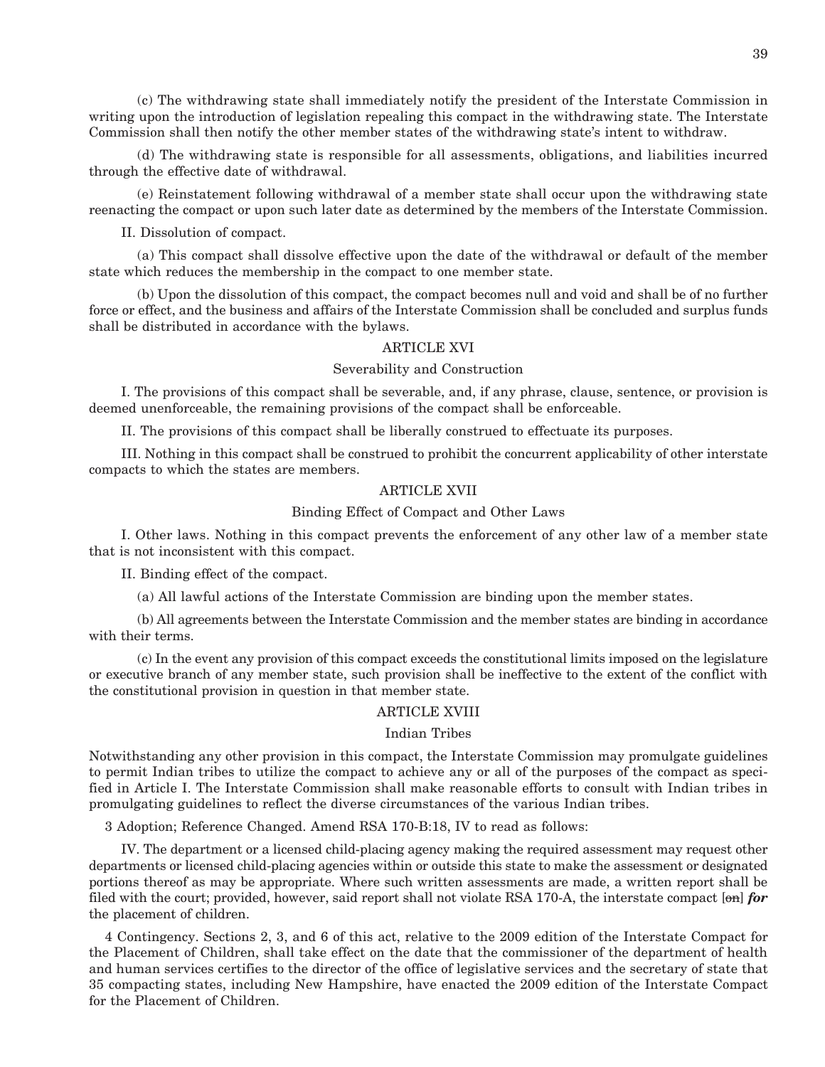(c) The withdrawing state shall immediately notify the president of the Interstate Commission in writing upon the introduction of legislation repealing this compact in the withdrawing state. The Interstate Commission shall then notify the other member states of the withdrawing state's intent to withdraw.

(d) The withdrawing state is responsible for all assessments, obligations, and liabilities incurred through the effective date of withdrawal.

(e) Reinstatement following withdrawal of a member state shall occur upon the withdrawing state reenacting the compact or upon such later date as determined by the members of the Interstate Commission.

II. Dissolution of compact.

(a) This compact shall dissolve effective upon the date of the withdrawal or default of the member state which reduces the membership in the compact to one member state.

(b) Upon the dissolution of this compact, the compact becomes null and void and shall be of no further force or effect, and the business and affairs of the Interstate Commission shall be concluded and surplus funds shall be distributed in accordance with the bylaws.

ARTICLE XVI

Severability and Construction

I. The provisions of this compact shall be severable, and, if any phrase, clause, sentence, or provision is deemed unenforceable, the remaining provisions of the compact shall be enforceable.

II. The provisions of this compact shall be liberally construed to effectuate its purposes.

III. Nothing in this compact shall be construed to prohibit the concurrent applicability of other interstate compacts to which the states are members.

ARTICLE XVII

Binding Effect of Compact and Other Laws

I. Other laws. Nothing in this compact prevents the enforcement of any other law of a member state that is not inconsistent with this compact.

II. Binding effect of the compact.

(a) All lawful actions of the Interstate Commission are binding upon the member states.

(b) All agreements between the Interstate Commission and the member states are binding in accordance with their terms.

(c) In the event any provision of this compact exceeds the constitutional limits imposed on the legislature or executive branch of any member state, such provision shall be ineffective to the extent of the conflict with the constitutional provision in question in that member state.

ARTICLE XVIII

Indian Tribes

Notwithstanding any other provision in this compact, the Interstate Commission may promulgate guidelines to permit Indian tribes to utilize the compact to achieve any or all of the purposes of the compact as specified in Article I. The Interstate Commission shall make reasonable efforts to consult with Indian tribes in promulgating guidelines to reflect the diverse circumstances of the various Indian tribes.

3 Adoption; Reference Changed. Amend RSA 170-B:18, IV to read as follows:

IV. The department or a licensed child-placing agency making the required assessment may request other departments or licensed child-placing agencies within or outside this state to make the assessment or designated portions thereof as may be appropriate. Where such written assessments are made, a written report shall be filed with the court; provided, however, said report shall not violate RSA 170-A, the interstate compact [~~on~~] ***for*** the placement of children.

4 Contingency. Sections 2, 3, and 6 of this act, relative to the 2009 edition of the Interstate Compact for the Placement of Children, shall take effect on the date that the commissioner of the department of health and human services certifies to the director of the office of legislative services and the secretary of state that 35 compacting states, including New Hampshire, have enacted the 2009 edition of the Interstate Compact for the Placement of Children.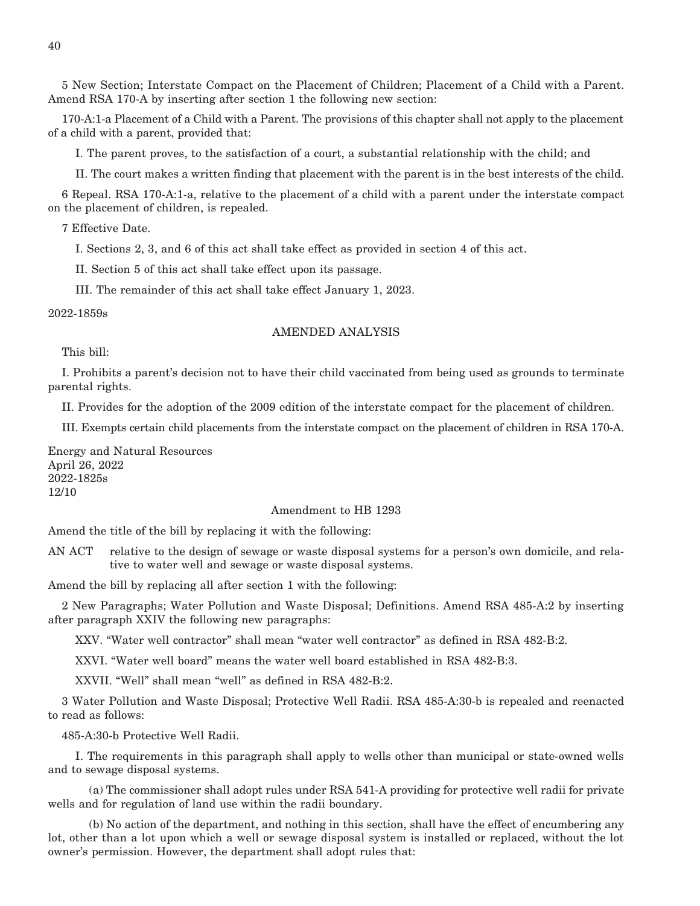5 New Section; Interstate Compact on the Placement of Children; Placement of a Child with a Parent. Amend RSA 170-A by inserting after section 1 the following new section:

170-A:1-a Placement of a Child with a Parent. The provisions of this chapter shall not apply to the placement of a child with a parent, provided that:

I. The parent proves, to the satisfaction of a court, a substantial relationship with the child; and

II. The court makes a written finding that placement with the parent is in the best interests of the child.

6 Repeal. RSA 170-A:1-a, relative to the placement of a child with a parent under the interstate compact on the placement of children, is repealed.

7 Effective Date.

I. Sections 2, 3, and 6 of this act shall take effect as provided in section 4 of this act.

II. Section 5 of this act shall take effect upon its passage.

III. The remainder of this act shall take effect January 1, 2023.

2022-1859s

AMENDED ANALYSIS

This bill:

I. Prohibits a parent's decision not to have their child vaccinated from being used as grounds to terminate parental rights.

II. Provides for the adoption of the 2009 edition of the interstate compact for the placement of children.

III. Exempts certain child placements from the interstate compact on the placement of children in RSA 170-A.

Energy and Natural Resources
April 26, 2022
2022-1825s
12/10

Amendment to HB 1293

Amend the title of the bill by replacing it with the following:

AN ACT relative to the design of sewage or waste disposal systems for a person's own domicile, and relative to water well and sewage or waste disposal systems.

Amend the bill by replacing all after section 1 with the following:

2 New Paragraphs; Water Pollution and Waste Disposal; Definitions. Amend RSA 485-A:2 by inserting after paragraph XXIV the following new paragraphs:

XXV. "Water well contractor" shall mean "water well contractor" as defined in RSA 482-B:2.

XXVI. "Water well board" means the water well board established in RSA 482-B:3.

XXVII. "Well" shall mean "well" as defined in RSA 482-B:2.

3 Water Pollution and Waste Disposal; Protective Well Radii. RSA 485-A:30-b is repealed and reenacted to read as follows:

485-A:30-b Protective Well Radii.

I. The requirements in this paragraph shall apply to wells other than municipal or state-owned wells and to sewage disposal systems.

(a) The commissioner shall adopt rules under RSA 541-A providing for protective well radii for private wells and for regulation of land use within the radii boundary.

(b) No action of the department, and nothing in this section, shall have the effect of encumbering any lot, other than a lot upon which a well or sewage disposal system is installed or replaced, without the lot owner's permission. However, the department shall adopt rules that: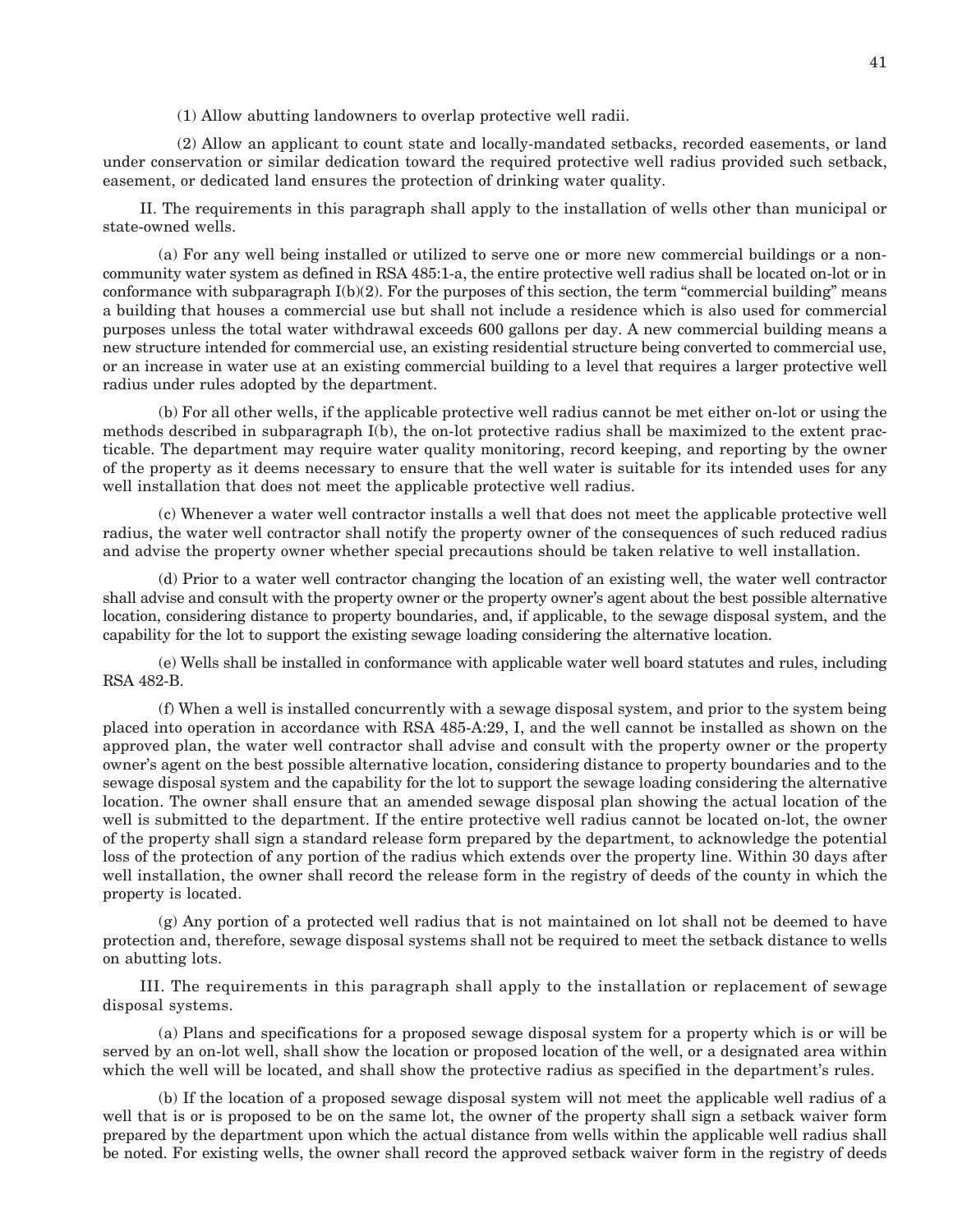(1) Allow abutting landowners to overlap protective well radii.

(2) Allow an applicant to count state and locally-mandated setbacks, recorded easements, or land under conservation or similar dedication toward the required protective well radius provided such setback, easement, or dedicated land ensures the protection of drinking water quality.

II. The requirements in this paragraph shall apply to the installation of wells other than municipal or state-owned wells.

(a) For any well being installed or utilized to serve one or more new commercial buildings or a non-community water system as defined in RSA 485:1-a, the entire protective well radius shall be located on-lot or in conformance with subparagraph I(b)(2). For the purposes of this section, the term "commercial building" means a building that houses a commercial use but shall not include a residence which is also used for commercial purposes unless the total water withdrawal exceeds 600 gallons per day. A new commercial building means a new structure intended for commercial use, an existing residential structure being converted to commercial use, or an increase in water use at an existing commercial building to a level that requires a larger protective well radius under rules adopted by the department.

(b) For all other wells, if the applicable protective well radius cannot be met either on-lot or using the methods described in subparagraph I(b), the on-lot protective radius shall be maximized to the extent practicable. The department may require water quality monitoring, record keeping, and reporting by the owner of the property as it deems necessary to ensure that the well water is suitable for its intended uses for any well installation that does not meet the applicable protective well radius.

(c) Whenever a water well contractor installs a well that does not meet the applicable protective well radius, the water well contractor shall notify the property owner of the consequences of such reduced radius and advise the property owner whether special precautions should be taken relative to well installation.

(d) Prior to a water well contractor changing the location of an existing well, the water well contractor shall advise and consult with the property owner or the property owner's agent about the best possible alternative location, considering distance to property boundaries, and, if applicable, to the sewage disposal system, and the capability for the lot to support the existing sewage loading considering the alternative location.

(e) Wells shall be installed in conformance with applicable water well board statutes and rules, including RSA 482-B.

(f) When a well is installed concurrently with a sewage disposal system, and prior to the system being placed into operation in accordance with RSA 485-A:29, I, and the well cannot be installed as shown on the approved plan, the water well contractor shall advise and consult with the property owner or the property owner's agent on the best possible alternative location, considering distance to property boundaries and to the sewage disposal system and the capability for the lot to support the sewage loading considering the alternative location. The owner shall ensure that an amended sewage disposal plan showing the actual location of the well is submitted to the department. If the entire protective well radius cannot be located on-lot, the owner of the property shall sign a standard release form prepared by the department, to acknowledge the potential loss of the protection of any portion of the radius which extends over the property line. Within 30 days after well installation, the owner shall record the release form in the registry of deeds of the county in which the property is located.

(g) Any portion of a protected well radius that is not maintained on lot shall not be deemed to have protection and, therefore, sewage disposal systems shall not be required to meet the setback distance to wells on abutting lots.

III. The requirements in this paragraph shall apply to the installation or replacement of sewage disposal systems.

(a) Plans and specifications for a proposed sewage disposal system for a property which is or will be served by an on-lot well, shall show the location or proposed location of the well, or a designated area within which the well will be located, and shall show the protective radius as specified in the department's rules.

(b) If the location of a proposed sewage disposal system will not meet the applicable well radius of a well that is or is proposed to be on the same lot, the owner of the property shall sign a setback waiver form prepared by the department upon which the actual distance from wells within the applicable well radius shall be noted. For existing wells, the owner shall record the approved setback waiver form in the registry of deeds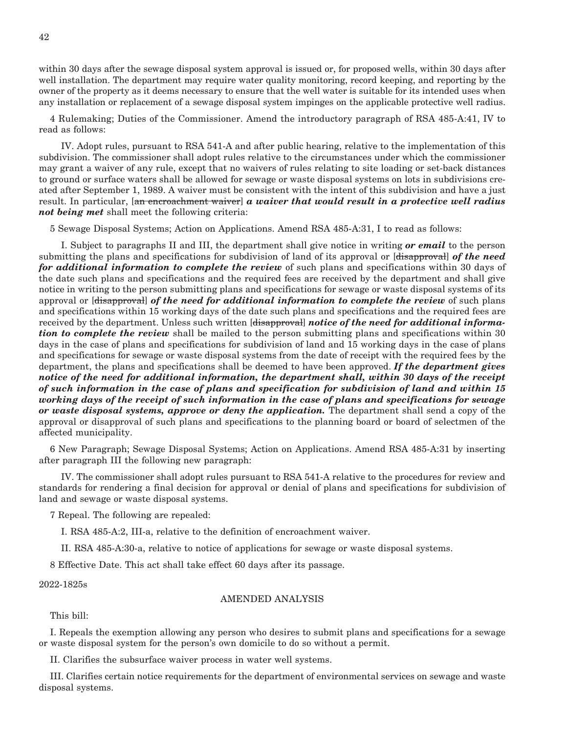within 30 days after the sewage disposal system approval is issued or, for proposed wells, within 30 days after well installation. The department may require water quality monitoring, record keeping, and reporting by the owner of the property as it deems necessary to ensure that the well water is suitable for its intended uses when any installation or replacement of a sewage disposal system impinges on the applicable protective well radius.

4 Rulemaking; Duties of the Commissioner. Amend the introductory paragraph of RSA 485-A:41, IV to read as follows:

IV. Adopt rules, pursuant to RSA 541-A and after public hearing, relative to the implementation of this subdivision. The commissioner shall adopt rules relative to the circumstances under which the commissioner may grant a waiver of any rule, except that no waivers of rules relating to site loading or set-back distances to ground or surface waters shall be allowed for sewage or waste disposal systems on lots in subdivisions created after September 1, 1989. A waiver must be consistent with the intent of this subdivision and have a just result. In particular, [~~an encroachment waiver~~] ***a waiver that would result in a protective well radius not being met*** shall meet the following criteria:

5 Sewage Disposal Systems; Action on Applications. Amend RSA 485-A:31, I to read as follows:

I. Subject to paragraphs II and III, the department shall give notice in writing ***or email*** to the person submitting the plans and specifications for subdivision of land of its approval or [~~disapproval~~] ***of the need for additional information to complete the review*** of such plans and specifications within 30 days of the date such plans and specifications and the required fees are received by the department and shall give notice in writing to the person submitting plans and specifications for sewage or waste disposal systems of its approval or [~~disapproval~~] ***of the need for additional information to complete the review*** of such plans and specifications within 15 working days of the date such plans and specifications and the required fees are received by the department. Unless such written [~~disapproval~~] ***notice of the need for additional information to complete the review*** shall be mailed to the person submitting plans and specifications within 30 days in the case of plans and specifications for subdivision of land and 15 working days in the case of plans and specifications for sewage or waste disposal systems from the date of receipt with the required fees by the department, the plans and specifications shall be deemed to have been approved. ***If the department gives notice of the need for additional information, the department shall, within 30 days of the receipt of such information in the case of plans and specification for subdivision of land and within 15 working days of the receipt of such information in the case of plans and specifications for sewage or waste disposal systems, approve or deny the application.*** The department shall send a copy of the approval or disapproval of such plans and specifications to the planning board or board of selectmen of the affected municipality.

6 New Paragraph; Sewage Disposal Systems; Action on Applications. Amend RSA 485-A:31 by inserting after paragraph III the following new paragraph:

IV. The commissioner shall adopt rules pursuant to RSA 541-A relative to the procedures for review and standards for rendering a final decision for approval or denial of plans and specifications for subdivision of land and sewage or waste disposal systems.

7 Repeal. The following are repealed:

I. RSA 485-A:2, III-a, relative to the definition of encroachment waiver.

II. RSA 485-A:30-a, relative to notice of applications for sewage or waste disposal systems.

8 Effective Date. This act shall take effect 60 days after its passage.

2022-1825s

## AMENDED ANALYSIS

This bill:

I. Repeals the exemption allowing any person who desires to submit plans and specifications for a sewage or waste disposal system for the person's own domicile to do so without a permit.

II. Clarifies the subsurface waiver process in water well systems.

III. Clarifies certain notice requirements for the department of environmental services on sewage and waste disposal systems.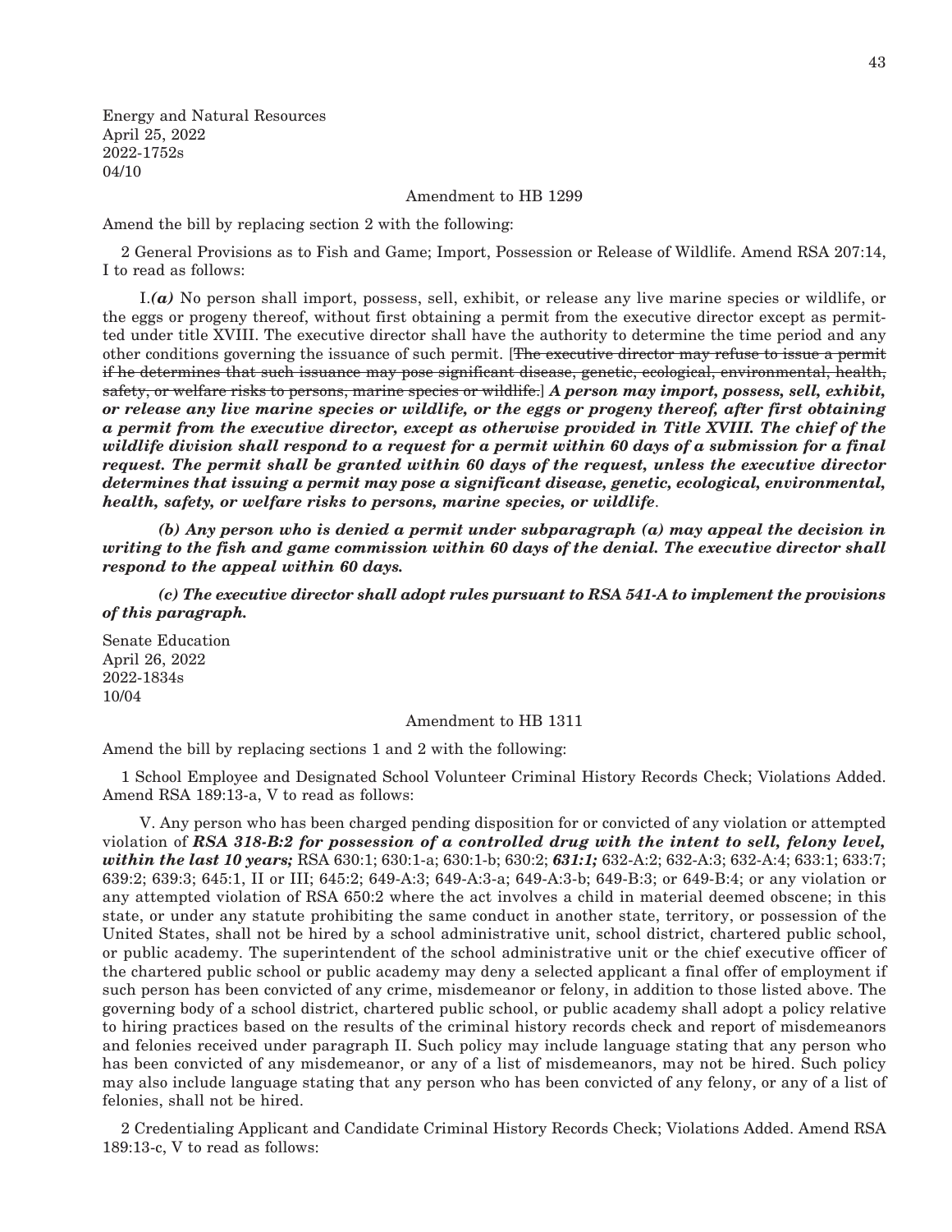Energy and Natural Resources
April 25, 2022
2022-1752s
04/10

Amendment to HB 1299

Amend the bill by replacing section 2 with the following:

2 General Provisions as to Fish and Game; Import, Possession or Release of Wildlife. Amend RSA 207:14, I to read as follows:

I.***(a)*** No person shall import, possess, sell, exhibit, or release any live marine species or wildlife, or the eggs or progeny thereof, without first obtaining a permit from the executive director except as permitted under title XVIII. The executive director shall have the authority to determine the time period and any other conditions governing the issuance of such permit. [~~The executive director may refuse to issue a permit if he determines that such issuance may pose significant disease, genetic, ecological, environmental, health, safety, or welfare risks to persons, marine species or wildlife.~~] ***A person may import, possess, sell, exhibit, or release any live marine species or wildlife, or the eggs or progeny thereof, after first obtaining a permit from the executive director, except as otherwise provided in Title XVIII. The chief of the wildlife division shall respond to a request for a permit within 60 days of a submission for a final request. The permit shall be granted within 60 days of the request, unless the executive director determines that issuing a permit may pose a significant disease, genetic, ecological, environmental, health, safety, or welfare risks to persons, marine species, or wildlife***.

***(b) Any person who is denied a permit under subparagraph (a) may appeal the decision in writing to the fish and game commission within 60 days of the denial. The executive director shall respond to the appeal within 60 days.***

***(c) The executive director shall adopt rules pursuant to RSA 541-A to implement the provisions of this paragraph.***

Senate Education
April 26, 2022
2022-1834s
10/04

Amendment to HB 1311

Amend the bill by replacing sections 1 and 2 with the following:

1 School Employee and Designated School Volunteer Criminal History Records Check; Violations Added. Amend RSA 189:13-a, V to read as follows:

V. Any person who has been charged pending disposition for or convicted of any violation or attempted violation of ***RSA 318-B:2 for possession of a controlled drug with the intent to sell, felony level, within the last 10 years;*** RSA 630:1; 630:1-a; 630:1-b; 630:2; ***631:1;*** 632-A:2; 632-A:3; 632-A:4; 633:1; 633:7; 639:2; 639:3; 645:1, II or III; 645:2; 649-A:3; 649-A:3-a; 649-A:3-b; 649-B:3; or 649-B:4; or any violation or any attempted violation of RSA 650:2 where the act involves a child in material deemed obscene; in this state, or under any statute prohibiting the same conduct in another state, territory, or possession of the United States, shall not be hired by a school administrative unit, school district, chartered public school, or public academy. The superintendent of the school administrative unit or the chief executive officer of the chartered public school or public academy may deny a selected applicant a final offer of employment if such person has been convicted of any crime, misdemeanor or felony, in addition to those listed above. The governing body of a school district, chartered public school, or public academy shall adopt a policy relative to hiring practices based on the results of the criminal history records check and report of misdemeanors and felonies received under paragraph II. Such policy may include language stating that any person who has been convicted of any misdemeanor, or any of a list of misdemeanors, may not be hired. Such policy may also include language stating that any person who has been convicted of any felony, or any of a list of felonies, shall not be hired.

2 Credentialing Applicant and Candidate Criminal History Records Check; Violations Added. Amend RSA 189:13-c, V to read as follows: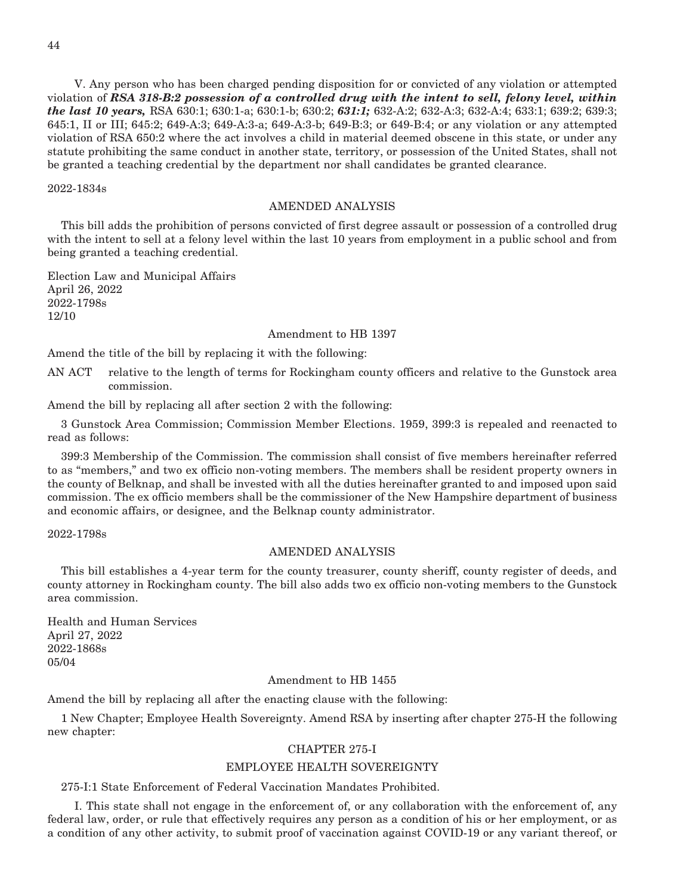V. Any person who has been charged pending disposition for or convicted of any violation or attempted violation of ***RSA 318-B:2 possession of a controlled drug with the intent to sell, felony level, within the last 10 years,*** RSA 630:1; 630:1-a; 630:1-b; 630:2; ***631:1;*** 632-A:2; 632-A:3; 632-A:4; 633:1; 639:2; 639:3; 645:1, II or III; 645:2; 649-A:3; 649-A:3-a; 649-A:3-b; 649-B:3; or 649-B:4; or any violation or any attempted violation of RSA 650:2 where the act involves a child in material deemed obscene in this state, or under any statute prohibiting the same conduct in another state, territory, or possession of the United States, shall not be granted a teaching credential by the department nor shall candidates be granted clearance.

2022-1834s

AMENDED ANALYSIS

This bill adds the prohibition of persons convicted of first degree assault or possession of a controlled drug with the intent to sell at a felony level within the last 10 years from employment in a public school and from being granted a teaching credential.

Election Law and Municipal Affairs
April 26, 2022
2022-1798s
12/10

Amendment to HB 1397

Amend the title of the bill by replacing it with the following:

AN ACT relative to the length of terms for Rockingham county officers and relative to the Gunstock area commission.

Amend the bill by replacing all after section 2 with the following:

3 Gunstock Area Commission; Commission Member Elections. 1959, 399:3 is repealed and reenacted to read as follows:

399:3 Membership of the Commission. The commission shall consist of five members hereinafter referred to as "members," and two ex officio non-voting members. The members shall be resident property owners in the county of Belknap, and shall be invested with all the duties hereinafter granted to and imposed upon said commission. The ex officio members shall be the commissioner of the New Hampshire department of business and economic affairs, or designee, and the Belknap county administrator.

2022-1798s

AMENDED ANALYSIS

This bill establishes a 4-year term for the county treasurer, county sheriff, county register of deeds, and county attorney in Rockingham county. The bill also adds two ex officio non-voting members to the Gunstock area commission.

Health and Human Services
April 27, 2022
2022-1868s
05/04

Amendment to HB 1455

Amend the bill by replacing all after the enacting clause with the following:

1 New Chapter; Employee Health Sovereignty. Amend RSA by inserting after chapter 275-H the following new chapter:

CHAPTER 275-I

EMPLOYEE HEALTH SOVEREIGNTY

275-I:1 State Enforcement of Federal Vaccination Mandates Prohibited.

I. This state shall not engage in the enforcement of, or any collaboration with the enforcement of, any federal law, order, or rule that effectively requires any person as a condition of his or her employment, or as a condition of any other activity, to submit proof of vaccination against COVID-19 or any variant thereof, or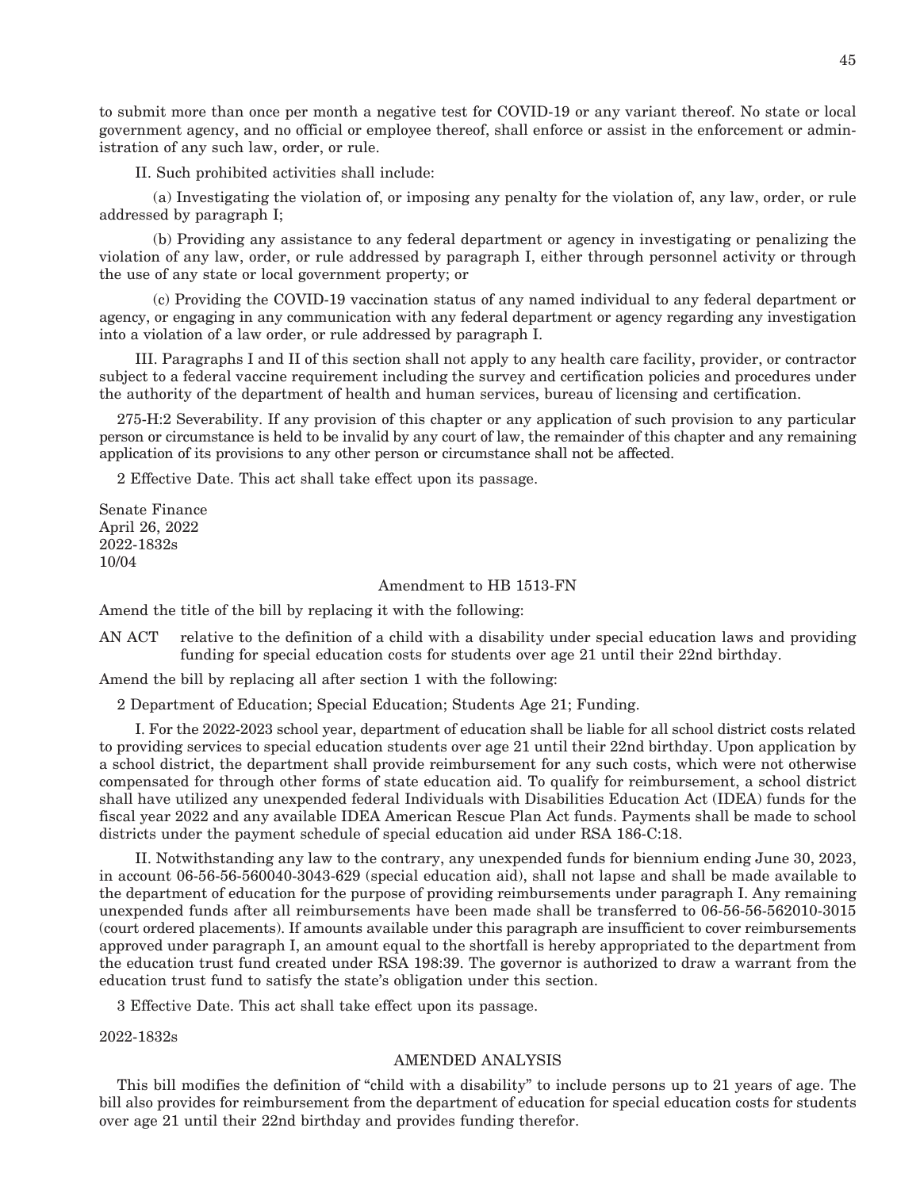to submit more than once per month a negative test for COVID-19 or any variant thereof. No state or local government agency, and no official or employee thereof, shall enforce or assist in the enforcement or administration of any such law, order, or rule.

II. Such prohibited activities shall include:

(a) Investigating the violation of, or imposing any penalty for the violation of, any law, order, or rule addressed by paragraph I;

(b) Providing any assistance to any federal department or agency in investigating or penalizing the violation of any law, order, or rule addressed by paragraph I, either through personnel activity or through the use of any state or local government property; or

(c) Providing the COVID-19 vaccination status of any named individual to any federal department or agency, or engaging in any communication with any federal department or agency regarding any investigation into a violation of a law order, or rule addressed by paragraph I.

III. Paragraphs I and II of this section shall not apply to any health care facility, provider, or contractor subject to a federal vaccine requirement including the survey and certification policies and procedures under the authority of the department of health and human services, bureau of licensing and certification.

275-H:2 Severability. If any provision of this chapter or any application of such provision to any particular person or circumstance is held to be invalid by any court of law, the remainder of this chapter and any remaining application of its provisions to any other person or circumstance shall not be affected.

2 Effective Date. This act shall take effect upon its passage.

Senate Finance
April 26, 2022
2022-1832s
10/04

Amendment to HB 1513-FN

Amend the title of the bill by replacing it with the following:

AN ACT relative to the definition of a child with a disability under special education laws and providing funding for special education costs for students over age 21 until their 22nd birthday.

Amend the bill by replacing all after section 1 with the following:

2 Department of Education; Special Education; Students Age 21; Funding.

I. For the 2022-2023 school year, department of education shall be liable for all school district costs related to providing services to special education students over age 21 until their 22nd birthday. Upon application by a school district, the department shall provide reimbursement for any such costs, which were not otherwise compensated for through other forms of state education aid. To qualify for reimbursement, a school district shall have utilized any unexpended federal Individuals with Disabilities Education Act (IDEA) funds for the fiscal year 2022 and any available IDEA American Rescue Plan Act funds. Payments shall be made to school districts under the payment schedule of special education aid under RSA 186-C:18.

II. Notwithstanding any law to the contrary, any unexpended funds for biennium ending June 30, 2023, in account 06-56-56-560040-3043-629 (special education aid), shall not lapse and shall be made available to the department of education for the purpose of providing reimbursements under paragraph I. Any remaining unexpended funds after all reimbursements have been made shall be transferred to 06-56-56-562010-3015 (court ordered placements). If amounts available under this paragraph are insufficient to cover reimbursements approved under paragraph I, an amount equal to the shortfall is hereby appropriated to the department from the education trust fund created under RSA 198:39. The governor is authorized to draw a warrant from the education trust fund to satisfy the state's obligation under this section.

3 Effective Date. This act shall take effect upon its passage.

2022-1832s

AMENDED ANALYSIS

This bill modifies the definition of "child with a disability" to include persons up to 21 years of age. The bill also provides for reimbursement from the department of education for special education costs for students over age 21 until their 22nd birthday and provides funding therefor.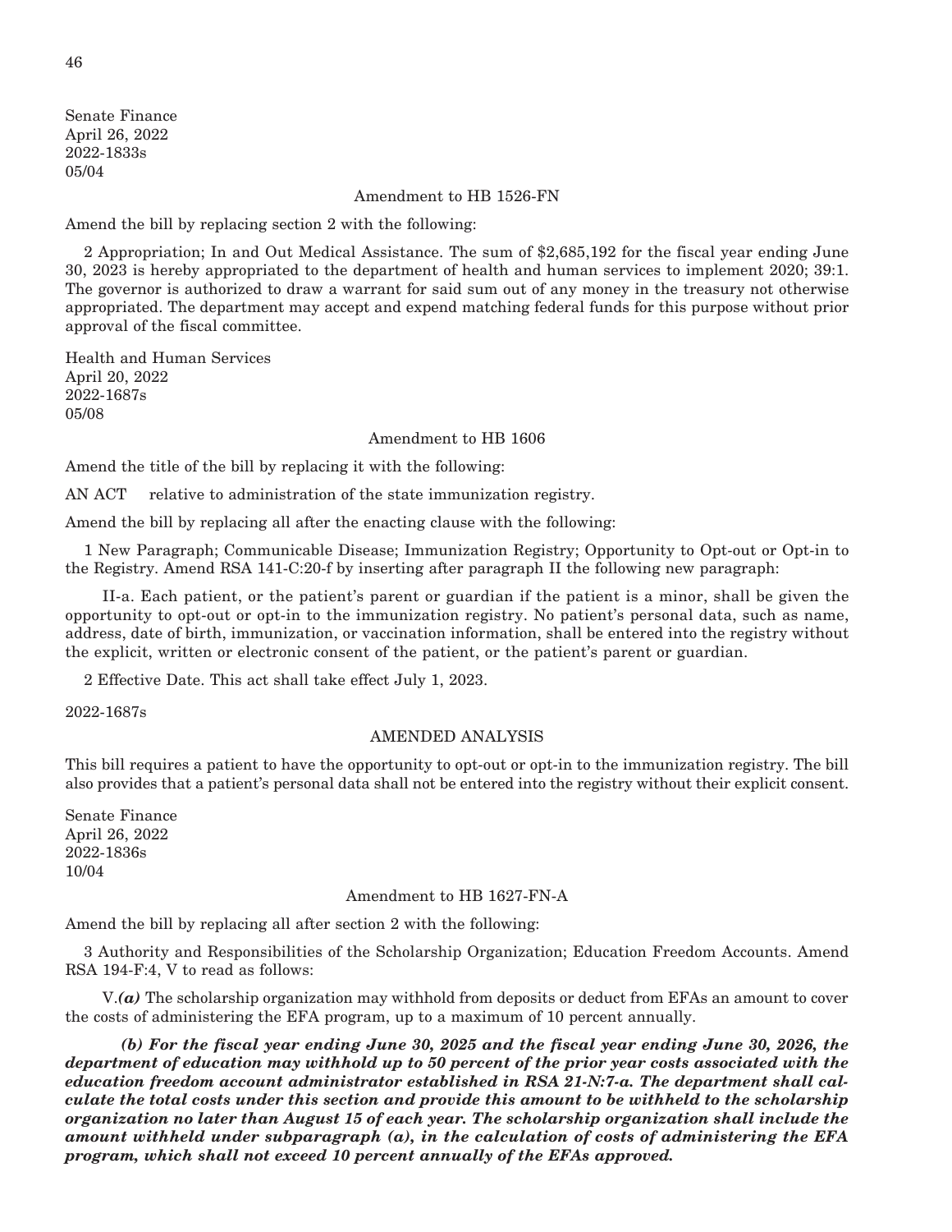Senate Finance
April 26, 2022
2022-1833s
05/04

Amendment to HB 1526-FN

Amend the bill by replacing section 2 with the following:

2 Appropriation; In and Out Medical Assistance. The sum of $2,685,192 for the fiscal year ending June 30, 2023 is hereby appropriated to the department of health and human services to implement 2020; 39:1. The governor is authorized to draw a warrant for said sum out of any money in the treasury not otherwise appropriated. The department may accept and expend matching federal funds for this purpose without prior approval of the fiscal committee.

Health and Human Services
April 20, 2022
2022-1687s
05/08

Amendment to HB 1606

Amend the title of the bill by replacing it with the following:

AN ACT relative to administration of the state immunization registry.

Amend the bill by replacing all after the enacting clause with the following:

1 New Paragraph; Communicable Disease; Immunization Registry; Opportunity to Opt-out or Opt-in to the Registry. Amend RSA 141-C:20-f by inserting after paragraph II the following new paragraph:

II-a. Each patient, or the patient's parent or guardian if the patient is a minor, shall be given the opportunity to opt-out or opt-in to the immunization registry. No patient's personal data, such as name, address, date of birth, immunization, or vaccination information, shall be entered into the registry without the explicit, written or electronic consent of the patient, or the patient's parent or guardian.

2 Effective Date. This act shall take effect July 1, 2023.

2022-1687s

AMENDED ANALYSIS

This bill requires a patient to have the opportunity to opt-out or opt-in to the immunization registry. The bill also provides that a patient's personal data shall not be entered into the registry without their explicit consent.

Senate Finance
April 26, 2022
2022-1836s
10/04

Amendment to HB 1627-FN-A

Amend the bill by replacing all after section 2 with the following:

3 Authority and Responsibilities of the Scholarship Organization; Education Freedom Accounts. Amend RSA 194-F:4, V to read as follows:

V.***(a)*** The scholarship organization may withhold from deposits or deduct from EFAs an amount to cover the costs of administering the EFA program, up to a maximum of 10 percent annually.

***(b) For the fiscal year ending June 30, 2025 and the fiscal year ending June 30, 2026, the department of education may withhold up to 50 percent of the prior year costs associated with the education freedom account administrator established in RSA 21-N:7-a. The department shall calculate the total costs under this section and provide this amount to be withheld to the scholarship organization no later than August 15 of each year. The scholarship organization shall include the amount withheld under subparagraph (a), in the calculation of costs of administering the EFA program, which shall not exceed 10 percent annually of the EFAs approved.***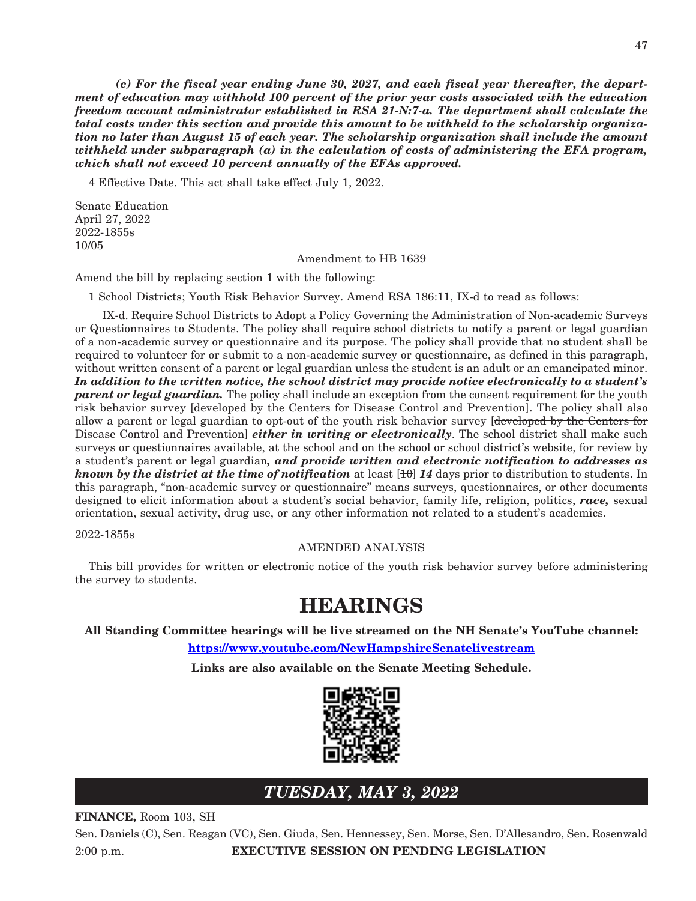***(c) For the fiscal year ending June 30, 2027, and each fiscal year thereafter, the department of education may withhold 100 percent of the prior year costs associated with the education freedom account administrator established in RSA 21-N:7-a. The department shall calculate the total costs under this section and provide this amount to be withheld to the scholarship organization no later than August 15 of each year. The scholarship organization shall include the amount withheld under subparagraph (a) in the calculation of costs of administering the EFA program, which shall not exceed 10 percent annually of the EFAs approved.***

4 Effective Date. This act shall take effect July 1, 2022.

Senate Education
April 27, 2022
2022-1855s
10/05

Amendment to HB 1639

Amend the bill by replacing section 1 with the following:

1 School Districts; Youth Risk Behavior Survey. Amend RSA 186:11, IX-d to read as follows:

IX-d. Require School Districts to Adopt a Policy Governing the Administration of Non-academic Surveys or Questionnaires to Students. The policy shall require school districts to notify a parent or legal guardian of a non-academic survey or questionnaire and its purpose. The policy shall provide that no student shall be required to volunteer for or submit to a non-academic survey or questionnaire, as defined in this paragraph, without written consent of a parent or legal guardian unless the student is an adult or an emancipated minor. ***In addition to the written notice, the school district may provide notice electronically to a student's parent or legal guardian.*** The policy shall include an exception from the consent requirement for the youth risk behavior survey [~~developed by the Centers for Disease Control and Prevention~~]. The policy shall also allow a parent or legal guardian to opt-out of the youth risk behavior survey [~~developed by the Centers for Disease Control and Prevention~~] ***either in writing or electronically***. The school district shall make such surveys or questionnaires available, at the school and on the school or school district's website, for review by a student's parent or legal guardian***, and provide written and electronic notification to addresses as known by the district at the time of notification*** at least [~~10~~] ***14*** days prior to distribution to students. In this paragraph, "non-academic survey or questionnaire" means surveys, questionnaires, or other documents designed to elicit information about a student's social behavior, family life, religion, politics, ***race,*** sexual orientation, sexual activity, drug use, or any other information not related to a student's academics.

2022-1855s

AMENDED ANALYSIS

This bill provides for written or electronic notice of the youth risk behavior survey before administering the survey to students.

# HEARINGS

**All Standing Committee hearings will be live streamed on the NH Senate's YouTube channel:**

**https://www.youtube.com/NewHampshireSenatelivestream**

**Links are also available on the Senate Meeting Schedule.**

## *TUESDAY, MAY 3, 2022*

**FINANCE,** Room 103, SH

Sen. Daniels (C), Sen. Reagan (VC), Sen. Giuda, Sen. Hennessey, Sen. Morse, Sen. D'Allesandro, Sen. Rosenwald

2:00 p.m. **EXECUTIVE SESSION ON PENDING LEGISLATION**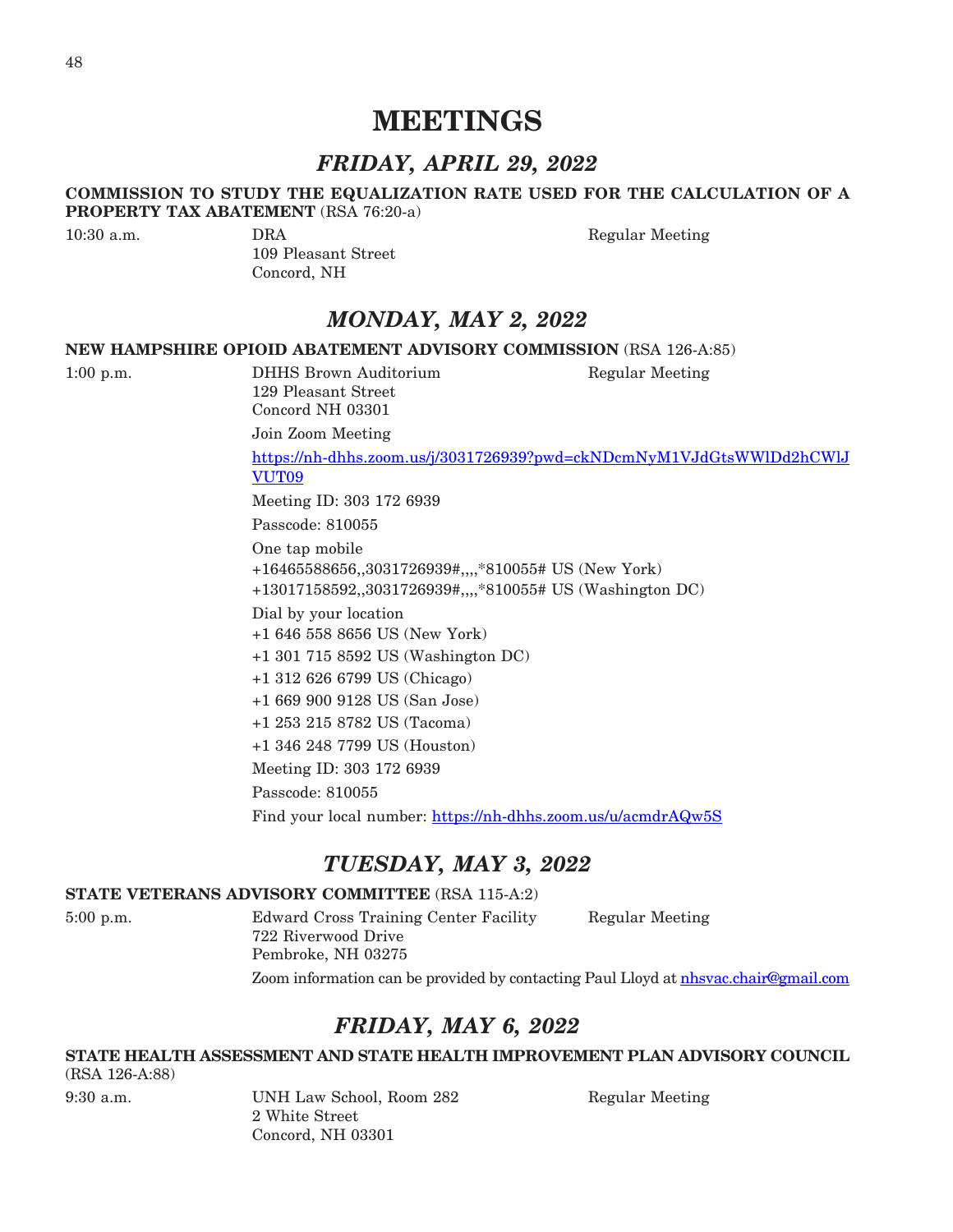# MEETINGS

## *FRIDAY, APRIL 29, 2022*

**COMMISSION TO STUDY THE EQUALIZATION RATE USED FOR THE CALCULATION OF A PROPERTY TAX ABATEMENT** (RSA 76:20-a)

10:30 a.m.
DRA
109 Pleasant Street
Concord, NH
Regular Meeting

## *MONDAY, MAY 2, 2022*

**NEW HAMPSHIRE OPIOID ABATEMENT ADVISORY COMMISSION** (RSA 126-A:85)

1:00 p.m.
DHHS Brown Auditorium
129 Pleasant Street
Concord NH 03301
Regular Meeting

Join Zoom Meeting

https://nh-dhhs.zoom.us/j/3031726939?pwd=ckNDcmNyM1VJdGtsWWlDd2hCWlJVUT09

Meeting ID: 303 172 6939

Passcode: 810055

One tap mobile
+16465588656,,3031726939#,,,,*810055# US (New York)
+13017158592,,3031726939#,,,,*810055# US (Washington DC)

Dial by your location
+1 646 558 8656 US (New York)
+1 301 715 8592 US (Washington DC)
+1 312 626 6799 US (Chicago)
+1 669 900 9128 US (San Jose)
+1 253 215 8782 US (Tacoma)
+1 346 248 7799 US (Houston)

Meeting ID: 303 172 6939

Passcode: 810055

Find your local number: https://nh-dhhs.zoom.us/u/acmdrAQw5S

## *TUESDAY, MAY 3, 2022*

**STATE VETERANS ADVISORY COMMITTEE** (RSA 115-A:2)

5:00 p.m.
Edward Cross Training Center Facility
722 Riverwood Drive
Pembroke, NH 03275
Regular Meeting

Zoom information can be provided by contacting Paul Lloyd at nhsvac.chair@gmail.com

## *FRIDAY, MAY 6, 2022*

**STATE HEALTH ASSESSMENT AND STATE HEALTH IMPROVEMENT PLAN ADVISORY COUNCIL** (RSA 126-A:88)

9:30 a.m.
UNH Law School, Room 282
2 White Street
Concord, NH 03301
Regular Meeting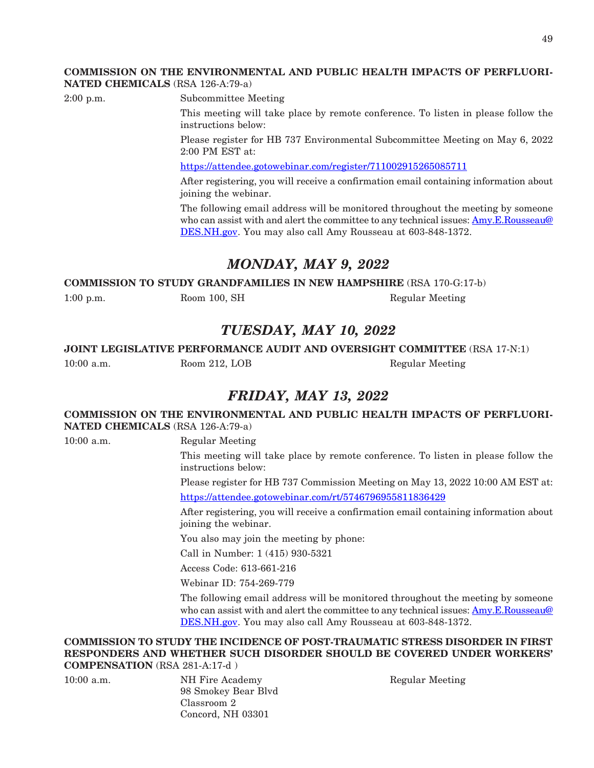**COMMISSION ON THE ENVIRONMENTAL AND PUBLIC HEALTH IMPACTS OF PERFLUORINATED CHEMICALS** (RSA 126-A:79-a)

2:00 p.m. Subcommittee Meeting

This meeting will take place by remote conference. To listen in please follow the instructions below:

Please register for HB 737 Environmental Subcommittee Meeting on May 6, 2022 2:00 PM EST at:

https://attendee.gotowebinar.com/register/7110029152650857II

After registering, you will receive a confirmation email containing information about joining the webinar.

The following email address will be monitored throughout the meeting by someone who can assist with and alert the committee to any technical issues: Amy.E.Rousseau@DES.NH.gov. You may also call Amy Rousseau at 603-848-1372.

## *MONDAY, MAY 9, 2022*

**COMMISSION TO STUDY GRANDFAMILIES IN NEW HAMPSHIRE** (RSA 170-G:17-b)

1:00 p.m. Room 100, SH Regular Meeting

## *TUESDAY, MAY 10, 2022*

**JOINT LEGISLATIVE PERFORMANCE AUDIT AND OVERSIGHT COMMITTEE** (RSA 17-N:1)

10:00 a.m. Room 212, LOB Regular Meeting

## *FRIDAY, MAY 13, 2022*

**COMMISSION ON THE ENVIRONMENTAL AND PUBLIC HEALTH IMPACTS OF PERFLUORINATED CHEMICALS** (RSA 126-A:79-a)

10:00 a.m. Regular Meeting

This meeting will take place by remote conference. To listen in please follow the instructions below:

Please register for HB 737 Commission Meeting on May 13, 2022 10:00 AM EST at:

https://attendee.gotowebinar.com/rt/5746796955811836429

After registering, you will receive a confirmation email containing information about joining the webinar.

You also may join the meeting by phone:

Call in Number: 1 (415) 930-5321

Access Code: 613-661-216

Webinar ID: 754-269-779

The following email address will be monitored throughout the meeting by someone who can assist with and alert the committee to any technical issues: Amy.E.Rousseau@DES.NH.gov. You may also call Amy Rousseau at 603-848-1372.

**COMMISSION TO STUDY THE INCIDENCE OF POST-TRAUMATIC STRESS DISORDER IN FIRST RESPONDERS AND WHETHER SUCH DISORDER SHOULD BE COVERED UNDER WORKERS' COMPENSATION** (RSA 281-A:17-d )

10:00 a.m. NH Fire Academy
98 Smokey Bear Blvd
Classroom 2
Concord, NH 03301
Regular Meeting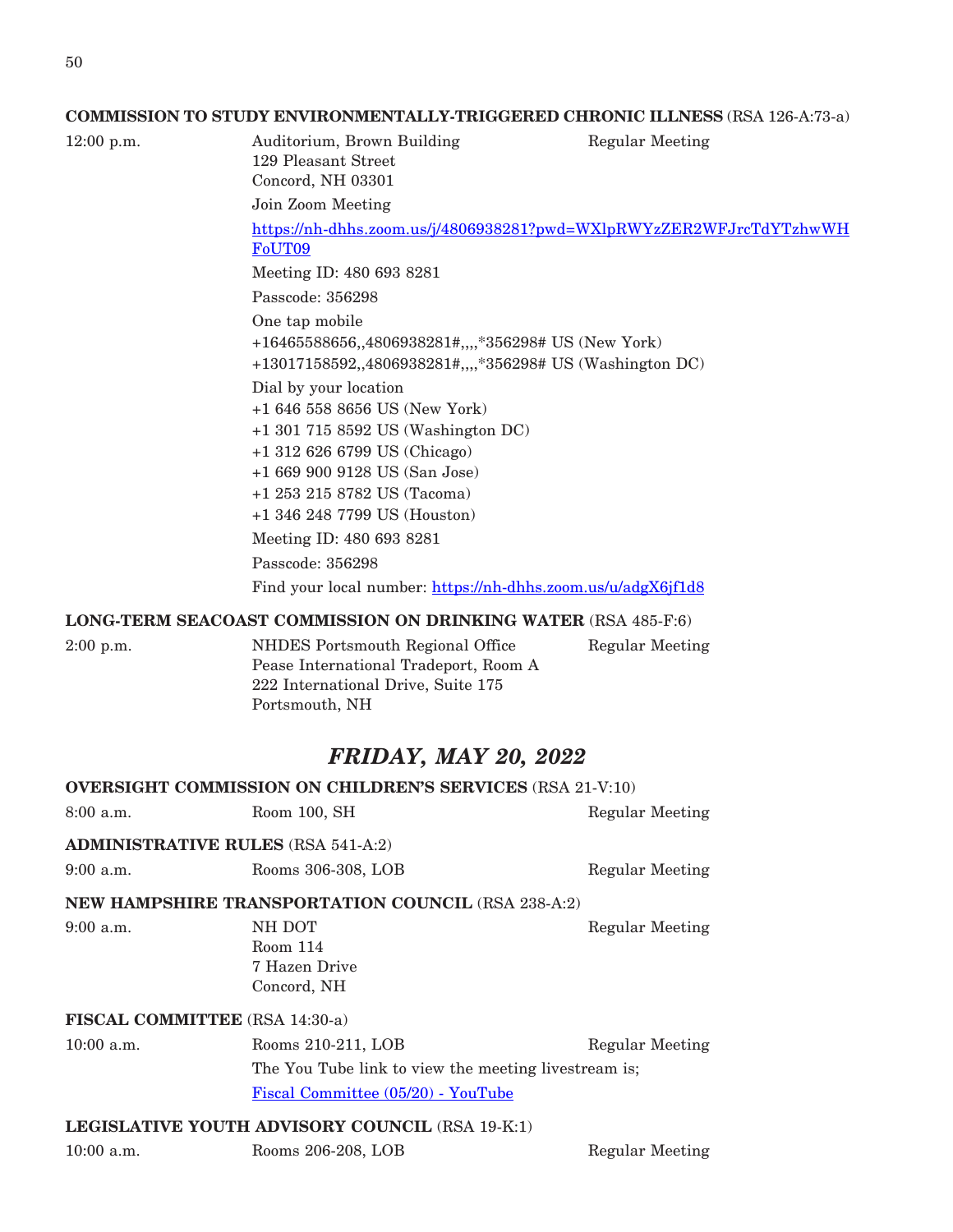**COMMISSION TO STUDY ENVIRONMENTALLY-TRIGGERED CHRONIC ILLNESS** (RSA 126-A:73-a)

12:00 p.m. — Auditorium, Brown Building, 129 Pleasant Street, Concord, NH 03301 — Regular Meeting

Join Zoom Meeting

https://nh-dhhs.zoom.us/j/4806938281?pwd=WXlpRWYzZER2WFJrcTdYTzhwWHFoUT09

Meeting ID: 480 693 8281

Passcode: 356298

One tap mobile
+16465588656,,4806938281#,,,,*356298# US (New York)
+13017158592,,4806938281#,,,,*356298# US (Washington DC)

Dial by your location
+1 646 558 8656 US (New York)
+1 301 715 8592 US (Washington DC)
+1 312 626 6799 US (Chicago)
+1 669 900 9128 US (San Jose)
+1 253 215 8782 US (Tacoma)
+1 346 248 7799 US (Houston)

Meeting ID: 480 693 8281

Passcode: 356298

Find your local number: https://nh-dhhs.zoom.us/u/adgX6jf1d8

**LONG-TERM SEACOAST COMMISSION ON DRINKING WATER** (RSA 485-F:6)

2:00 p.m. — NHDES Portsmouth Regional Office, Pease International Tradeport, Room A, 222 International Drive, Suite 175, Portsmouth, NH — Regular Meeting

## *FRIDAY, MAY 20, 2022*

**OVERSIGHT COMMISSION ON CHILDREN'S SERVICES** (RSA 21-V:10)

8:00 a.m. — Room 100, SH — Regular Meeting

**ADMINISTRATIVE RULES** (RSA 541-A:2)

9:00 a.m. — Rooms 306-308, LOB — Regular Meeting

**NEW HAMPSHIRE TRANSPORTATION COUNCIL** (RSA 238-A:2)

9:00 a.m. — NH DOT, Room 114, 7 Hazen Drive, Concord, NH — Regular Meeting

**FISCAL COMMITTEE** (RSA 14:30-a)

10:00 a.m. — Rooms 210-211, LOB — Regular Meeting

The You Tube link to view the meeting livestream is;

Fiscal Committee (05/20) - YouTube

**LEGISLATIVE YOUTH ADVISORY COUNCIL** (RSA 19-K:1)

10:00 a.m. — Rooms 206-208, LOB — Regular Meeting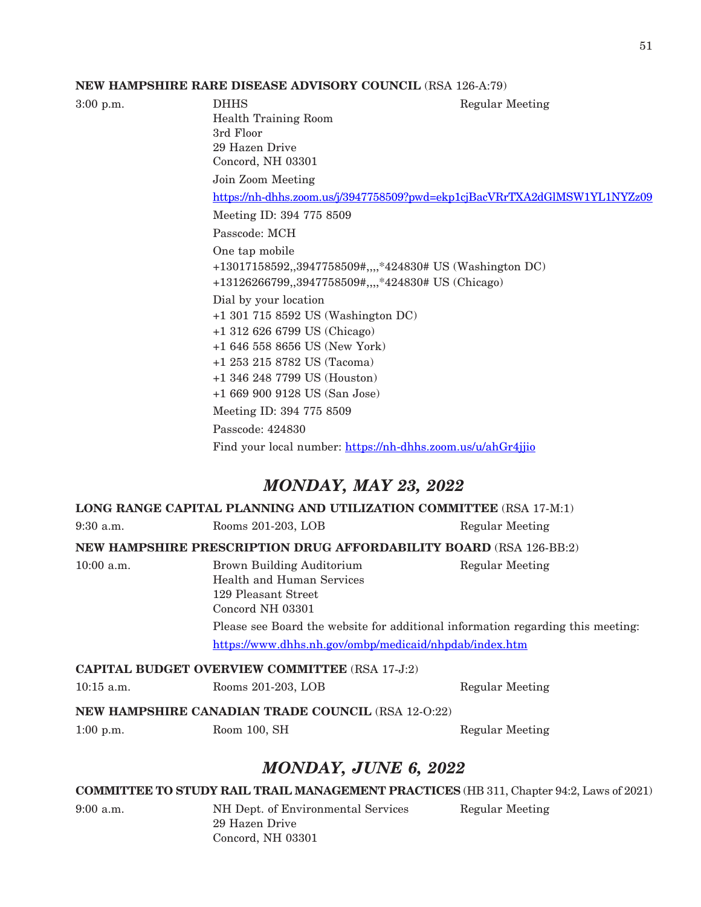**NEW HAMPSHIRE RARE DISEASE ADVISORY COUNCIL** (RSA 126-A:79)

3:00 p.m. DHHS Regular Meeting
Health Training Room
3rd Floor
29 Hazen Drive
Concord, NH 03301

Join Zoom Meeting

https://nh-dhhs.zoom.us/j/3947758509?pwd=ekp1cjBacVRrTXA2dGlMSW1YL1NYZz09

Meeting ID: 394 775 8509

Passcode: MCH

One tap mobile
+13017158592,,3947758509#,,,,*424830# US (Washington DC)
+13126266799,,3947758509#,,,,*424830# US (Chicago)

Dial by your location
+1 301 715 8592 US (Washington DC)
+1 312 626 6799 US (Chicago)
+1 646 558 8656 US (New York)
+1 253 215 8782 US (Tacoma)
+1 346 248 7799 US (Houston)
+1 669 900 9128 US (San Jose)

Meeting ID: 394 775 8509

Passcode: 424830

Find your local number: https://nh-dhhs.zoom.us/u/ahGr4jjio

## *MONDAY, MAY 23, 2022*

**LONG RANGE CAPITAL PLANNING AND UTILIZATION COMMITTEE** (RSA 17-M:1)

9:30 a.m. Rooms 201-203, LOB Regular Meeting

**NEW HAMPSHIRE PRESCRIPTION DRUG AFFORDABILITY BOARD** (RSA 126-BB:2)

10:00 a.m. Brown Building Auditorium Regular Meeting
Health and Human Services
129 Pleasant Street
Concord NH 03301

Please see Board the website for additional information regarding this meeting:

https://www.dhhs.nh.gov/ombp/medicaid/nhpdab/index.htm

**CAPITAL BUDGET OVERVIEW COMMITTEE** (RSA 17-J:2)

10:15 a.m. Rooms 201-203, LOB Regular Meeting

**NEW HAMPSHIRE CANADIAN TRADE COUNCIL** (RSA 12-O:22)

1:00 p.m. Room 100, SH Regular Meeting

## *MONDAY, JUNE 6, 2022*

**COMMITTEE TO STUDY RAIL TRAIL MANAGEMENT PRACTICES** (HB 311, Chapter 94:2, Laws of 2021)

9:00 a.m. NH Dept. of Environmental Services Regular Meeting
29 Hazen Drive
Concord, NH 03301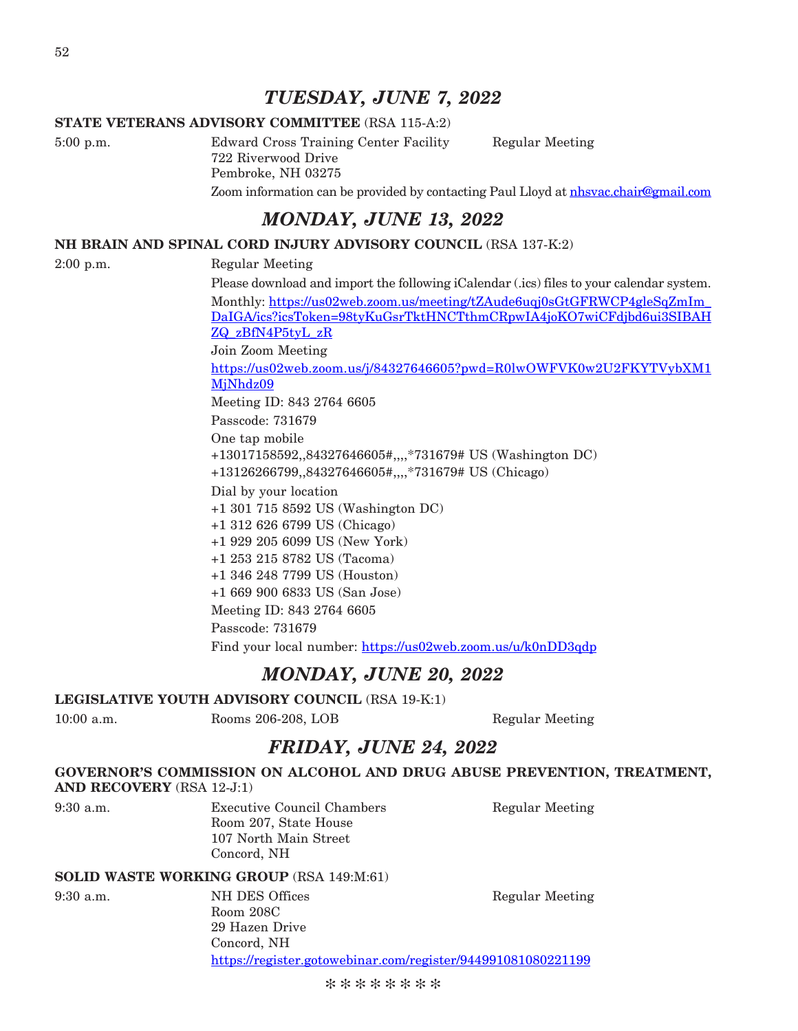## *TUESDAY, JUNE 7, 2022*

**STATE VETERANS ADVISORY COMMITTEE** (RSA 115-A:2)

5:00 p.m. — Edward Cross Training Center Facility, 722 Riverwood Drive, Pembroke, NH 03275 — Regular Meeting

Zoom information can be provided by contacting Paul Lloyd at nhsvac.chair@gmail.com

## *MONDAY, JUNE 13, 2022*

**NH BRAIN AND SPINAL CORD INJURY ADVISORY COUNCIL** (RSA 137-K:2)

2:00 p.m. — Regular Meeting

Please download and import the following iCalendar (.ics) files to your calendar system.

Monthly: https://us02web.zoom.us/meeting/tZAude6uqj0sGtGFRWCP4gleSqZmIm_DaIGA/ics?icsToken=98tyKuGsrTktHNCTthmCRpwIA4joKO7wiCFdjbd6ui3SIBAHZQ_zBfN4P5tyL_zR

Join Zoom Meeting

https://us02web.zoom.us/j/84327646605?pwd=R0lwOWFVK0w2U2FKYTVybXM1MjNhdz09

Meeting ID: 843 2764 6605

Passcode: 731679

One tap mobile

+13017158592,,84327646605#,,,,*731679# US (Washington DC)

+13126266799,,84327646605#,,,,*731679# US (Chicago)

Dial by your location

+1 301 715 8592 US (Washington DC)

+1 312 626 6799 US (Chicago)

+1 929 205 6099 US (New York)

+1 253 215 8782 US (Tacoma)

+1 346 248 7799 US (Houston)

+1 669 900 6833 US (San Jose)

Meeting ID: 843 2764 6605

Passcode: 731679

Find your local number: https://us02web.zoom.us/u/k0nDD3qdp

## *MONDAY, JUNE 20, 2022*

**LEGISLATIVE YOUTH ADVISORY COUNCIL** (RSA 19-K:1)

10:00 a.m. — Rooms 206-208, LOB — Regular Meeting

## *FRIDAY, JUNE 24, 2022*

**GOVERNOR'S COMMISSION ON ALCOHOL AND DRUG ABUSE PREVENTION, TREATMENT, AND RECOVERY** (RSA 12-J:1)

9:30 a.m. — Executive Council Chambers, Room 207, State House, 107 North Main Street, Concord, NH — Regular Meeting

**SOLID WASTE WORKING GROUP** (RSA 149:M:61)

9:30 a.m. — NH DES Offices, Room 208C, 29 Hazen Drive, Concord, NH — Regular Meeting

https://register.gotowebinar.com/register/944991081080221199

\* \* \* \* \* \* \* \*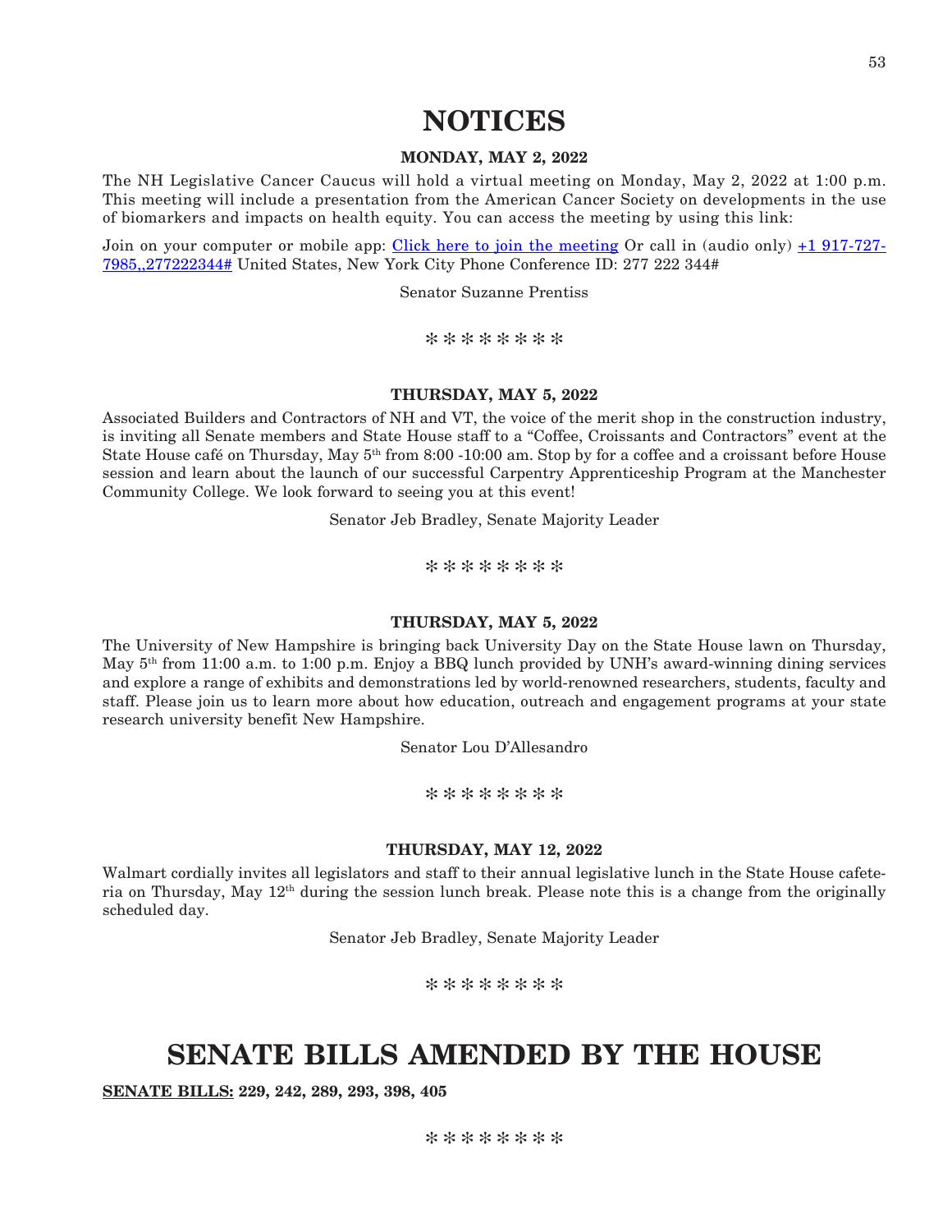# NOTICES

**MONDAY, MAY 2, 2022**

The NH Legislative Cancer Caucus will hold a virtual meeting on Monday, May 2, 2022 at 1:00 p.m. This meeting will include a presentation from the American Cancer Society on developments in the use of biomarkers and impacts on health equity. You can access the meeting by using this link:

Join on your computer or mobile app: Click here to join the meeting Or call in (audio only) +1 917-727-7985,,277222344# United States, New York City Phone Conference ID: 277 222 344#

Senator Suzanne Prentiss

\* \* \* \* \* \* \* \*

**THURSDAY, MAY 5, 2022**

Associated Builders and Contractors of NH and VT, the voice of the merit shop in the construction industry, is inviting all Senate members and State House staff to a "Coffee, Croissants and Contractors" event at the State House café on Thursday, May 5th from 8:00 -10:00 am. Stop by for a coffee and a croissant before House session and learn about the launch of our successful Carpentry Apprenticeship Program at the Manchester Community College. We look forward to seeing you at this event!

Senator Jeb Bradley, Senate Majority Leader

\* \* \* \* \* \* \* \*

**THURSDAY, MAY 5, 2022**

The University of New Hampshire is bringing back University Day on the State House lawn on Thursday, May 5th from 11:00 a.m. to 1:00 p.m. Enjoy a BBQ lunch provided by UNH's award-winning dining services and explore a range of exhibits and demonstrations led by world-renowned researchers, students, faculty and staff. Please join us to learn more about how education, outreach and engagement programs at your state research university benefit New Hampshire.

Senator Lou D'Allesandro

\* \* \* \* \* \* \* \*

**THURSDAY, MAY 12, 2022**

Walmart cordially invites all legislators and staff to their annual legislative lunch in the State House cafeteria on Thursday, May 12th during the session lunch break. Please note this is a change from the originally scheduled day.

Senator Jeb Bradley, Senate Majority Leader

\* \* \* \* \* \* \* \*

# SENATE BILLS AMENDED BY THE HOUSE

**SENATE BILLS:** **229, 242, 289, 293, 398, 405**

\* \* \* \* \* \* \* \*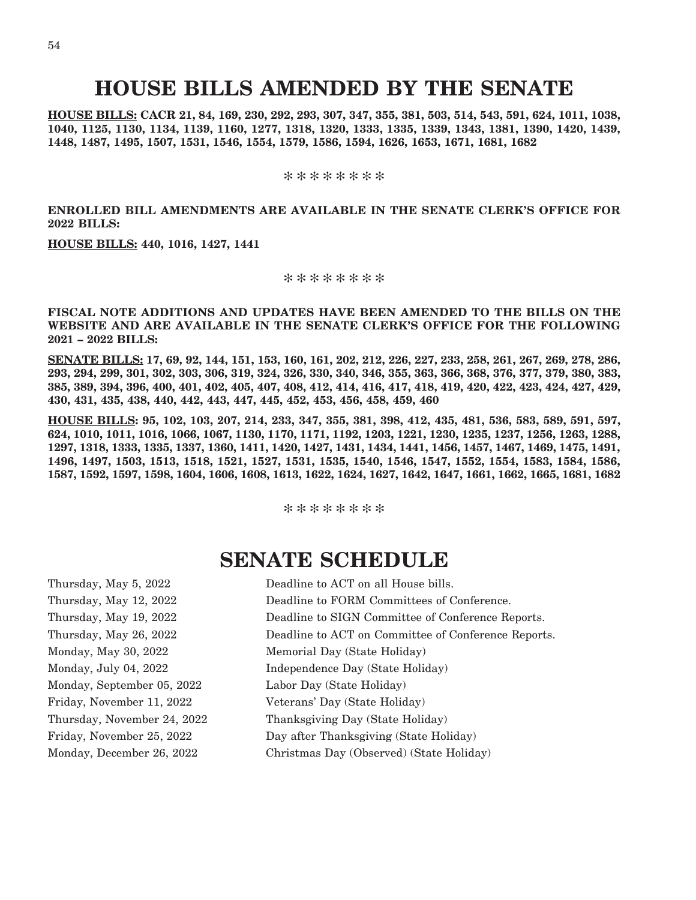# HOUSE BILLS AMENDED BY THE SENATE

**<u>HOUSE BILLS:</u> CACR 21, 84, 169, 230, 292, 293, 307, 347, 355, 381, 503, 514, 543, 591, 624, 1011, 1038, 1040, 1125, 1130, 1134, 1139, 1160, 1277, 1318, 1320, 1333, 1335, 1339, 1343, 1381, 1390, 1420, 1439, 1448, 1487, 1495, 1507, 1531, 1546, 1554, 1579, 1586, 1594, 1626, 1653, 1671, 1681, 1682**

\* \* \* \* \* \* \* \*

**ENROLLED BILL AMENDMENTS ARE AVAILABLE IN THE SENATE CLERK'S OFFICE FOR 2022 BILLS:**

**<u>HOUSE BILLS:</u> 440, 1016, 1427, 1441**

\* \* \* \* \* \* \* \*

**FISCAL NOTE ADDITIONS AND UPDATES HAVE BEEN AMENDED TO THE BILLS ON THE WEBSITE AND ARE AVAILABLE IN THE SENATE CLERK'S OFFICE FOR THE FOLLOWING 2021 – 2022 BILLS:**

**<u>SENATE BILLS:</u> 17, 69, 92, 144, 151, 153, 160, 161, 202, 212, 226, 227, 233, 258, 261, 267, 269, 278, 286, 293, 294, 299, 301, 302, 303, 306, 319, 324, 326, 330, 340, 346, 355, 363, 366, 368, 376, 377, 379, 380, 383, 385, 389, 394, 396, 400, 401, 402, 405, 407, 408, 412, 414, 416, 417, 418, 419, 420, 422, 423, 424, 427, 429, 430, 431, 435, 438, 440, 442, 443, 447, 445, 452, 453, 456, 458, 459, 460**

**<u>HOUSE BILLS</u>: 95, 102, 103, 207, 214, 233, 347, 355, 381, 398, 412, 435, 481, 536, 583, 589, 591, 597, 624, 1010, 1011, 1016, 1066, 1067, 1130, 1170, 1171, 1192, 1203, 1221, 1230, 1235, 1237, 1256, 1263, 1288, 1297, 1318, 1333, 1335, 1337, 1360, 1411, 1420, 1427, 1431, 1434, 1441, 1456, 1457, 1467, 1469, 1475, 1491, 1496, 1497, 1503, 1513, 1518, 1521, 1527, 1531, 1535, 1540, 1546, 1547, 1552, 1554, 1583, 1584, 1586, 1587, 1592, 1597, 1598, 1604, 1606, 1608, 1613, 1622, 1624, 1627, 1642, 1647, 1661, 1662, 1665, 1681, 1682**

\* \* \* \* \* \* \* \*

# SENATE SCHEDULE

| | |
|---|---|
| Thursday, May 5, 2022 | Deadline to ACT on all House bills. |
| Thursday, May 12, 2022 | Deadline to FORM Committees of Conference. |
| Thursday, May 19, 2022 | Deadline to SIGN Committee of Conference Reports. |
| Thursday, May 26, 2022 | Deadline to ACT on Committee of Conference Reports. |
| Monday, May 30, 2022 | Memorial Day (State Holiday) |
| Monday, July 04, 2022 | Independence Day (State Holiday) |
| Monday, September 05, 2022 | Labor Day (State Holiday) |
| Friday, November 11, 2022 | Veterans' Day (State Holiday) |
| Thursday, November 24, 2022 | Thanksgiving Day (State Holiday) |
| Friday, November 25, 2022 | Day after Thanksgiving (State Holiday) |
| Monday, December 26, 2022 | Christmas Day (Observed) (State Holiday) |